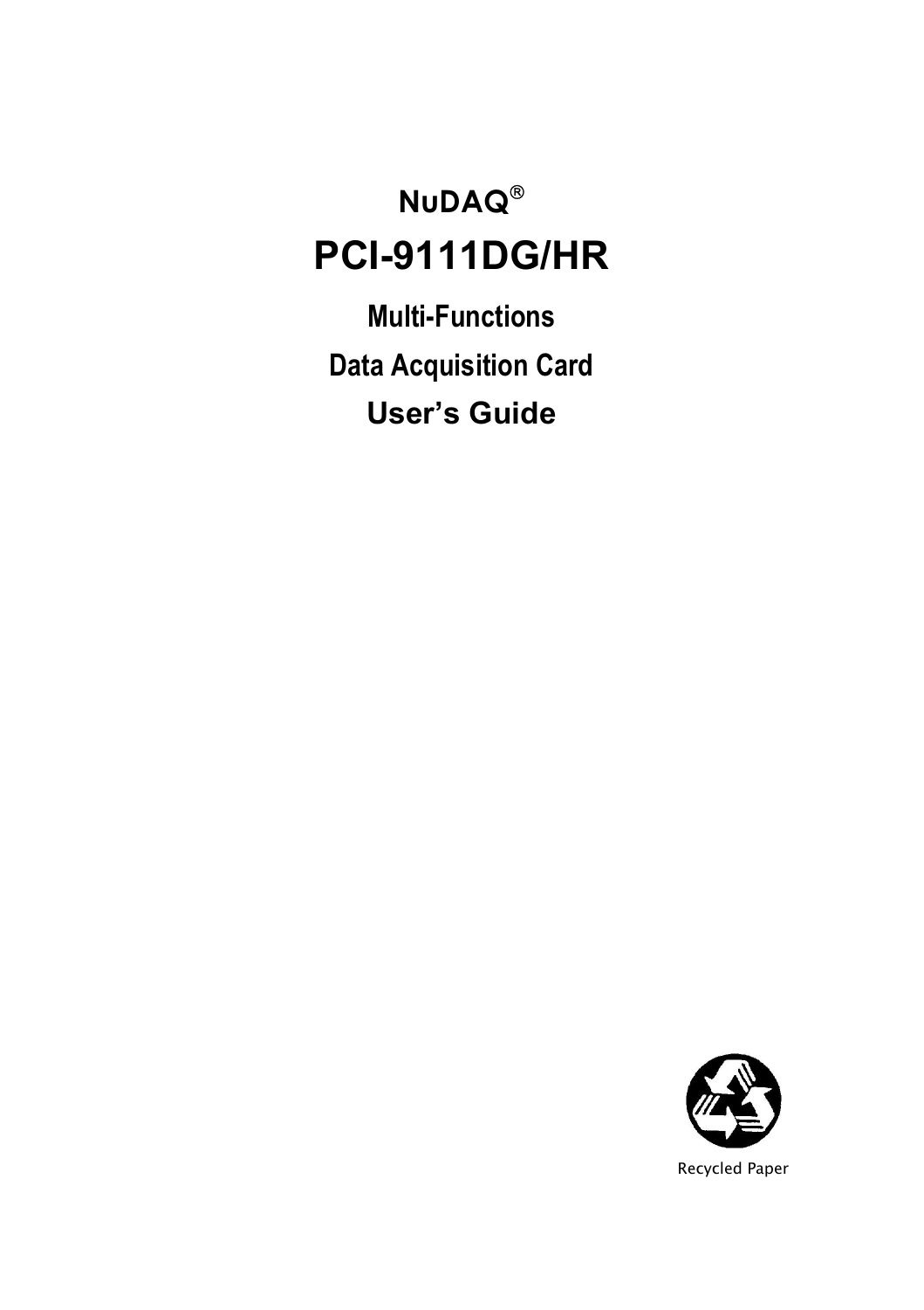# NuDAQ®

# PCI-9111DG/HR

## Multi-Functions

## Data Acquisition Card

## User's Guide

Recycled Paper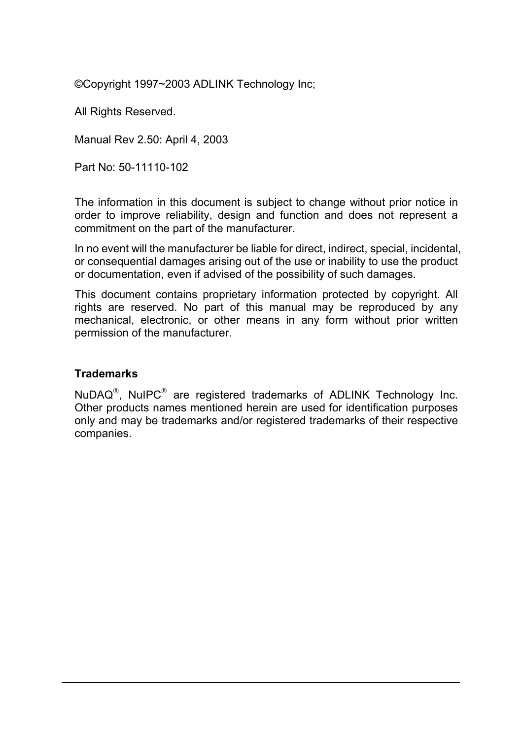©Copyright 1997~2003 ADLINK Technology Inc;

All Rights Reserved.

Manual Rev 2.50: April 4, 2003

Part No: 50-11110-102

The information in this document is subject to change without prior notice in order to improve reliability, design and function and does not represent a commitment on the part of the manufacturer.

In no event will the manufacturer be liable for direct, indirect, special, incidental, or consequential damages arising out of the use or inability to use the product or documentation, even if advised of the possibility of such damages.

This document contains proprietary information protected by copyright. All rights are reserved. No part of this manual may be reproduced by any mechanical, electronic, or other means in any form without prior written permission of the manufacturer.

**Trademarks**

NuDAQ®, NuIPC® are registered trademarks of ADLINK Technology Inc. Other products names mentioned herein are used for identification purposes only and may be trademarks and/or registered trademarks of their respective companies.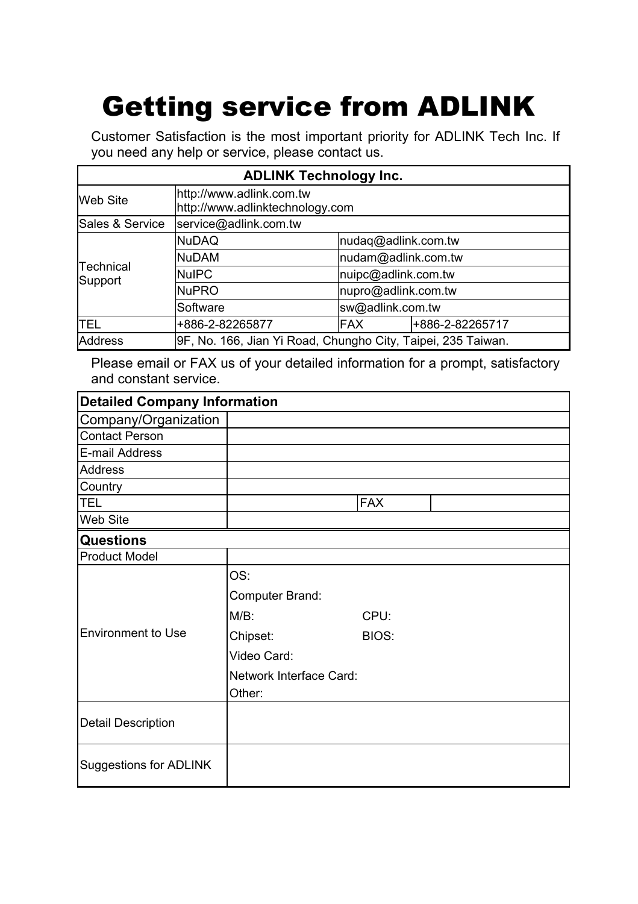# Getting service from ADLINK

Customer Satisfaction is the most important priority for ADLINK Tech Inc. If you need any help or service, please contact us.

| ADLINK Technology Inc. | | | |
|---|---|---|---|
| Web Site | http://www.adlink.com.tw<br>http://www.adlinktechnology.com | | |
| Sales & Service | service@adlink.com.tw | | |
| Technical Support | NuDAQ | nudaq@adlink.com.tw | |
| | NuDAM | nudam@adlink.com.tw | |
| | NuIPC | nuipc@adlink.com.tw | |
| | NuPRO | nupro@adlink.com.tw | |
| | Software | sw@adlink.com.tw | |
| TEL | +886-2-82265877 | FAX | +886-2-82265717 |
| Address | 9F, No. 166, Jian Yi Road, Chungho City, Taipei, 235 Taiwan. | | |

Please email or FAX us of your detailed information for a prompt, satisfactory and constant service.

| Detailed Company Information | | | |
|---|---|---|---|
| Company/Organization | | | |
| Contact Person | | | |
| E-mail Address | | | |
| Address | | | |
| Country | | | |
| TEL | | FAX | |
| Web Site | | | |
| **Questions** | | | |
| Product Model | | | |
| Environment to Use | OS:<br>Computer Brand:<br>M/B: CPU:<br>Chipset: BIOS:<br>Video Card:<br>Network Interface Card:<br>Other: | | |
| Detail Description | | | |
| Suggestions for ADLINK | | | |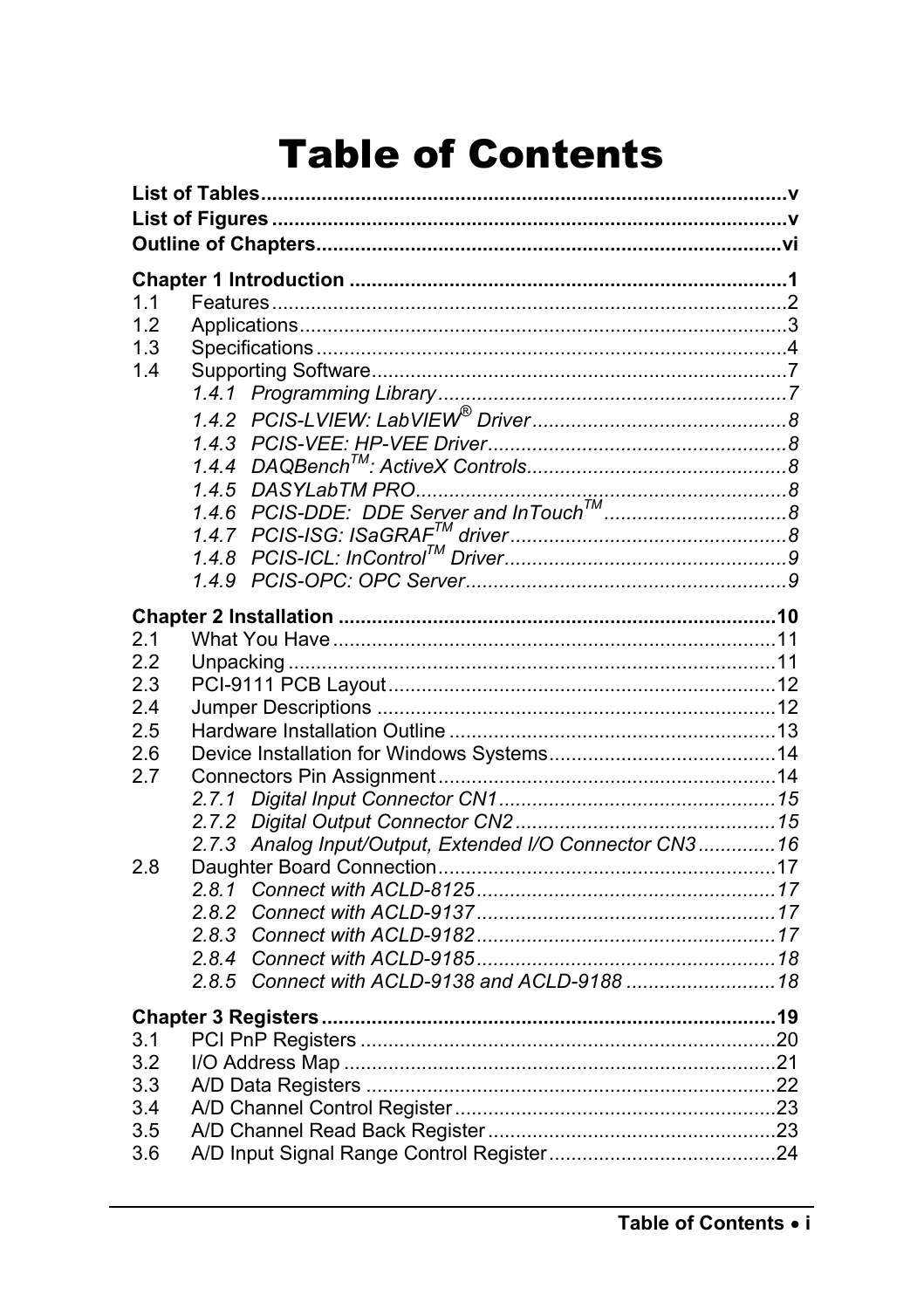# Table of Contents

**List of Tables................................................................................v**
**List of Figures..............................................................................v**
**Outline of Chapters.......................................................................vi**

**Chapter 1 Introduction ...................................................................1**
1.1 Features...........................................................................................2
1.2 Applications......................................................................................3
1.3 Specifications ...................................................................................4
1.4 Supporting Software..........................................................................7
*1.4.1 Programming Library.....................................................................7*
*1.4.2 PCIS-LVIEW: LabVIEW® Driver ....................................................8*
*1.4.3 PCIS-VEE: HP-VEE Driver.............................................................8*
*1.4.4 DAQBench™: ActiveX Controls......................................................8*
*1.4.5 DASYLabTM PRO..........................................................................8*
*1.4.6 PCIS-DDE: DDE Server and InTouch™ .........................................8*
*1.4.7 PCIS-ISG: ISaGRAF™ driver..........................................................8*
*1.4.8 PCIS-ICL: InControl™ Driver...........................................................9*
*1.4.9 PCIS-OPC: OPC Server.................................................................9*

**Chapter 2 Installation ....................................................................10**
2.1 What You Have................................................................................11
2.2 Unpacking .......................................................................................11
2.3 PCI-9111 PCB Layout.....................................................................12
2.4 Jumper Descriptions .......................................................................12
2.5 Hardware Installation Outline ..........................................................13
2.6 Device Installation for Windows Systems........................................14
2.7 Connectors Pin Assignment ............................................................14
*2.7.1 Digital Input Connector CN1.........................................................15*
*2.7.2 Digital Output Connector CN2 ......................................................15*
*2.7.3 Analog Input/Output, Extended I/O Connector CN3 .....................16*
2.8 Daughter Board Connection............................................................17
*2.8.1 Connect with ACLD-8125.............................................................17*
*2.8.2 Connect with ACLD-9137.............................................................17*
*2.8.3 Connect with ACLD-9182.............................................................17*
*2.8.4 Connect with ACLD-9185.............................................................18*
*2.8.5 Connect with ACLD-9138 and ACLD-9188 ..................................18*

**Chapter 3 Registers .......................................................................19**
3.1 PCI PnP Registers ..........................................................................20
3.2 I/O Address Map .............................................................................21
3.3 A/D Data Registers .........................................................................22
3.4 A/D Channel Control Register .........................................................23
3.5 A/D Channel Read Back Register ...................................................23
3.6 A/D Input Signal Range Control Register ........................................24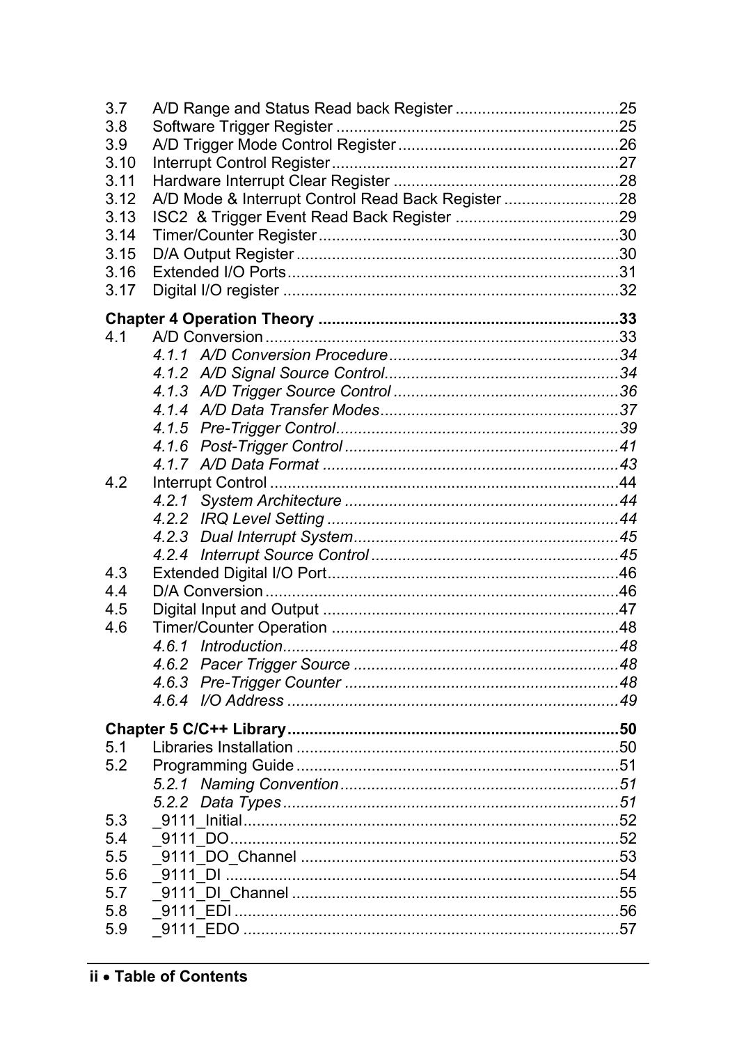| | | |
|---|---|---|
| 3.7 | A/D Range and Status Read back Register | 25 |
| 3.8 | Software Trigger Register | 25 |
| 3.9 | A/D Trigger Mode Control Register | 26 |
| 3.10 | Interrupt Control Register | 27 |
| 3.11 | Hardware Interrupt Clear Register | 28 |
| 3.12 | A/D Mode & Interrupt Control Read Back Register | 28 |
| 3.13 | ISC2 & Trigger Event Read Back Register | 29 |
| 3.14 | Timer/Counter Register | 30 |
| 3.15 | D/A Output Register | 30 |
| 3.16 | Extended I/O Ports | 31 |
| 3.17 | Digital I/O register | 32 |

**Chapter 4 Operation Theory** ..... **33**

| | | |
|---|---|---|
| 4.1 | A/D Conversion | 33 |
| | *4.1.1 A/D Conversion Procedure* | *34* |
| | *4.1.2 A/D Signal Source Control* | *34* |
| | *4.1.3 A/D Trigger Source Control* | *36* |
| | *4.1.4 A/D Data Transfer Modes* | *37* |
| | *4.1.5 Pre-Trigger Control* | *39* |
| | *4.1.6 Post-Trigger Control* | *41* |
| | *4.1.7 A/D Data Format* | *43* |
| 4.2 | Interrupt Control | 44 |
| | *4.2.1 System Architecture* | *44* |
| | *4.2.2 IRQ Level Setting* | *44* |
| | *4.2.3 Dual Interrupt System* | *45* |
| | *4.2.4 Interrupt Source Control* | *45* |
| 4.3 | Extended Digital I/O Port | 46 |
| 4.4 | D/A Conversion | 46 |
| 4.5 | Digital Input and Output | 47 |
| 4.6 | Timer/Counter Operation | 48 |
| | *4.6.1 Introduction* | *48* |
| | *4.6.2 Pacer Trigger Source* | *48* |
| | *4.6.3 Pre-Trigger Counter* | *48* |
| | *4.6.4 I/O Address* | *49* |

**Chapter 5 C/C++ Library** ..... **50**

| | | |
|---|---|---|
| 5.1 | Libraries Installation | 50 |
| 5.2 | Programming Guide | 51 |
| | *5.2.1 Naming Convention* | *51* |
| | *5.2.2 Data Types* | *51* |
| 5.3 | _9111_Initial | 52 |
| 5.4 | _9111_DO | 52 |
| 5.5 | _9111_DO_Channel | 53 |
| 5.6 | _9111_DI | 54 |
| 5.7 | _9111_DI_Channel | 55 |
| 5.8 | _9111_EDI | 56 |
| 5.9 | _9111_EDO | 57 |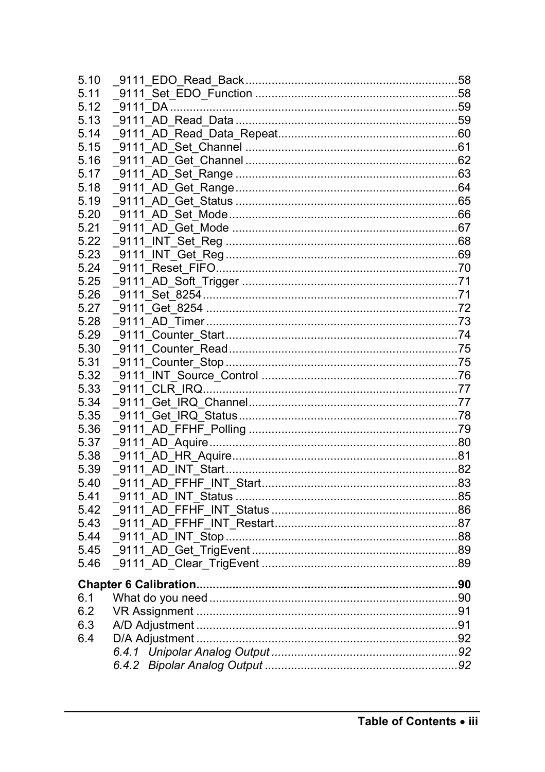5.10 _9111_EDO_Read_Back ................................................................58
5.11 _9111_Set_EDO_Function .............................................................58
5.12 _9111_DA ........................................................................................59
5.13 _9111_AD_Read_Data ....................................................................59
5.14 _9111_AD_Read_Data_Repeat.......................................................60
5.15 _9111_AD_Set_Channel .................................................................61
5.16 _9111_AD_Get_Channel .................................................................62
5.17 _9111_AD_Set_Range ....................................................................63
5.18 _9111_AD_Get_Range....................................................................64
5.19 _9111_AD_Get_Status ....................................................................65
5.20 _9111_AD_Set_Mode......................................................................66
5.21 _9111_AD_Get_Mode .....................................................................67
5.22 _9111_INT_Set_Reg .......................................................................68
5.23 _9111_INT_Get_Reg.......................................................................69
5.24 _9111_Reset_FIFO..........................................................................70
5.25 _9111_AD_Soft_Trigger .................................................................71
5.26 _9111_Set_8254..............................................................................71
5.27 _9111_Get_8254 .............................................................................72
5.28 _9111_AD_Timer.............................................................................73
5.29 _9111_Counter_Start.......................................................................74
5.30 _9111_Counter_Read......................................................................75
5.31 _9111_Counter_Stop.......................................................................75
5.32 _9111_INT_Source_Control ............................................................76
5.33 _9111_CLR_IRQ..............................................................................77
5.34 _9111_Get_IRQ_Channel................................................................77
5.35 _9111_Get_IRQ_Status...................................................................78
5.36 _9111_AD_FFHF_Polling ................................................................79
5.37 _9111_AD_Aquire............................................................................80
5.38 _9111_AD_HR_Aquire.....................................................................81
5.39 _9111_AD_INT_Start.......................................................................82
5.40 _9111_AD_FFHF_INT_Start............................................................83
5.41 _9111_AD_INT_Status ....................................................................85
5.42 _9111_AD_FFHF_INT_Status .........................................................86
5.43 _9111_AD_FFHF_INT_Restart........................................................87
5.44 _9111_AD_INT_Stop .......................................................................88
5.45 _9111_AD_Get_TrigEvent ...............................................................89
5.46 _9111_AD_Clear_TrigEvent ............................................................89

**Chapter 6 Calibration...............................................................................90**

6.1 What do you need ...........................................................................90
6.2 VR Assignment ...............................................................................91
6.3 A/D Adjustment ...............................................................................91
6.4 D/A Adjustment ...............................................................................92
*6.4.1 Unipolar Analog Output .........................................................92*
*6.4.2 Bipolar Analog Output ...........................................................92*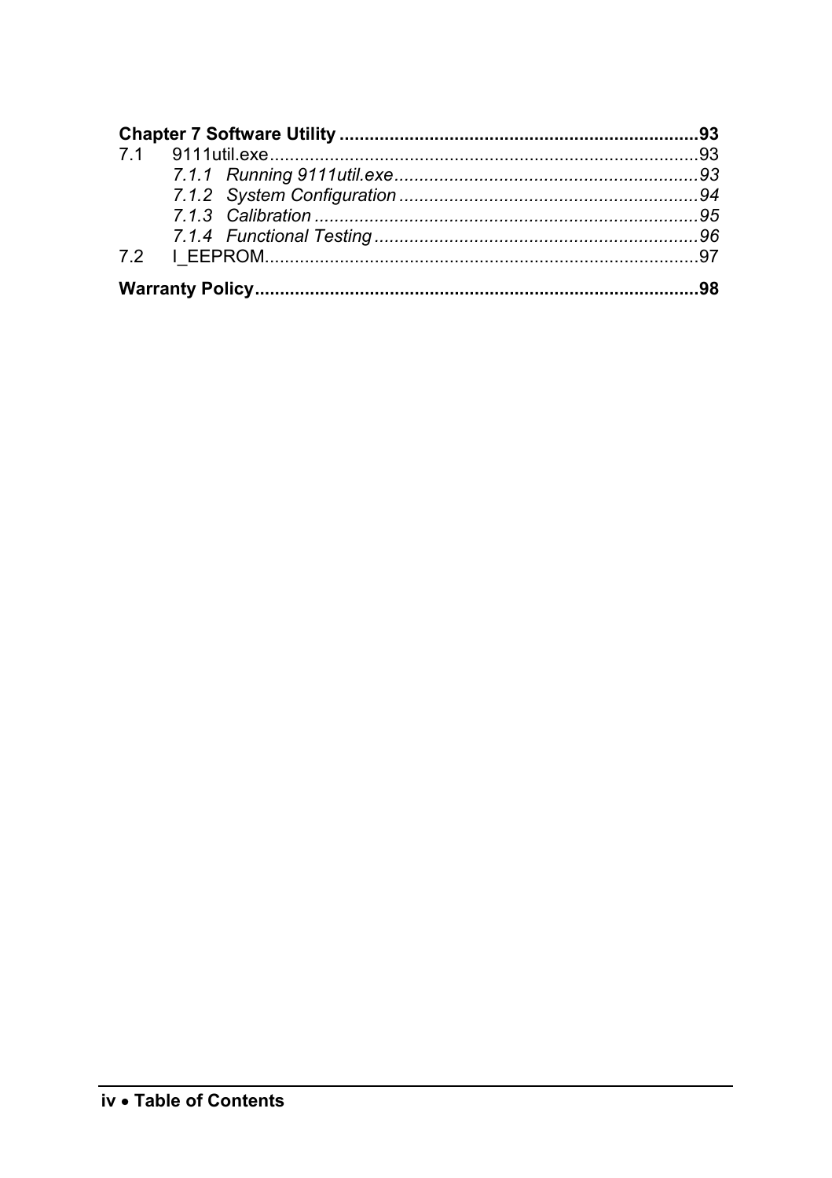**Chapter 7 Software Utility ........................................................................93**

7.1 9111util.exe.......................................................................................93

*7.1.1 Running 9111util.exe.............................................................93*

*7.1.2 System Configuration ............................................................94*

*7.1.3 Calibration .............................................................................95*

*7.1.4 Functional Testing .................................................................96*

7.2 I_EEPROM.......................................................................................97

**Warranty Policy........................................................................................98**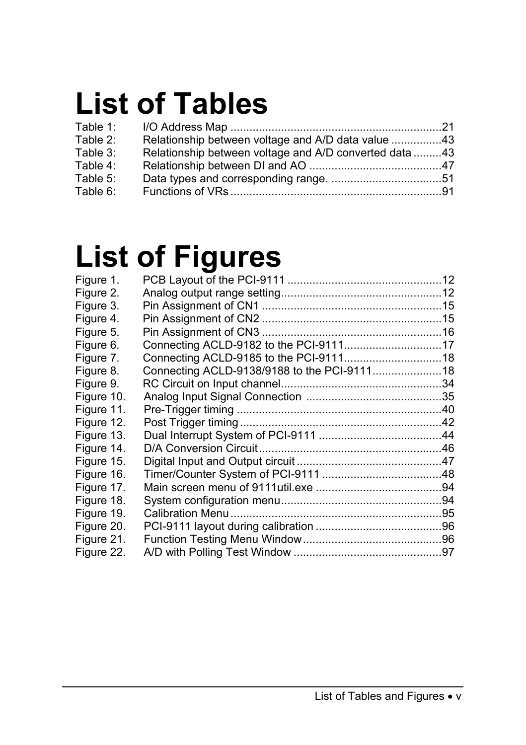# List of Tables

Table 1: I/O Address Map ....................................................................21
Table 2: Relationship between voltage and A/D data value ................43
Table 3: Relationship between voltage and A/D converted data .........43
Table 4: Relationship between DI and AO ..........................................47
Table 5: Data types and corresponding range. ...................................51
Table 6: Functions of VRs ...................................................................91

# List of Figures

Figure 1. PCB Layout of the PCI-9111 .................................................12
Figure 2. Analog output range setting...................................................12
Figure 3. Pin Assignment of CN1 .........................................................15
Figure 4. Pin Assignment of CN2 .........................................................15
Figure 5. Pin Assignment of CN3 .........................................................16
Figure 6. Connecting ACLD-9182 to the PCI-9111...............................17
Figure 7. Connecting ACLD-9185 to the PCI-9111...............................18
Figure 8. Connecting ACLD-9138/9188 to the PCI-9111......................18
Figure 9. RC Circuit on Input channel...................................................34
Figure 10. Analog Input Signal Connection ...........................................35
Figure 11. Pre-Trigger timing .................................................................40
Figure 12. Post Trigger timing ................................................................42
Figure 13. Dual Interrupt System of PCI-9111 .......................................44
Figure 14. D/A Conversion Circuit..........................................................46
Figure 15. Digital Input and Output circuit ..............................................47
Figure 16. Timer/Counter System of PCI-9111 ......................................48
Figure 17. Main screen menu of 9111util.exe ........................................94
Figure 18. System configuration menu...................................................94
Figure 19. Calibration Menu ...................................................................95
Figure 20. PCI-9111 layout during calibration ........................................96
Figure 21. Function Testing Menu Window ............................................96
Figure 22. A/D with Polling Test Window ...............................................97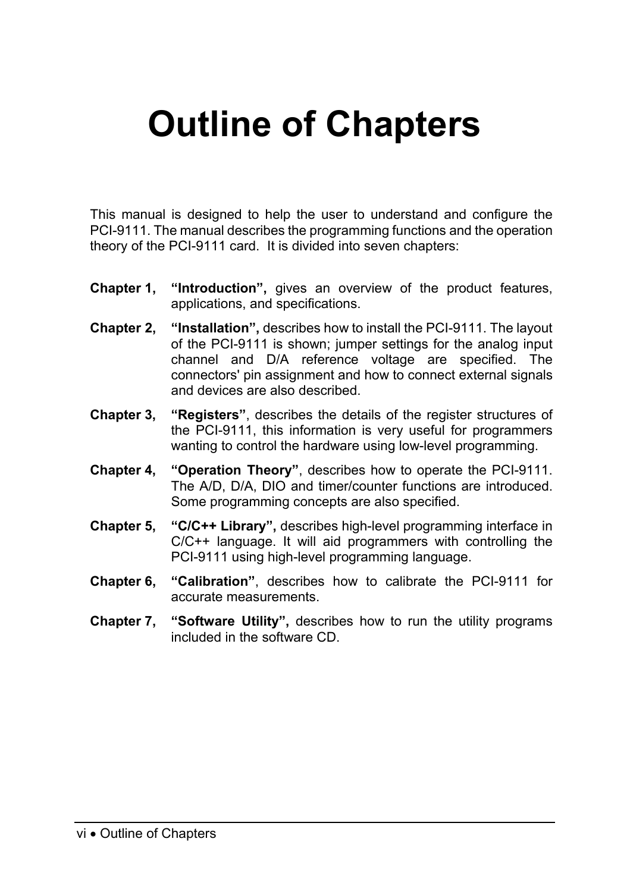# Outline of Chapters

This manual is designed to help the user to understand and configure the PCI-9111. The manual describes the programming functions and the operation theory of the PCI-9111 card. It is divided into seven chapters:

**Chapter 1,** **“Introduction”,** gives an overview of the product features, applications, and specifications.

**Chapter 2,** **“Installation”,** describes how to install the PCI-9111. The layout of the PCI-9111 is shown; jumper settings for the analog input channel and D/A reference voltage are specified. The connectors' pin assignment and how to connect external signals and devices are also described.

**Chapter 3,** **“Registers”**, describes the details of the register structures of the PCI-9111, this information is very useful for programmers wanting to control the hardware using low-level programming.

**Chapter 4,** **“Operation Theory”**, describes how to operate the PCI-9111. The A/D, D/A, DIO and timer/counter functions are introduced. Some programming concepts are also specified.

**Chapter 5,** **“C/C++ Library”,** describes high-level programming interface in C/C++ language. It will aid programmers with controlling the PCI-9111 using high-level programming language.

**Chapter 6,** **“Calibration”**, describes how to calibrate the PCI-9111 for accurate measurements.

**Chapter 7,** **“Software Utility”,** describes how to run the utility programs included in the software CD.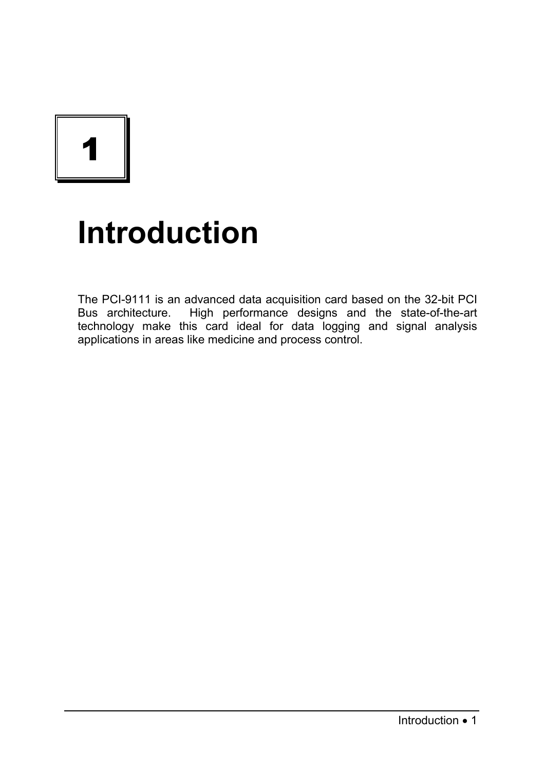# 1

# Introduction

The PCI-9111 is an advanced data acquisition card based on the 32-bit PCI Bus architecture. High performance designs and the state-of-the-art technology make this card ideal for data logging and signal analysis applications in areas like medicine and process control.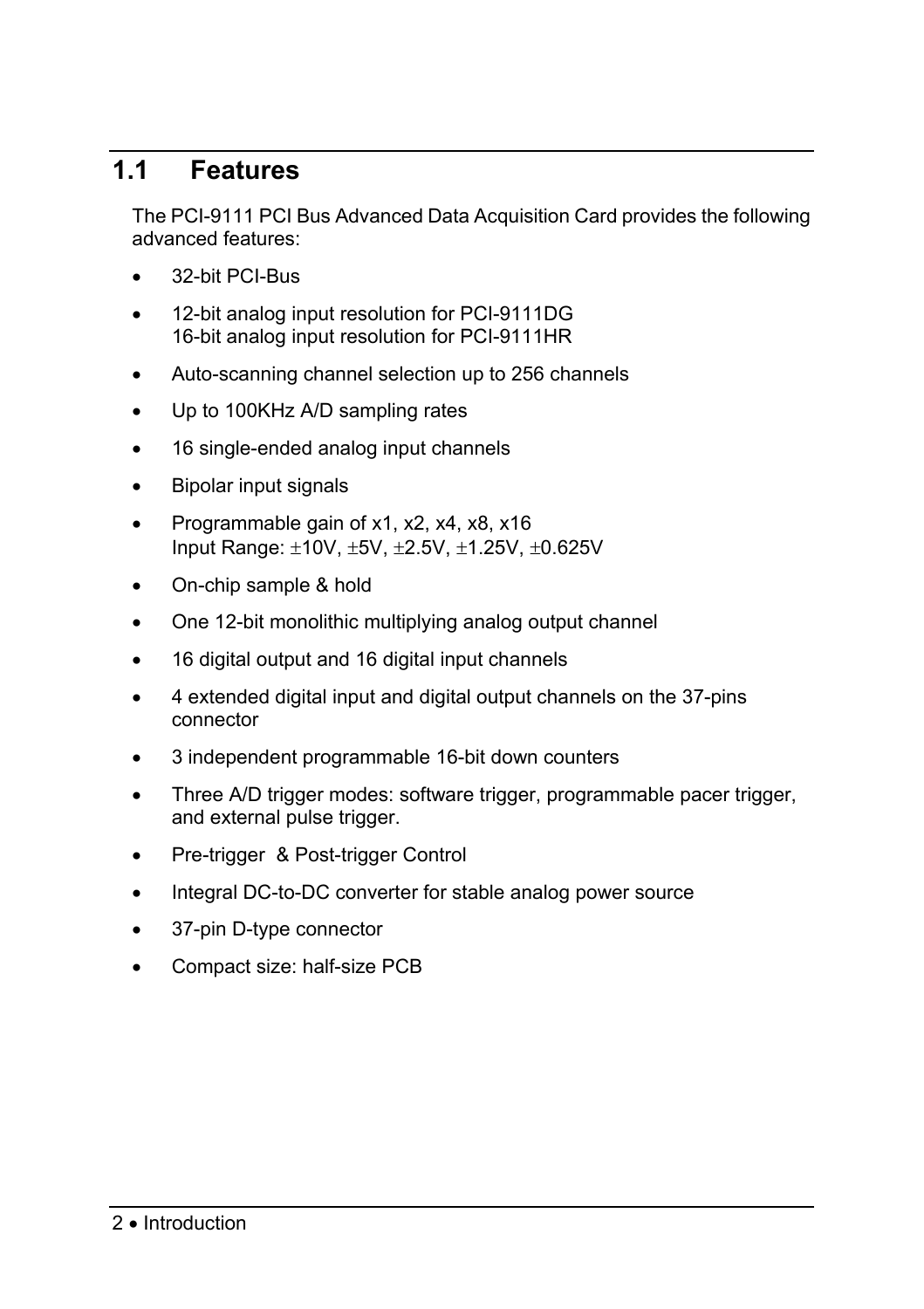## 1.1 Features

The PCI-9111 PCI Bus Advanced Data Acquisition Card provides the following advanced features:

- 32-bit PCI-Bus
- 12-bit analog input resolution for PCI-9111DG
  16-bit analog input resolution for PCI-9111HR
- Auto-scanning channel selection up to 256 channels
- Up to 100KHz A/D sampling rates
- 16 single-ended analog input channels
- Bipolar input signals
- Programmable gain of x1, x2, x4, x8, x16
  Input Range: ±10V, ±5V, ±2.5V, ±1.25V, ±0.625V
- On-chip sample & hold
- One 12-bit monolithic multiplying analog output channel
- 16 digital output and 16 digital input channels
- 4 extended digital input and digital output channels on the 37-pins connector
- 3 independent programmable 16-bit down counters
- Three A/D trigger modes: software trigger, programmable pacer trigger, and external pulse trigger.
- Pre-trigger & Post-trigger Control
- Integral DC-to-DC converter for stable analog power source
- 37-pin D-type connector
- Compact size: half-size PCB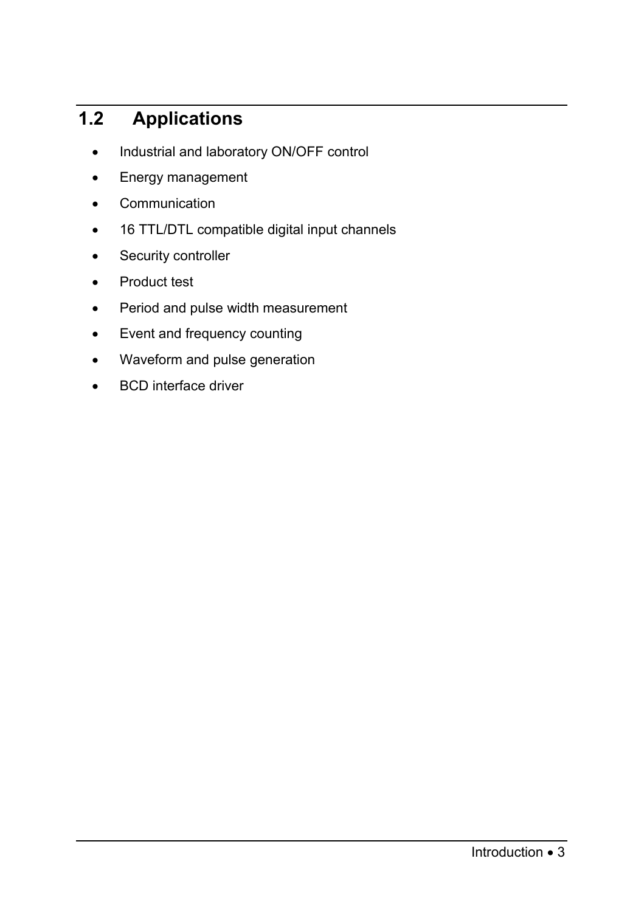## 1.2 Applications

- Industrial and laboratory ON/OFF control
- Energy management
- Communication
- 16 TTL/DTL compatible digital input channels
- Security controller
- Product test
- Period and pulse width measurement
- Event and frequency counting
- Waveform and pulse generation
- BCD interface driver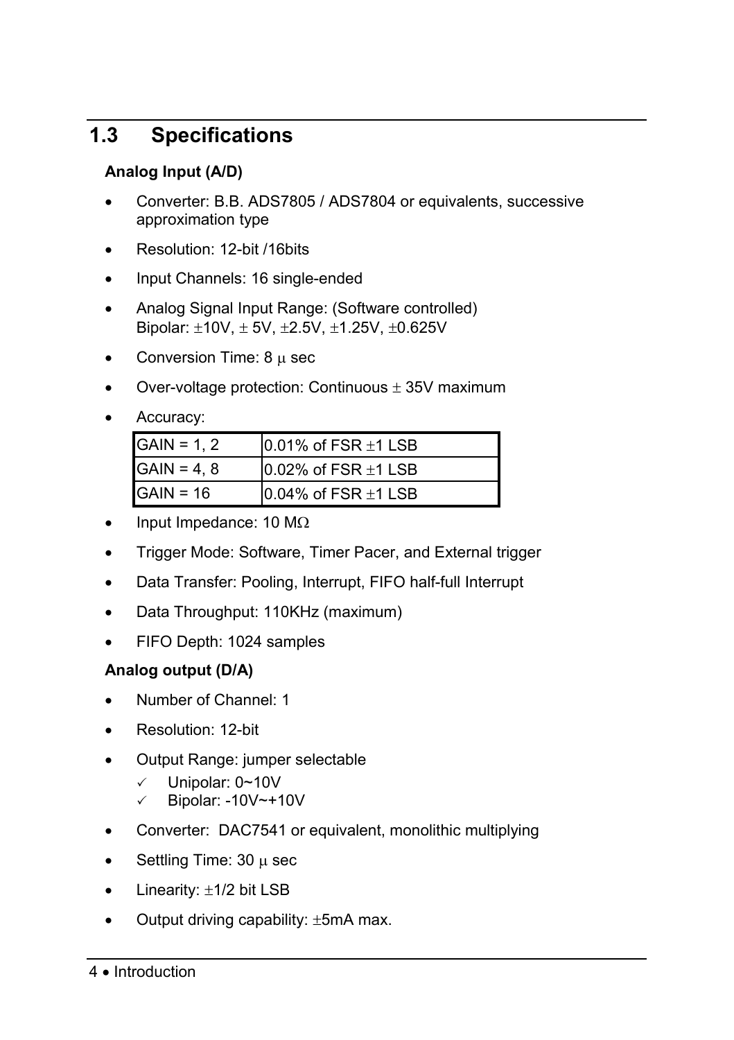## 1.3 Specifications

**Analog Input (A/D)**

- Converter: B.B. ADS7805 / ADS7804 or equivalents, successive approximation type
- Resolution: 12-bit /16bits
- Input Channels: 16 single-ended
- Analog Signal Input Range: (Software controlled)
  Bipolar: ±10V, ± 5V, ±2.5V, ±1.25V, ±0.625V
- Conversion Time: 8 μ sec
- Over-voltage protection: Continuous ± 35V maximum
- Accuracy:

| GAIN = 1, 2 | 0.01% of FSR ±1 LSB |
|---|---|
| GAIN = 4, 8 | 0.02% of FSR ±1 LSB |
| GAIN = 16 | 0.04% of FSR ±1 LSB |

- Input Impedance: 10 MΩ
- Trigger Mode: Software, Timer Pacer, and External trigger
- Data Transfer: Pooling, Interrupt, FIFO half-full Interrupt
- Data Throughput: 110KHz (maximum)
- FIFO Depth: 1024 samples

**Analog output (D/A)**

- Number of Channel: 1
- Resolution: 12-bit
- Output Range: jumper selectable
  - ✓ Unipolar: 0~10V
  - ✓ Bipolar: -10V~+10V
- Converter: DAC7541 or equivalent, monolithic multiplying
- Settling Time: 30 μ sec
- Linearity: ±1/2 bit LSB
- Output driving capability: ±5mA max.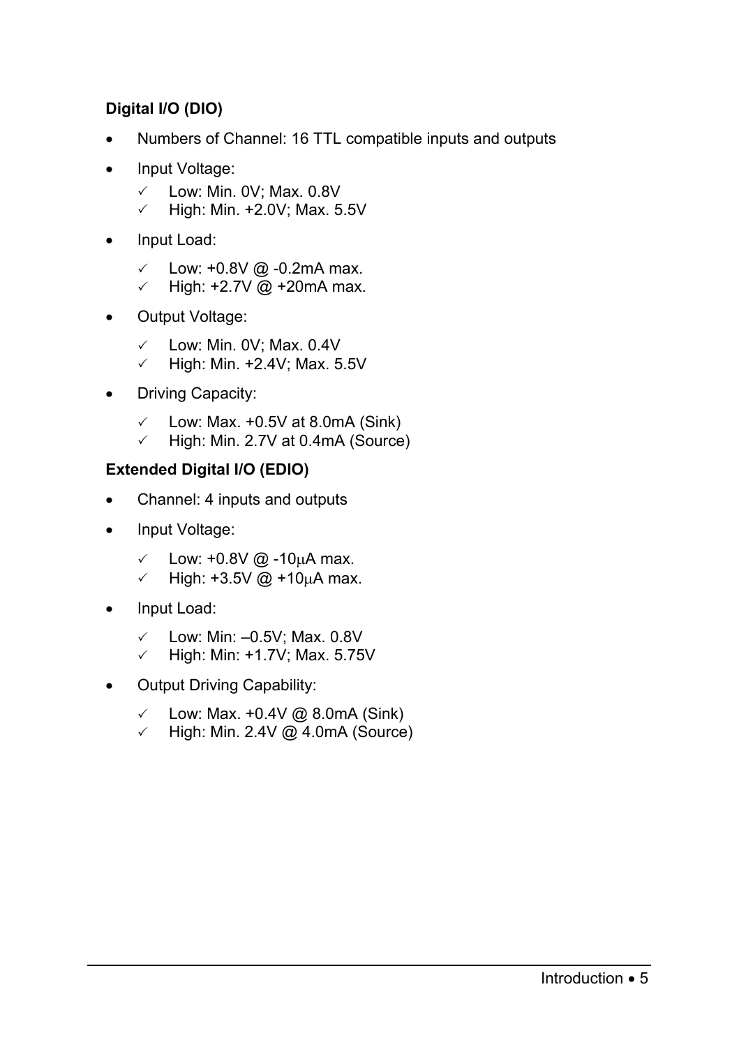**Digital I/O (DIO)**

- Numbers of Channel: 16 TTL compatible inputs and outputs
- Input Voltage:
  - ✓ Low: Min. 0V; Max. 0.8V
  - ✓ High: Min. +2.0V; Max. 5.5V
- Input Load:
  - ✓ Low: +0.8V @ -0.2mA max.
  - ✓ High: +2.7V @ +20mA max.
- Output Voltage:
  - ✓ Low: Min. 0V; Max. 0.4V
  - ✓ High: Min. +2.4V; Max. 5.5V
- Driving Capacity:
  - ✓ Low: Max. +0.5V at 8.0mA (Sink)
  - ✓ High: Min. 2.7V at 0.4mA (Source)

**Extended Digital I/O (EDIO)**

- Channel: 4 inputs and outputs
- Input Voltage:
  - ✓ Low: +0.8V @ -10μA max.
  - ✓ High: +3.5V @ +10μA max.
- Input Load:
  - ✓ Low: Min: –0.5V; Max. 0.8V
  - ✓ High: Min: +1.7V; Max. 5.75V
- Output Driving Capability:
  - ✓ Low: Max. +0.4V @ 8.0mA (Sink)
  - ✓ High: Min. 2.4V @ 4.0mA (Source)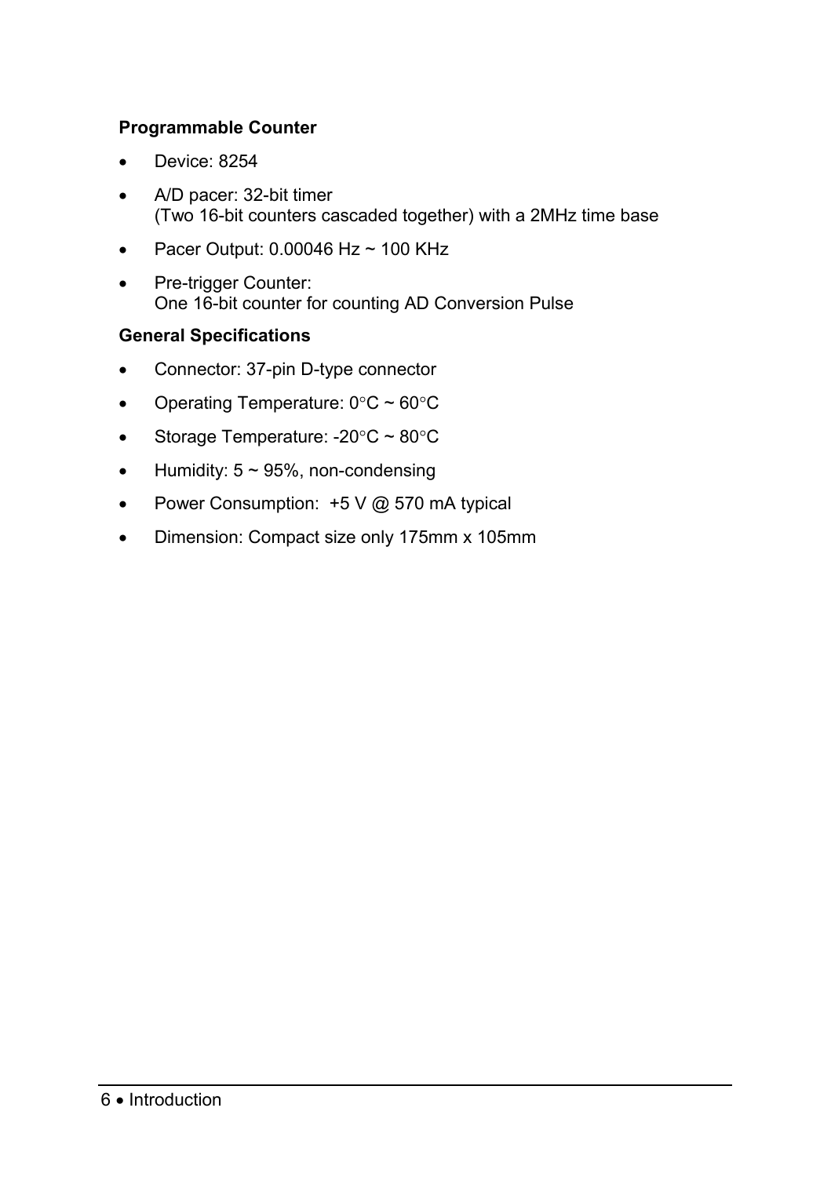**Programmable Counter**

- Device: 8254
- A/D pacer: 32-bit timer
(Two 16-bit counters cascaded together) with a 2MHz time base
- Pacer Output: 0.00046 Hz ~ 100 KHz
- Pre-trigger Counter:
One 16-bit counter for counting AD Conversion Pulse

**General Specifications**

- Connector: 37-pin D-type connector
- Operating Temperature: 0°C ~ 60°C
- Storage Temperature: -20°C ~ 80°C
- Humidity: 5 ~ 95%, non-condensing
- Power Consumption: +5 V @ 570 mA typical
- Dimension: Compact size only 175mm x 105mm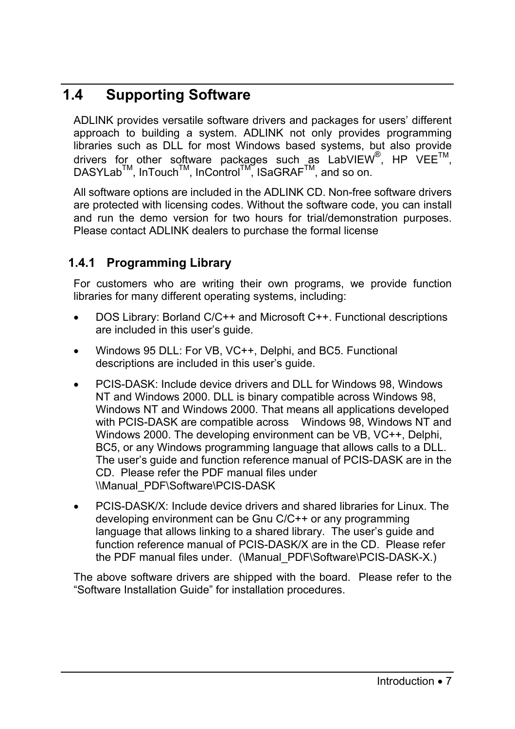## 1.4 Supporting Software

ADLINK provides versatile software drivers and packages for users' different approach to building a system. ADLINK not only provides programming libraries such as DLL for most Windows based systems, but also provide drivers for other software packages such as LabVIEW®, HP VEE™, DASYLab™, InTouch™, InControl™, ISaGRAF™, and so on.

All software options are included in the ADLINK CD. Non-free software drivers are protected with licensing codes. Without the software code, you can install and run the demo version for two hours for trial/demonstration purposes. Please contact ADLINK dealers to purchase the formal license

### 1.4.1 Programming Library

For customers who are writing their own programs, we provide function libraries for many different operating systems, including:

- DOS Library: Borland C/C++ and Microsoft C++. Functional descriptions are included in this user's guide.
- Windows 95 DLL: For VB, VC++, Delphi, and BC5. Functional descriptions are included in this user's guide.
- PCIS-DASK: Include device drivers and DLL for Windows 98, Windows NT and Windows 2000. DLL is binary compatible across Windows 98, Windows NT and Windows 2000. That means all applications developed with PCIS-DASK are compatible across Windows 98, Windows NT and Windows 2000. The developing environment can be VB, VC++, Delphi, BC5, or any Windows programming language that allows calls to a DLL. The user's guide and function reference manual of PCIS-DASK are in the CD. Please refer the PDF manual files under \\Manual_PDF\Software\PCIS-DASK
- PCIS-DASK/X: Include device drivers and shared libraries for Linux. The developing environment can be Gnu C/C++ or any programming language that allows linking to a shared library. The user's guide and function reference manual of PCIS-DASK/X are in the CD. Please refer the PDF manual files under. (\Manual_PDF\Software\PCIS-DASK-X.)

The above software drivers are shipped with the board. Please refer to the "Software Installation Guide" for installation procedures.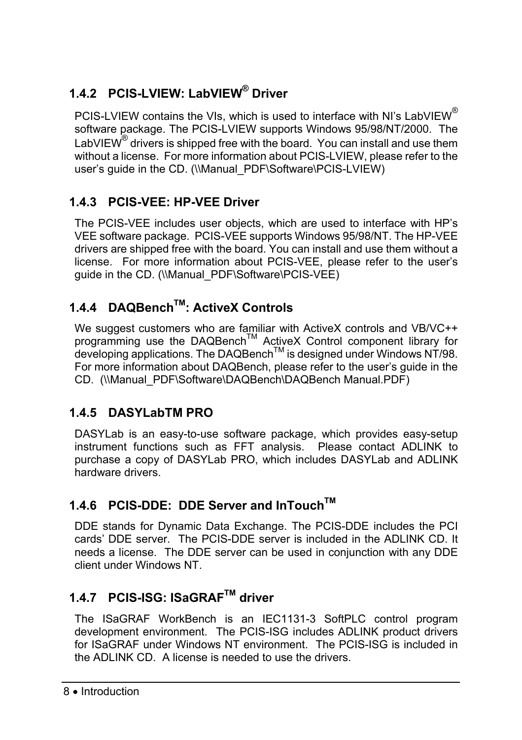### 1.4.2 PCIS-LVIEW: LabVIEW® Driver

PCIS-LVIEW contains the VIs, which is used to interface with NI's LabVIEW® software package. The PCIS-LVIEW supports Windows 95/98/NT/2000. The LabVIEW® drivers is shipped free with the board. You can install and use them without a license. For more information about PCIS-LVIEW, please refer to the user's guide in the CD. (\\Manual_PDF\Software\PCIS-LVIEW)

### 1.4.3 PCIS-VEE: HP-VEE Driver

The PCIS-VEE includes user objects, which are used to interface with HP's VEE software package. PCIS-VEE supports Windows 95/98/NT. The HP-VEE drivers are shipped free with the board. You can install and use them without a license. For more information about PCIS-VEE, please refer to the user's guide in the CD. (\\Manual_PDF\Software\PCIS-VEE)

### 1.4.4 DAQBench™: ActiveX Controls

We suggest customers who are familiar with ActiveX controls and VB/VC++ programming use the DAQBench™ ActiveX Control component library for developing applications. The DAQBench™ is designed under Windows NT/98. For more information about DAQBench, please refer to the user's guide in the CD. (\\Manual_PDF\Software\DAQBench\DAQBench Manual.PDF)

### 1.4.5 DASYLabTM PRO

DASYLab is an easy-to-use software package, which provides easy-setup instrument functions such as FFT analysis. Please contact ADLINK to purchase a copy of DASYLab PRO, which includes DASYLab and ADLINK hardware drivers.

### 1.4.6 PCIS-DDE: DDE Server and InTouch™

DDE stands for Dynamic Data Exchange. The PCIS-DDE includes the PCI cards' DDE server. The PCIS-DDE server is included in the ADLINK CD. It needs a license. The DDE server can be used in conjunction with any DDE client under Windows NT.

### 1.4.7 PCIS-ISG: ISaGRAF™ driver

The ISaGRAF WorkBench is an IEC1131-3 SoftPLC control program development environment. The PCIS-ISG includes ADLINK product drivers for ISaGRAF under Windows NT environment. The PCIS-ISG is included in the ADLINK CD. A license is needed to use the drivers.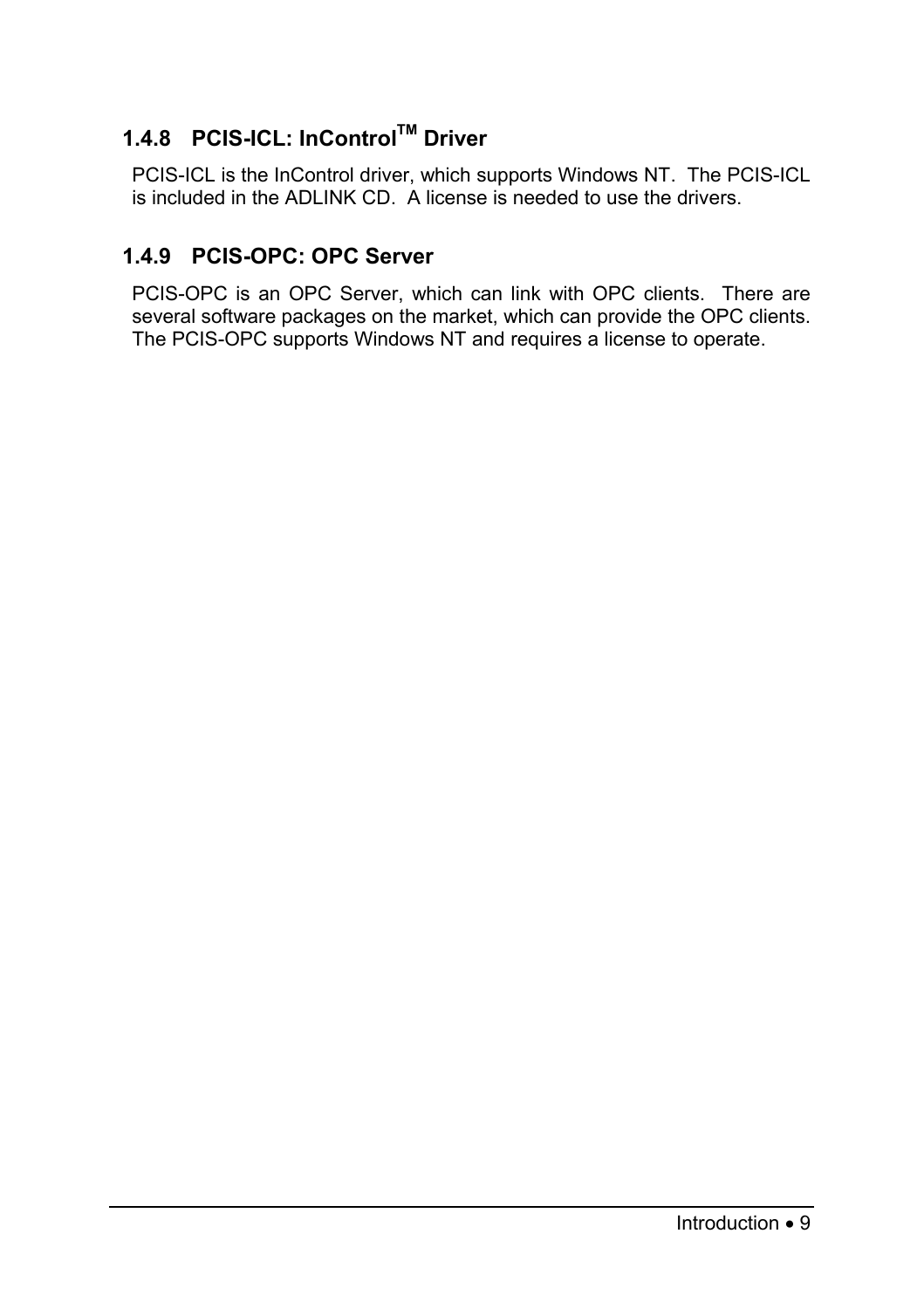### 1.4.8 PCIS-ICL: InControl[TM] Driver

PCIS-ICL is the InControl driver, which supports Windows NT. The PCIS-ICL is included in the ADLINK CD. A license is needed to use the drivers.

### 1.4.9 PCIS-OPC: OPC Server

PCIS-OPC is an OPC Server, which can link with OPC clients. There are several software packages on the market, which can provide the OPC clients. The PCIS-OPC supports Windows NT and requires a license to operate.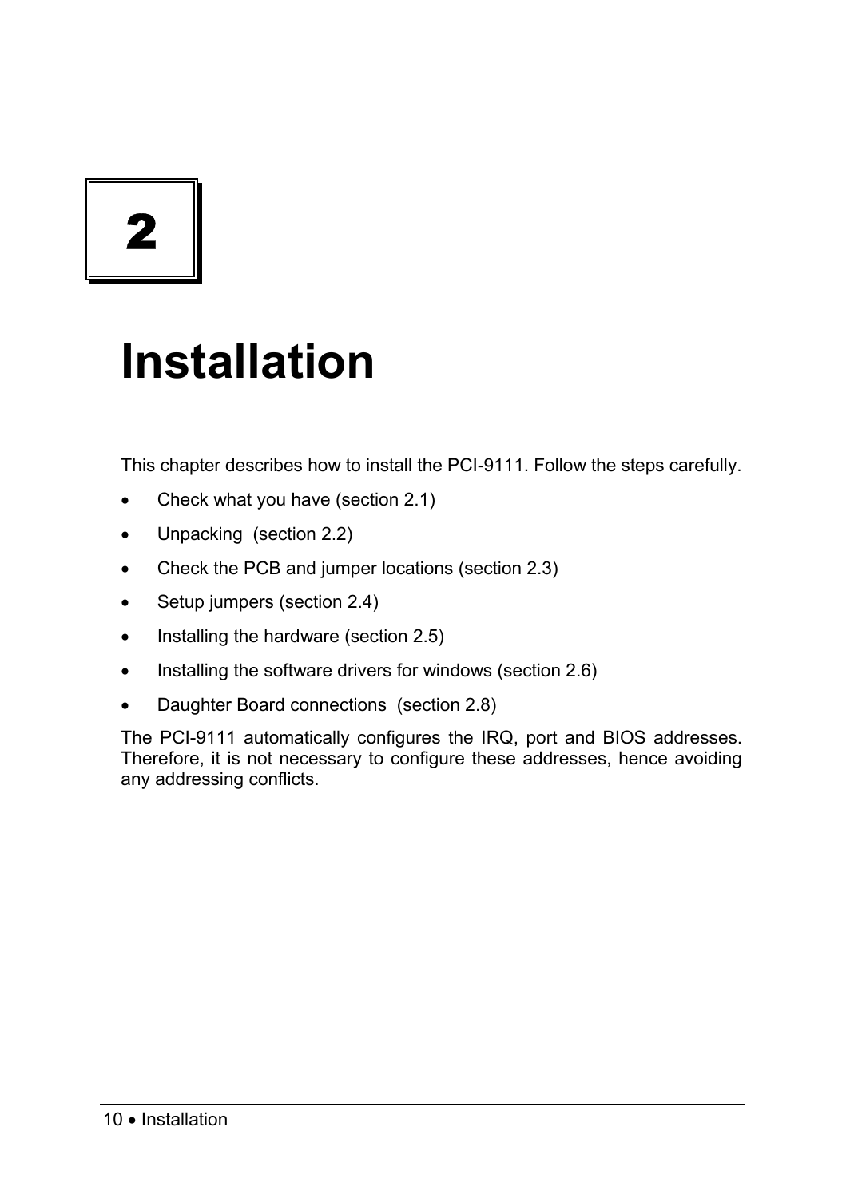# 2

# Installation

This chapter describes how to install the PCI-9111. Follow the steps carefully.

- Check what you have (section 2.1)
- Unpacking (section 2.2)
- Check the PCB and jumper locations (section 2.3)
- Setup jumpers (section 2.4)
- Installing the hardware (section 2.5)
- Installing the software drivers for windows (section 2.6)
- Daughter Board connections (section 2.8)

The PCI-9111 automatically configures the IRQ, port and BIOS addresses. Therefore, it is not necessary to configure these addresses, hence avoiding any addressing conflicts.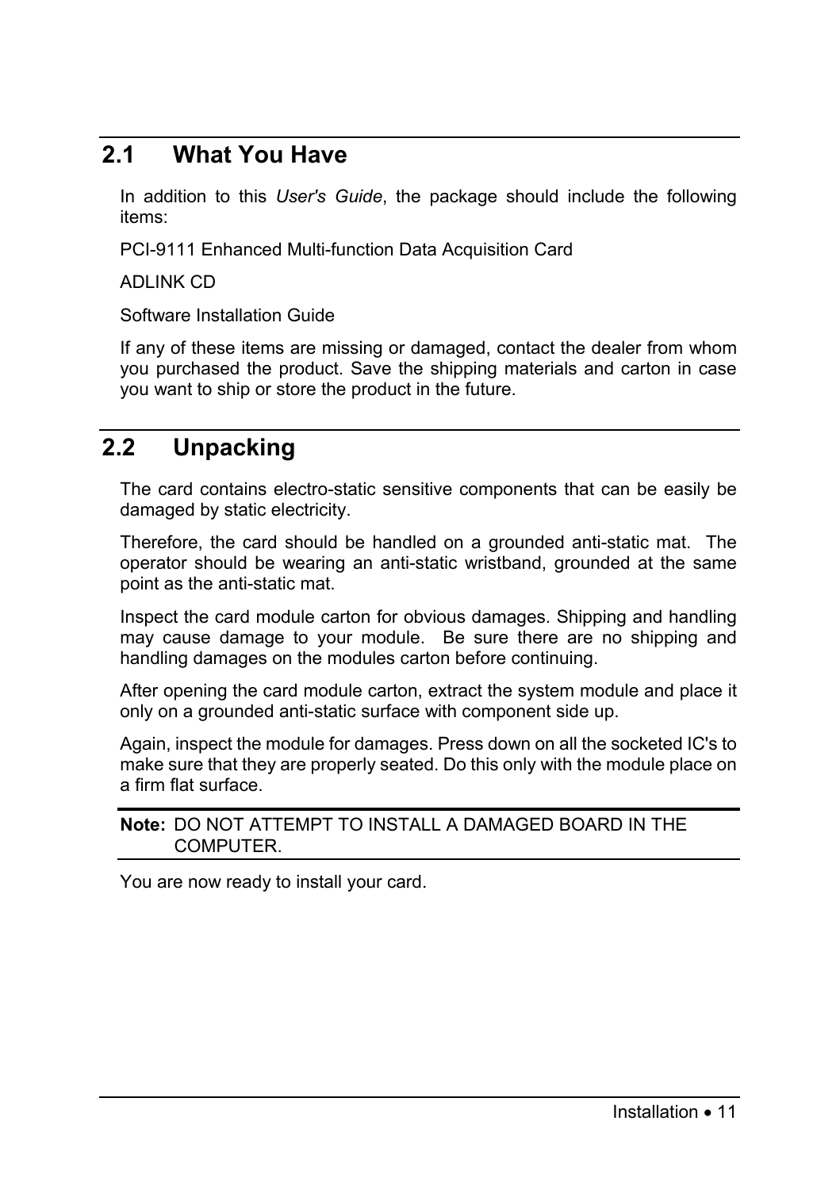## 2.1 What You Have

In addition to this *User's Guide*, the package should include the following items:

PCI-9111 Enhanced Multi-function Data Acquisition Card

ADLINK CD

Software Installation Guide

If any of these items are missing or damaged, contact the dealer from whom you purchased the product. Save the shipping materials and carton in case you want to ship or store the product in the future.

## 2.2 Unpacking

The card contains electro-static sensitive components that can be easily be damaged by static electricity.

Therefore, the card should be handled on a grounded anti-static mat. The operator should be wearing an anti-static wristband, grounded at the same point as the anti-static mat.

Inspect the card module carton for obvious damages. Shipping and handling may cause damage to your module. Be sure there are no shipping and handling damages on the modules carton before continuing.

After opening the card module carton, extract the system module and place it only on a grounded anti-static surface with component side up.

Again, inspect the module for damages. Press down on all the socketed IC's to make sure that they are properly seated. Do this only with the module place on a firm flat surface.

**Note:** DO NOT ATTEMPT TO INSTALL A DAMAGED BOARD IN THE COMPUTER.

You are now ready to install your card.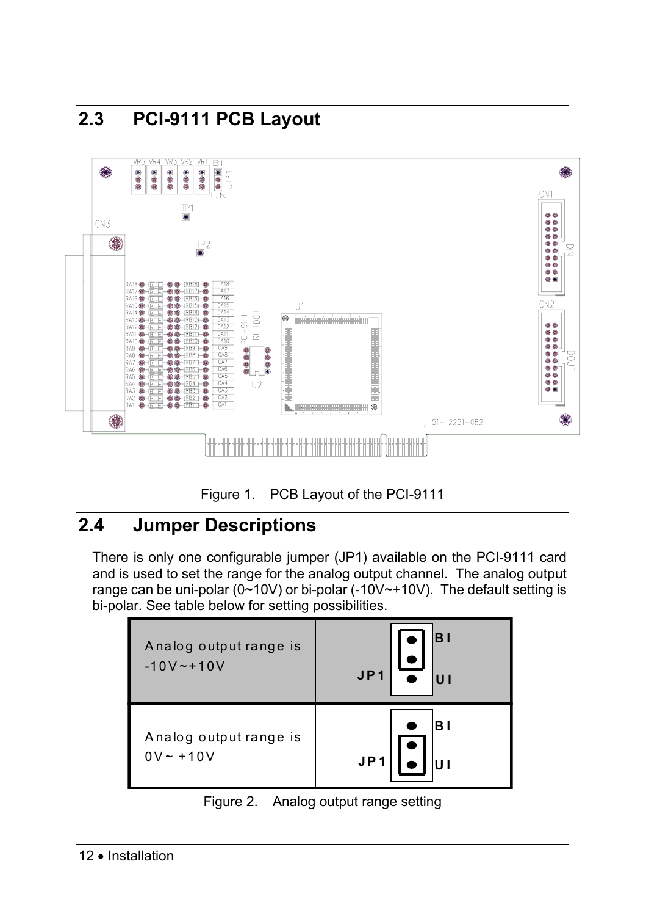## 2.3 PCI-9111 PCB Layout

Figure 1. PCB Layout of the PCI-9111

## 2.4 Jumper Descriptions

There is only one configurable jumper (JP1) available on the PCI-9111 card and is used to set the range for the analog output channel. The analog output range can be uni-polar (0~10V) or bi-polar (-10V~+10V). The default setting is bi-polar. See table below for setting possibilities.

| Analog output range is -10V~+10V | JP1: BI (pins 1-2 shorted) |
|---|---|
| Analog output range is 0V~ +10V | JP1: UI (pins 2-3 shorted) |

Figure 2. Analog output range setting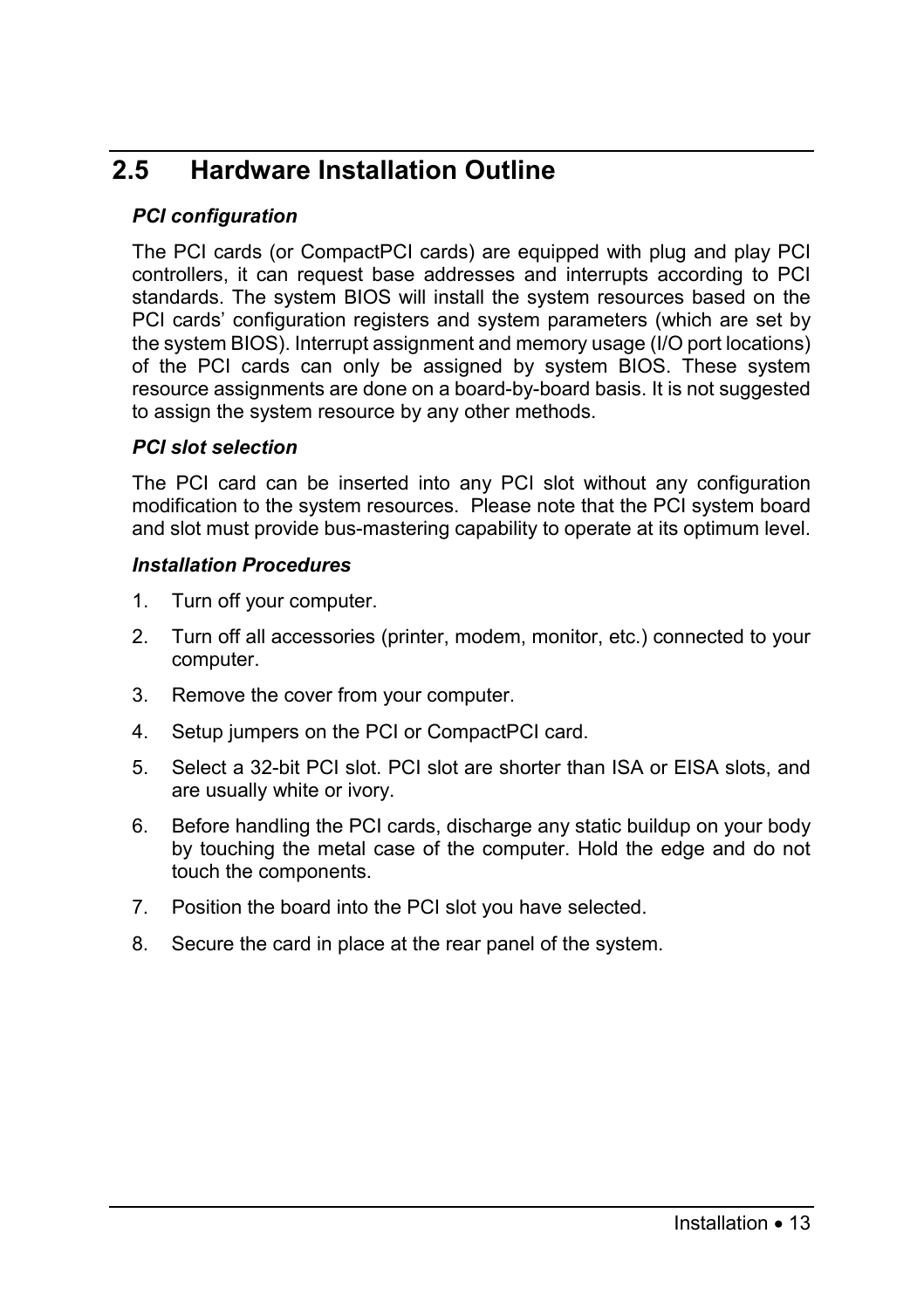## 2.5 Hardware Installation Outline

***PCI configuration***

The PCI cards (or CompactPCI cards) are equipped with plug and play PCI controllers, it can request base addresses and interrupts according to PCI standards. The system BIOS will install the system resources based on the PCI cards' configuration registers and system parameters (which are set by the system BIOS). Interrupt assignment and memory usage (I/O port locations) of the PCI cards can only be assigned by system BIOS. These system resource assignments are done on a board-by-board basis. It is not suggested to assign the system resource by any other methods.

***PCI slot selection***

The PCI card can be inserted into any PCI slot without any configuration modification to the system resources. Please note that the PCI system board and slot must provide bus-mastering capability to operate at its optimum level.

***Installation Procedures***

1. Turn off your computer.
2. Turn off all accessories (printer, modem, monitor, etc.) connected to your computer.
3. Remove the cover from your computer.
4. Setup jumpers on the PCI or CompactPCI card.
5. Select a 32-bit PCI slot. PCI slot are shorter than ISA or EISA slots, and are usually white or ivory.
6. Before handling the PCI cards, discharge any static buildup on your body by touching the metal case of the computer. Hold the edge and do not touch the components.
7. Position the board into the PCI slot you have selected.
8. Secure the card in place at the rear panel of the system.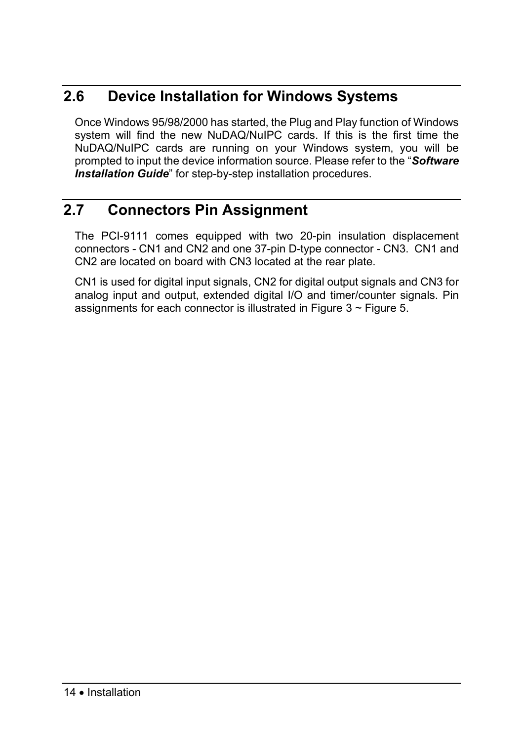## 2.6 Device Installation for Windows Systems

Once Windows 95/98/2000 has started, the Plug and Play function of Windows system will find the new NuDAQ/NuIPC cards. If this is the first time the NuDAQ/NuIPC cards are running on your Windows system, you will be prompted to input the device information source. Please refer to the "***Software Installation Guide***" for step-by-step installation procedures.

## 2.7 Connectors Pin Assignment

The PCI-9111 comes equipped with two 20-pin insulation displacement connectors - CN1 and CN2 and one 37-pin D-type connector - CN3. CN1 and CN2 are located on board with CN3 located at the rear plate.

CN1 is used for digital input signals, CN2 for digital output signals and CN3 for analog input and output, extended digital I/O and timer/counter signals. Pin assignments for each connector is illustrated in Figure 3 ~ Figure 5.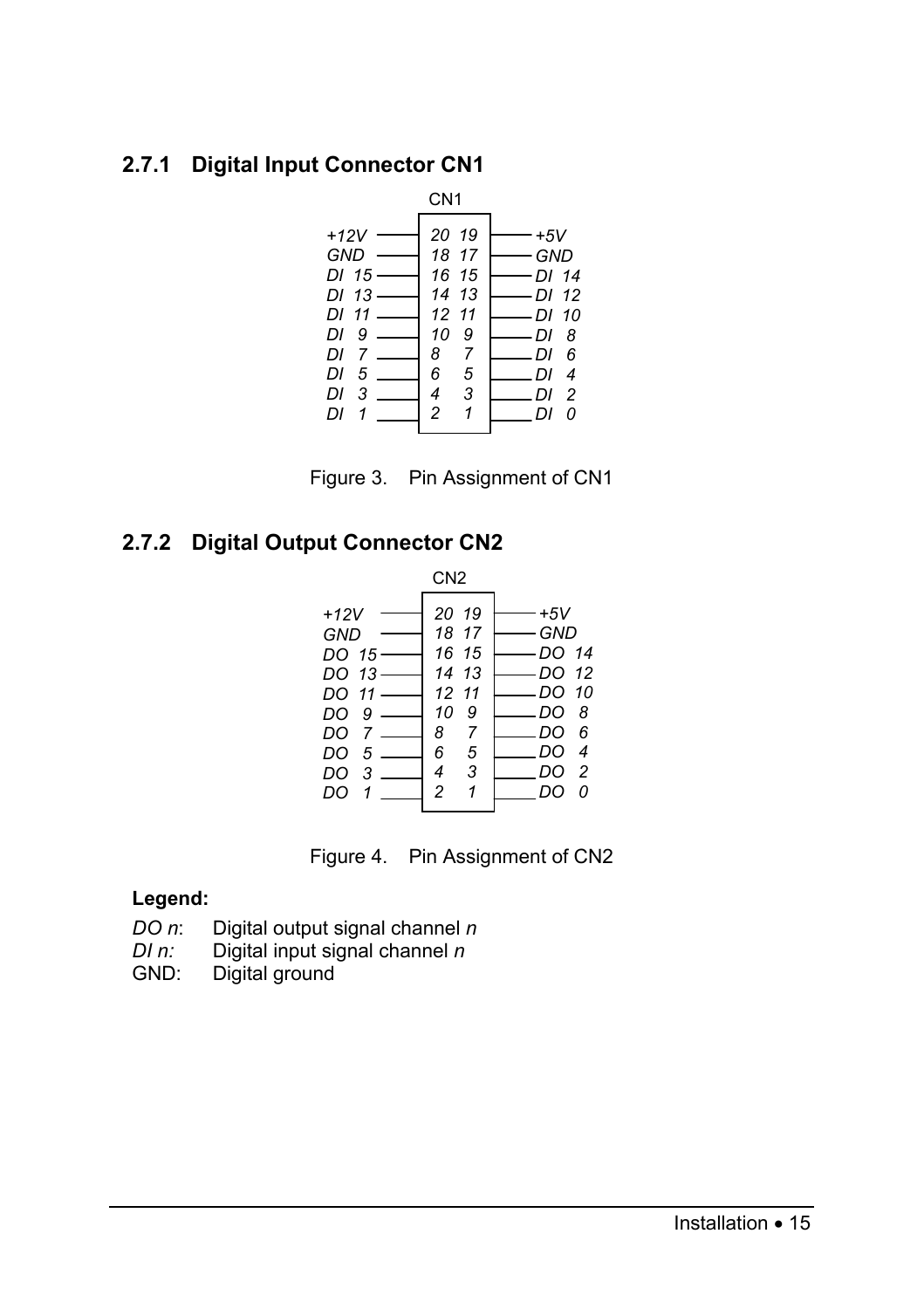### 2.7.1 Digital Input Connector CN1

CN1

| Signal | Pin | Pin | Signal |
| --- | --- | --- | --- |
| *+12V* | *20* | *19* | *+5V* |
| *GND* | *18* | *17* | *GND* |
| *DI 15* | *16* | *15* | *DI 14* |
| *DI 13* | *14* | *13* | *DI 12* |
| *DI 11* | *12* | *11* | *DI 10* |
| *DI 9* | *10* | *9* | *DI 8* |
| *DI 7* | *8* | *7* | *DI 6* |
| *DI 5* | *6* | *5* | *DI 4* |
| *DI 3* | *4* | *3* | *DI 2* |
| *DI 1* | *2* | *1* | *DI 0* |

Figure 3. Pin Assignment of CN1

### 2.7.2 Digital Output Connector CN2

CN2

| Signal | Pin | Pin | Signal |
| --- | --- | --- | --- |
| *+12V* | *20* | *19* | *+5V* |
| *GND* | *18* | *17* | *GND* |
| *DO 15* | *16* | *15* | *DO 14* |
| *DO 13* | *14* | *13* | *DO 12* |
| *DO 11* | *12* | *11* | *DO 10* |
| *DO 9* | *10* | *9* | *DO 8* |
| *DO 7* | *8* | *7* | *DO 6* |
| *DO 5* | *6* | *5* | *DO 4* |
| *DO 3* | *4* | *3* | *DO 2* |
| *DO 1* | *2* | *1* | *DO 0* |

Figure 4. Pin Assignment of CN2

**Legend:**

*DO n*: Digital output signal channel *n*
*DI n:* Digital input signal channel *n*
GND: Digital ground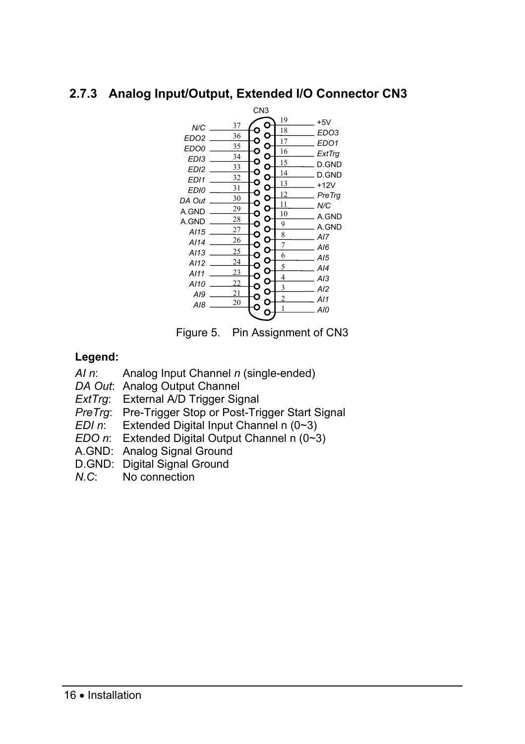### 2.7.3 Analog Input/Output, Extended I/O Connector CN3

CN3

| Signal | Pin | Pin | Signal |
| --- | --- | --- | --- |
| | | 19 | +5V |
| N/C | 37 | 18 | EDO3 |
| EDO2 | 36 | 17 | EDO1 |
| EDO0 | 35 | 16 | ExtTrg |
| EDI3 | 34 | 15 | D.GND |
| EDI2 | 33 | 14 | D.GND |
| EDI1 | 32 | 13 | +12V |
| EDI0 | 31 | 12 | PreTrg |
| DA Out | 30 | 11 | N/C |
| A.GND | 29 | 10 | A.GND |
| A.GND | 28 | 9 | A.GND |
| AI15 | 27 | 8 | AI7 |
| AI14 | 26 | 7 | AI6 |
| AI13 | 25 | 6 | AI5 |
| AI12 | 24 | 5 | AI4 |
| AI11 | 23 | 4 | AI3 |
| AI10 | 22 | 3 | AI2 |
| AI9 | 21 | 2 | AI1 |
| AI8 | 20 | 1 | AI0 |

Figure 5. Pin Assignment of CN3

**Legend:**

*AI n*: Analog Input Channel *n* (single-ended)
*DA Out*: Analog Output Channel
*ExtTrg*: External A/D Trigger Signal
*PreTrg*: Pre-Trigger Stop or Post-Trigger Start Signal
*EDI n*: Extended Digital Input Channel n (0~3)
*EDO n*: Extended Digital Output Channel n (0~3)
A.GND: Analog Signal Ground
D.GND: Digital Signal Ground
*N.C*: No connection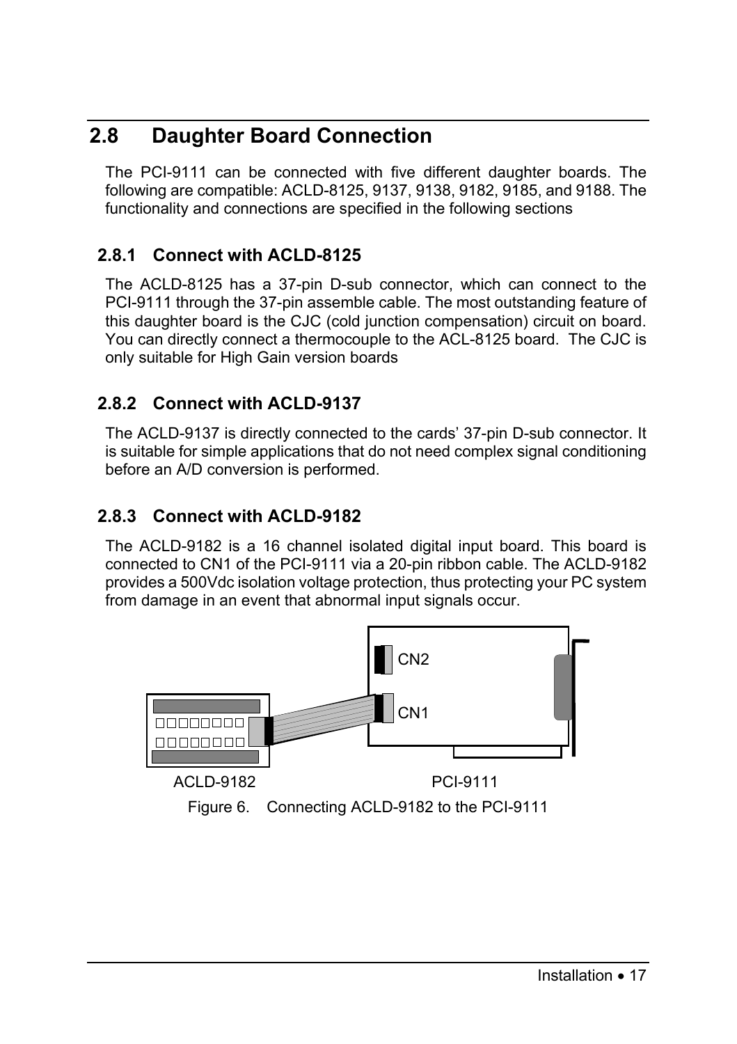## 2.8 Daughter Board Connection

The PCI-9111 can be connected with five different daughter boards. The following are compatible: ACLD-8125, 9137, 9138, 9182, 9185, and 9188. The functionality and connections are specified in the following sections

### 2.8.1 Connect with ACLD-8125

The ACLD-8125 has a 37-pin D-sub connector, which can connect to the PCI-9111 through the 37-pin assemble cable. The most outstanding feature of this daughter board is the CJC (cold junction compensation) circuit on board. You can directly connect a thermocouple to the ACL-8125 board. The CJC is only suitable for High Gain version boards

### 2.8.2 Connect with ACLD-9137

The ACLD-9137 is directly connected to the cards' 37-pin D-sub connector. It is suitable for simple applications that do not need complex signal conditioning before an A/D conversion is performed.

### 2.8.3 Connect with ACLD-9182

The ACLD-9182 is a 16 channel isolated digital input board. This board is connected to CN1 of the PCI-9111 via a 20-pin ribbon cable. The ACLD-9182 provides a 500Vdc isolation voltage protection, thus protecting your PC system from damage in an event that abnormal input signals occur.

CN2

CN1

ACLD-9182 PCI-9111

Figure 6. Connecting ACLD-9182 to the PCI-9111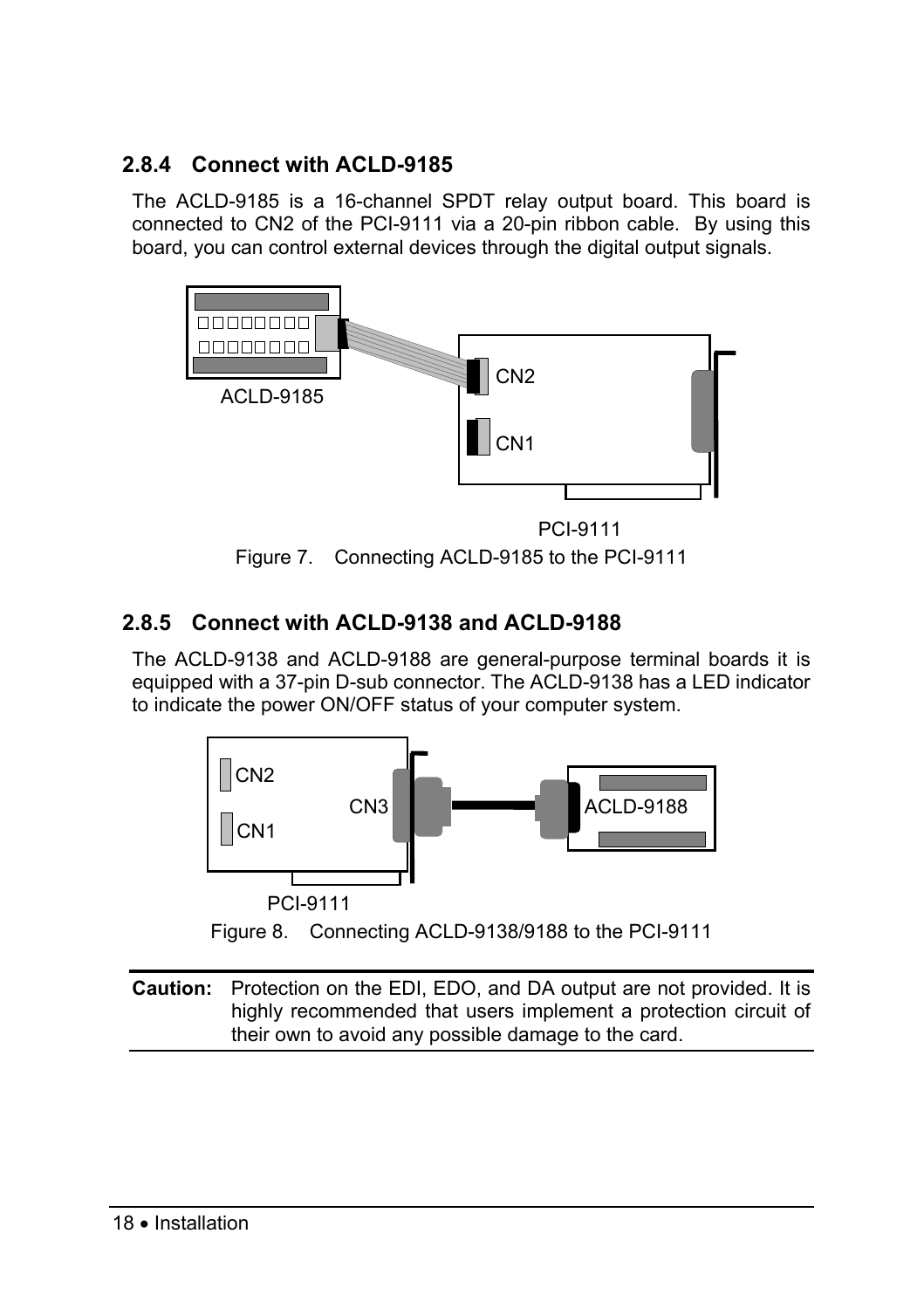### 2.8.4 Connect with ACLD-9185

The ACLD-9185 is a 16-channel SPDT relay output board. This board is connected to CN2 of the PCI-9111 via a 20-pin ribbon cable. By using this board, you can control external devices through the digital output signals.

Figure 7. Connecting ACLD-9185 to the PCI-9111

### 2.8.5 Connect with ACLD-9138 and ACLD-9188

The ACLD-9138 and ACLD-9188 are general-purpose terminal boards it is equipped with a 37-pin D-sub connector. The ACLD-9138 has a LED indicator to indicate the power ON/OFF status of your computer system.

Figure 8. Connecting ACLD-9138/9188 to the PCI-9111

**Caution:** Protection on the EDI, EDO, and DA output are not provided. It is highly recommended that users implement a protection circuit of their own to avoid any possible damage to the card.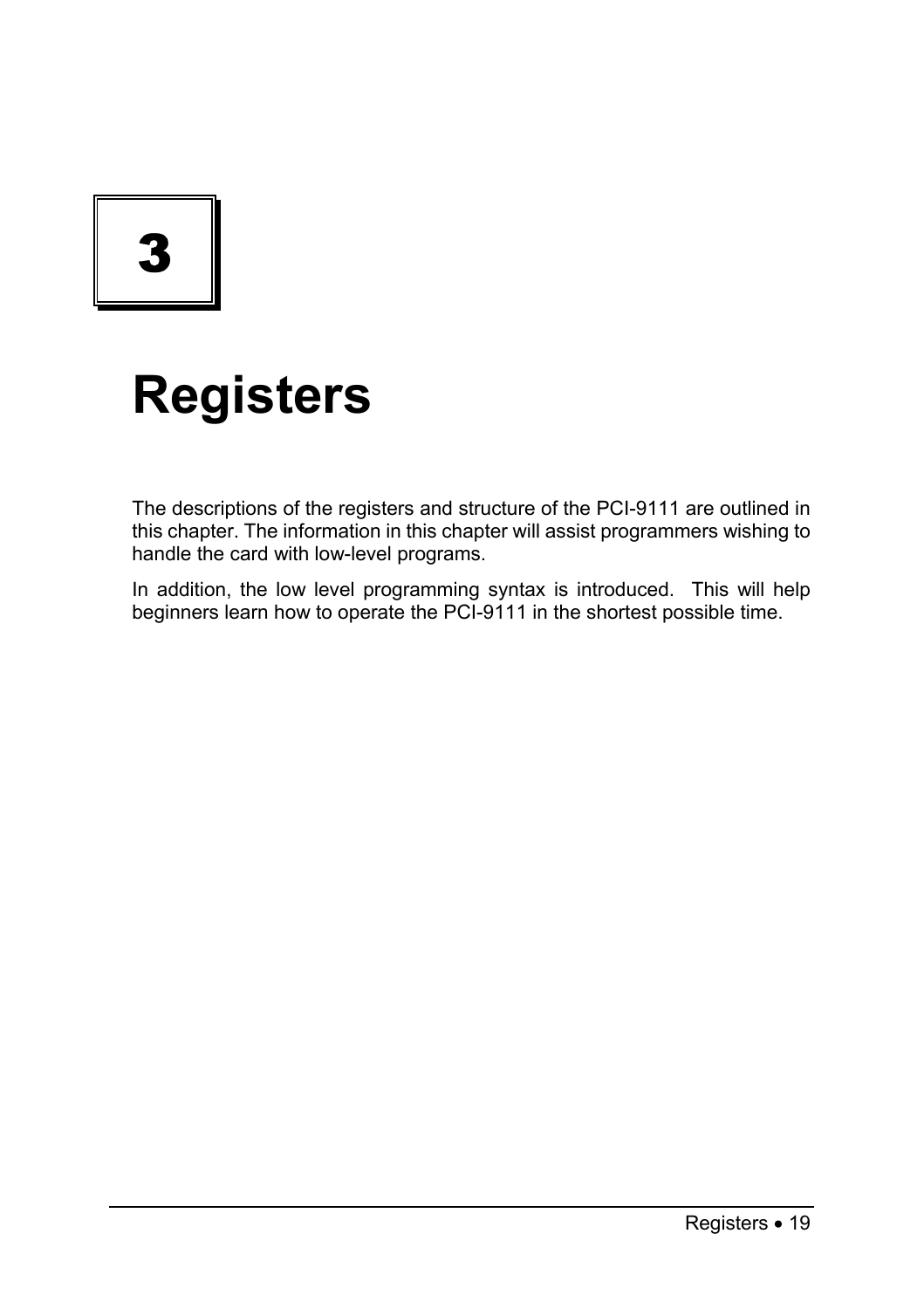# 3

# Registers

The descriptions of the registers and structure of the PCI-9111 are outlined in this chapter. The information in this chapter will assist programmers wishing to handle the card with low-level programs.

In addition, the low level programming syntax is introduced. This will help beginners learn how to operate the PCI-9111 in the shortest possible time.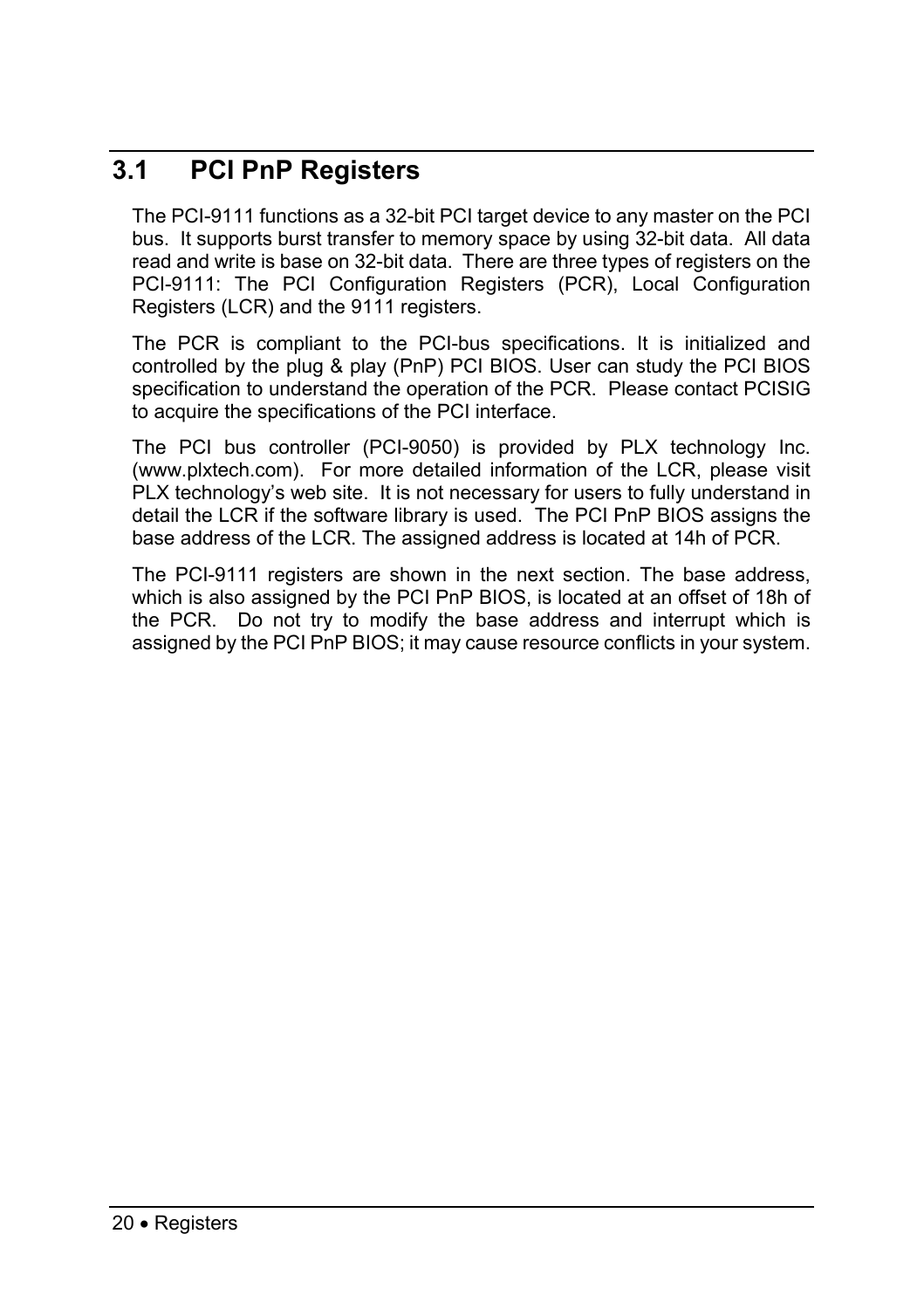## 3.1 PCI PnP Registers

The PCI-9111 functions as a 32-bit PCI target device to any master on the PCI bus. It supports burst transfer to memory space by using 32-bit data. All data read and write is base on 32-bit data. There are three types of registers on the PCI-9111: The PCI Configuration Registers (PCR), Local Configuration Registers (LCR) and the 9111 registers.

The PCR is compliant to the PCI-bus specifications. It is initialized and controlled by the plug & play (PnP) PCI BIOS. User can study the PCI BIOS specification to understand the operation of the PCR. Please contact PCISIG to acquire the specifications of the PCI interface.

The PCI bus controller (PCI-9050) is provided by PLX technology Inc. (www.plxtech.com). For more detailed information of the LCR, please visit PLX technology's web site. It is not necessary for users to fully understand in detail the LCR if the software library is used. The PCI PnP BIOS assigns the base address of the LCR. The assigned address is located at 14h of PCR.

The PCI-9111 registers are shown in the next section. The base address, which is also assigned by the PCI PnP BIOS, is located at an offset of 18h of the PCR. Do not try to modify the base address and interrupt which is assigned by the PCI PnP BIOS; it may cause resource conflicts in your system.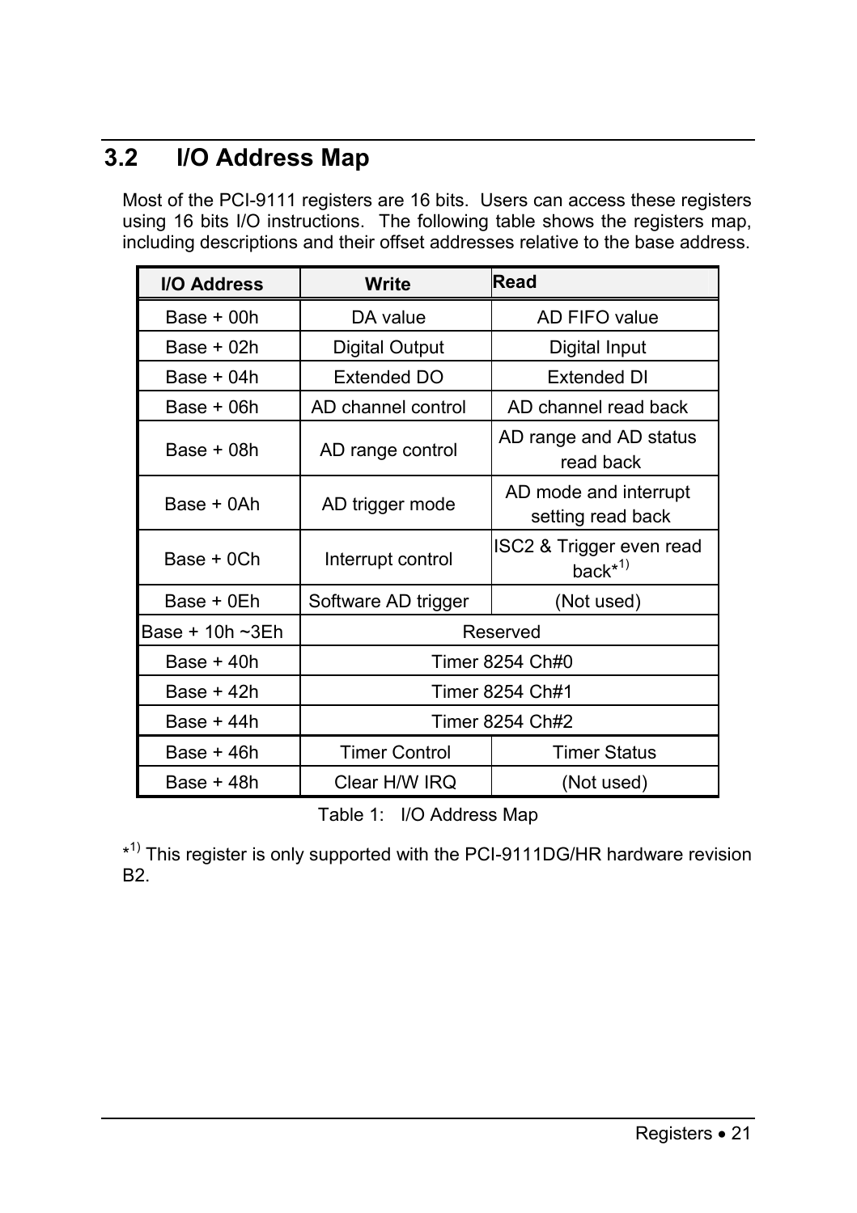## 3.2 I/O Address Map

Most of the PCI-9111 registers are 16 bits. Users can access these registers using 16 bits I/O instructions. The following table shows the registers map, including descriptions and their offset addresses relative to the base address.

| I/O Address | Write | Read |
|---|---|---|
| Base + 00h | DA value | AD FIFO value |
| Base + 02h | Digital Output | Digital Input |
| Base + 04h | Extended DO | Extended DI |
| Base + 06h | AD channel control | AD channel read back |
| Base + 08h | AD range control | AD range and AD status read back |
| Base + 0Ah | AD trigger mode | AD mode and interrupt setting read back |
| Base + 0Ch | Interrupt control | ISC2 & Trigger even read back*[1)] |
| Base + 0Eh | Software AD trigger | (Not used) |
| Base + 10h ~3Eh | Reserved | |
| Base + 40h | Timer 8254 Ch#0 | |
| Base + 42h | Timer 8254 Ch#1 | |
| Base + 44h | Timer 8254 Ch#2 | |
| Base + 46h | Timer Control | Timer Status |
| Base + 48h | Clear H/W IRQ | (Not used) |

Table 1: I/O Address Map

*[1)] This register is only supported with the PCI-9111DG/HR hardware revision B2.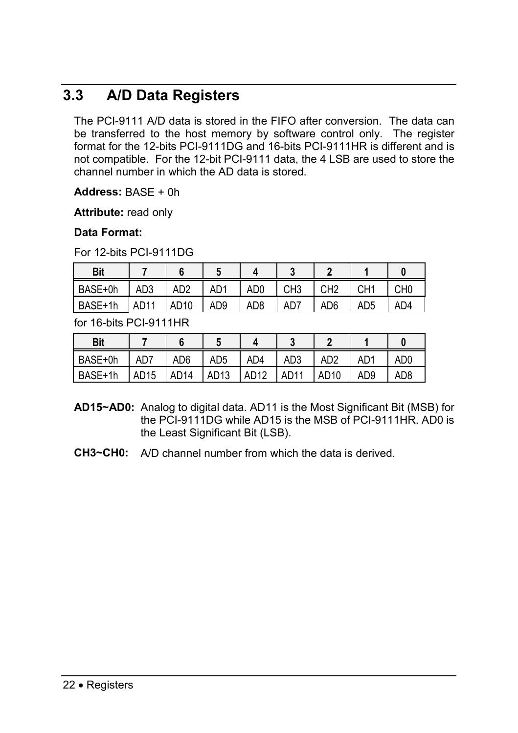## 3.3 A/D Data Registers

The PCI-9111 A/D data is stored in the FIFO after conversion. The data can be transferred to the host memory by software control only. The register format for the 12-bits PCI-9111DG and 16-bits PCI-9111HR is different and is not compatible. For the 12-bit PCI-9111 data, the 4 LSB are used to store the channel number in which the AD data is stored.

**Address:** BASE + 0h

**Attribute:** read only

**Data Format:**

For 12-bits PCI-9111DG

| Bit | 7 | 6 | 5 | 4 | 3 | 2 | 1 | 0 |
|---|---|---|---|---|---|---|---|---|
| BASE+0h | AD3 | AD2 | AD1 | AD0 | CH3 | CH2 | CH1 | CH0 |
| BASE+1h | AD11 | AD10 | AD9 | AD8 | AD7 | AD6 | AD5 | AD4 |

for 16-bits PCI-9111HR

| Bit | 7 | 6 | 5 | 4 | 3 | 2 | 1 | 0 |
|---|---|---|---|---|---|---|---|---|
| BASE+0h | AD7 | AD6 | AD5 | AD4 | AD3 | AD2 | AD1 | AD0 |
| BASE+1h | AD15 | AD14 | AD13 | AD12 | AD11 | AD10 | AD9 | AD8 |

**AD15~AD0:** Analog to digital data. AD11 is the Most Significant Bit (MSB) for the PCI-9111DG while AD15 is the MSB of PCI-9111HR. AD0 is the Least Significant Bit (LSB).

**CH3~CH0:** A/D channel number from which the data is derived.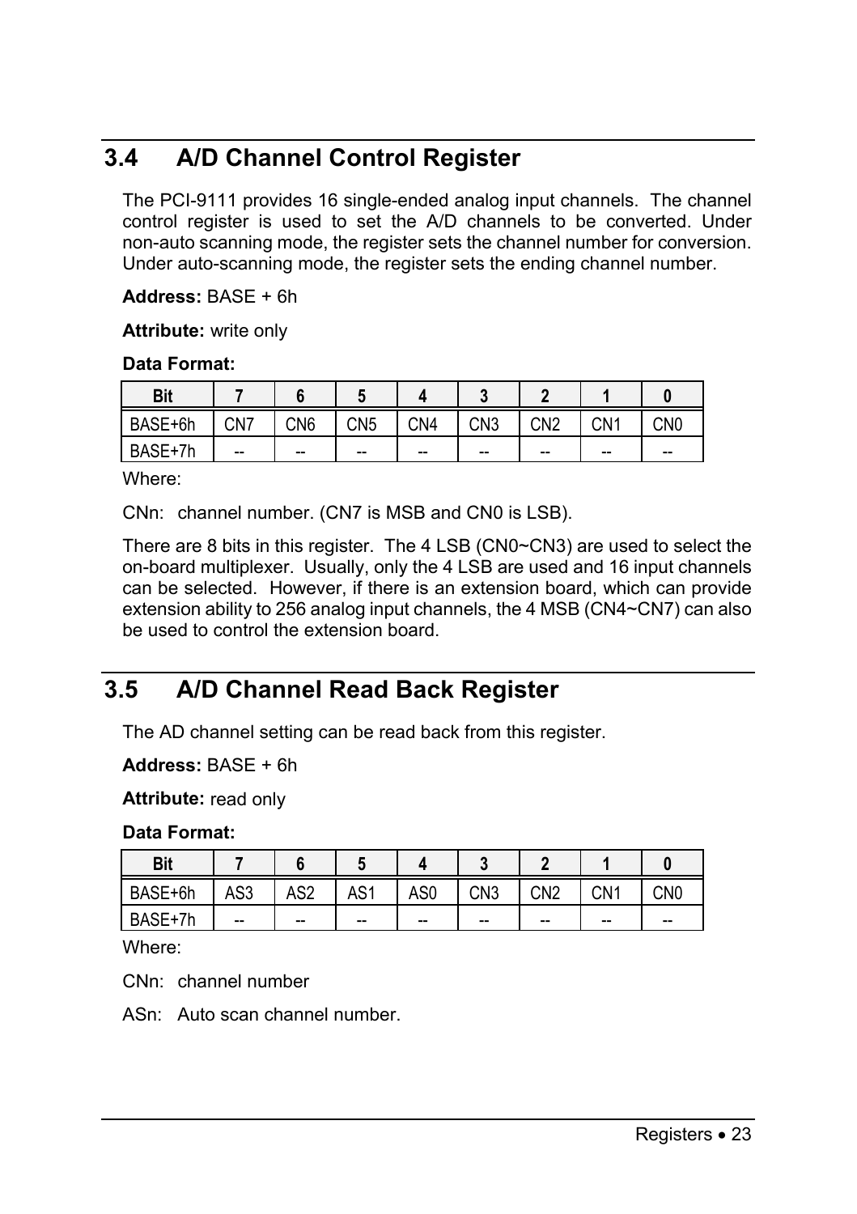## 3.4 A/D Channel Control Register

The PCI-9111 provides 16 single-ended analog input channels. The channel control register is used to set the A/D channels to be converted. Under non-auto scanning mode, the register sets the channel number for conversion. Under auto-scanning mode, the register sets the ending channel number.

**Address:** BASE + 6h

**Attribute:** write only

**Data Format:**

| Bit | 7 | 6 | 5 | 4 | 3 | 2 | 1 | 0 |
|---|---|---|---|---|---|---|---|---|
| BASE+6h | CN7 | CN6 | CN5 | CN4 | CN3 | CN2 | CN1 | CN0 |
| BASE+7h | -- | -- | -- | -- | -- | -- | -- | -- |

Where:

CNn: channel number. (CN7 is MSB and CN0 is LSB).

There are 8 bits in this register. The 4 LSB (CN0~CN3) are used to select the on-board multiplexer. Usually, only the 4 LSB are used and 16 input channels can be selected. However, if there is an extension board, which can provide extension ability to 256 analog input channels, the 4 MSB (CN4~CN7) can also be used to control the extension board.

## 3.5 A/D Channel Read Back Register

The AD channel setting can be read back from this register.

**Address:** BASE + 6h

**Attribute:** read only

**Data Format:**

| Bit | 7 | 6 | 5 | 4 | 3 | 2 | 1 | 0 |
|---|---|---|---|---|---|---|---|---|
| BASE+6h | AS3 | AS2 | AS1 | AS0 | CN3 | CN2 | CN1 | CN0 |
| BASE+7h | -- | -- | -- | -- | -- | -- | -- | -- |

Where:

CNn: channel number

ASn: Auto scan channel number.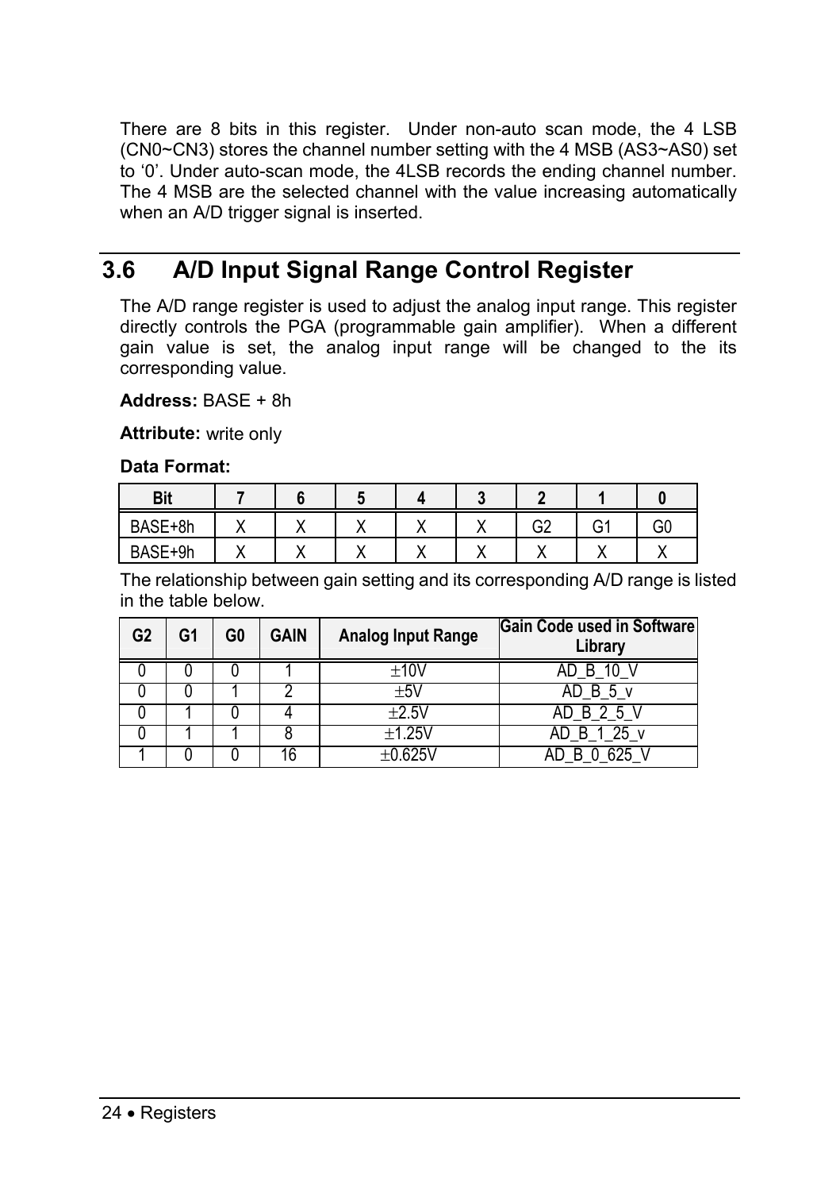There are 8 bits in this register. Under non-auto scan mode, the 4 LSB (CN0~CN3) stores the channel number setting with the 4 MSB (AS3~AS0) set to '0'. Under auto-scan mode, the 4LSB records the ending channel number. The 4 MSB are the selected channel with the value increasing automatically when an A/D trigger signal is inserted.

## 3.6 A/D Input Signal Range Control Register

The A/D range register is used to adjust the analog input range. This register directly controls the PGA (programmable gain amplifier). When a different gain value is set, the analog input range will be changed to the its corresponding value.

**Address:** BASE + 8h

**Attribute:** write only

**Data Format:**

| Bit | 7 | 6 | 5 | 4 | 3 | 2 | 1 | 0 |
|---|---|---|---|---|---|---|---|---|
| BASE+8h | X | X | X | X | X | G2 | G1 | G0 |
| BASE+9h | X | X | X | X | X | X | X | X |

The relationship between gain setting and its corresponding A/D range is listed in the table below.

| G2 | G1 | G0 | GAIN | Analog Input Range | Gain Code used in Software Library |
|---|---|---|---|---|---|
| 0 | 0 | 0 | 1 | ±10V | AD_B_10_V |
| 0 | 0 | 1 | 2 | ±5V | AD_B_5_v |
| 0 | 1 | 0 | 4 | ±2.5V | AD_B_2_5_V |
| 0 | 1 | 1 | 8 | ±1.25V | AD_B_1_25_v |
| 1 | 0 | 0 | 16 | ±0.625V | AD_B_0_625_V |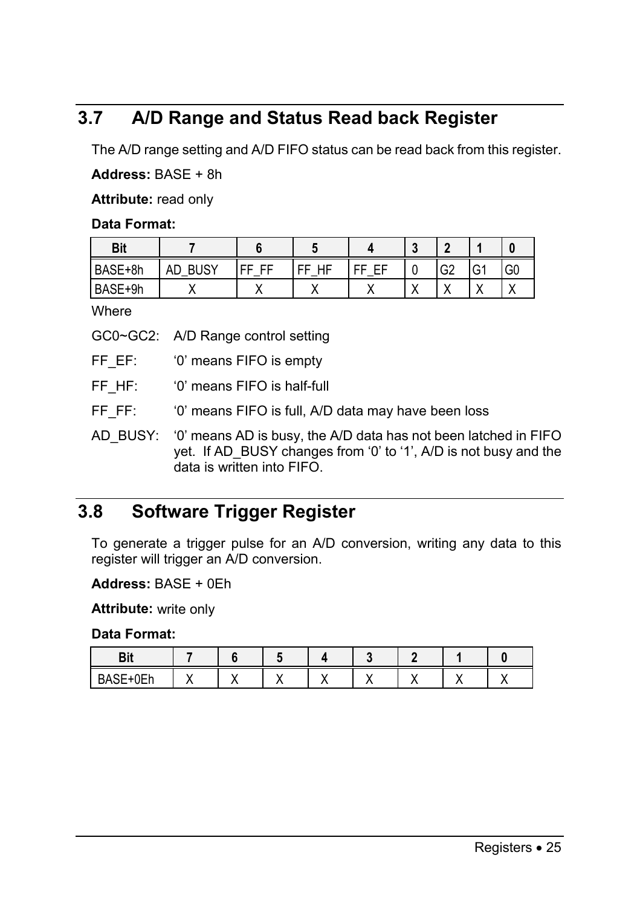## 3.7 A/D Range and Status Read back Register

The A/D range setting and A/D FIFO status can be read back from this register.

**Address:** BASE + 8h

**Attribute:** read only

**Data Format:**

| Bit | 7 | 6 | 5 | 4 | 3 | 2 | 1 | 0 |
|---|---|---|---|---|---|---|---|---|
| BASE+8h | AD_BUSY | FF_FF | FF_HF | FF_EF | 0 | G2 | G1 | G0 |
| BASE+9h | X | X | X | X | X | X | X | X |

Where

GC0~GC2: A/D Range control setting

FF_EF: '0' means FIFO is empty

FF_HF: '0' means FIFO is half-full

FF_FF: '0' means FIFO is full, A/D data may have been loss

AD_BUSY: '0' means AD is busy, the A/D data has not been latched in FIFO yet. If AD_BUSY changes from '0' to '1', A/D is not busy and the data is written into FIFO.

## 3.8 Software Trigger Register

To generate a trigger pulse for an A/D conversion, writing any data to this register will trigger an A/D conversion.

**Address:** BASE + 0Eh

**Attribute:** write only

**Data Format:**

| Bit | 7 | 6 | 5 | 4 | 3 | 2 | 1 | 0 |
|---|---|---|---|---|---|---|---|---|
| BASE+0Eh | X | X | X | X | X | X | X | X |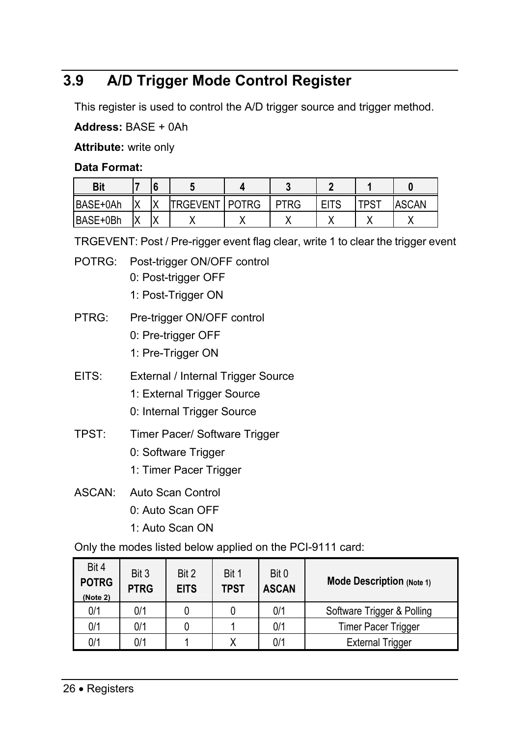## 3.9 A/D Trigger Mode Control Register

This register is used to control the A/D trigger source and trigger method.

**Address:** BASE + 0Ah

**Attribute:** write only

**Data Format:**

| Bit | 7 | 6 | 5 | 4 | 3 | 2 | 1 | 0 |
|---|---|---|---|---|---|---|---|---|
| BASE+0Ah | X | X | TRGEVENT | POTRG | PTRG | EITS | TPST | ASCAN |
| BASE+0Bh | X | X | X | X | X | X | X | X |

TRGEVENT: Post / Pre-rigger event flag clear, write 1 to clear the trigger event

POTRG: Post-trigger ON/OFF control
- 0: Post-trigger OFF
- 1: Post-Trigger ON

PTRG: Pre-trigger ON/OFF control
- 0: Pre-trigger OFF
- 1: Pre-Trigger ON

EITS: External / Internal Trigger Source
- 1: External Trigger Source
- 0: Internal Trigger Source

TPST: Timer Pacer/ Software Trigger
- 0: Software Trigger
- 1: Timer Pacer Trigger

ASCAN: Auto Scan Control
- 0: Auto Scan OFF
- 1: Auto Scan ON

Only the modes listed below applied on the PCI-9111 card:

| Bit 4 **POTRG** (Note 2) | Bit 3 **PTRG** | Bit 2 **EITS** | Bit 1 **TPST** | Bit 0 **ASCAN** | **Mode Description** (Note 1) |
|---|---|---|---|---|---|
| 0/1 | 0/1 | 0 | 0 | 0/1 | Software Trigger & Polling |
| 0/1 | 0/1 | 0 | 1 | 0/1 | Timer Pacer Trigger |
| 0/1 | 0/1 | 1 | X | 0/1 | External Trigger |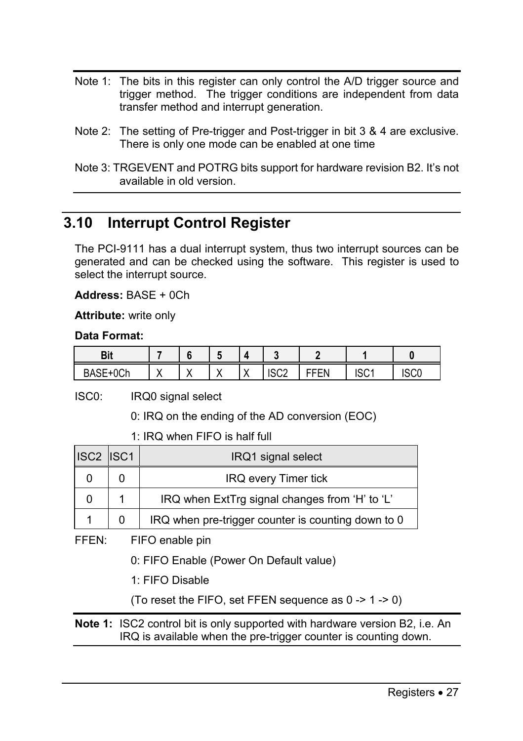Note 1: The bits in this register can only control the A/D trigger source and trigger method. The trigger conditions are independent from data transfer method and interrupt generation.

Note 2: The setting of Pre-trigger and Post-trigger in bit 3 & 4 are exclusive. There is only one mode can be enabled at one time

Note 3: TRGEVENT and POTRG bits support for hardware revision B2. It's not available in old version.

## 3.10 Interrupt Control Register

The PCI-9111 has a dual interrupt system, thus two interrupt sources can be generated and can be checked using the software. This register is used to select the interrupt source.

**Address:** BASE + 0Ch

**Attribute:** write only

**Data Format:**

| Bit | 7 | 6 | 5 | 4 | 3 | 2 | 1 | 0 |
|---|---|---|---|---|---|---|---|---|
| BASE+0Ch | X | X | X | X | ISC2 | FFEN | ISC1 | ISC0 |

ISC0: IRQ0 signal select

0: IRQ on the ending of the AD conversion (EOC)

1: IRQ when FIFO is half full

| ISC2 | ISC1 | IRQ1 signal select |
|---|---|---|
| 0 | 0 | IRQ every Timer tick |
| 0 | 1 | IRQ when ExtTrg signal changes from 'H' to 'L' |
| 1 | 0 | IRQ when pre-trigger counter is counting down to 0 |

FFEN: FIFO enable pin

0: FIFO Enable (Power On Default value)

1: FIFO Disable

(To reset the FIFO, set FFEN sequence as 0 -> 1 -> 0)

**Note 1:** ISC2 control bit is only supported with hardware version B2, i.e. An IRQ is available when the pre-trigger counter is counting down.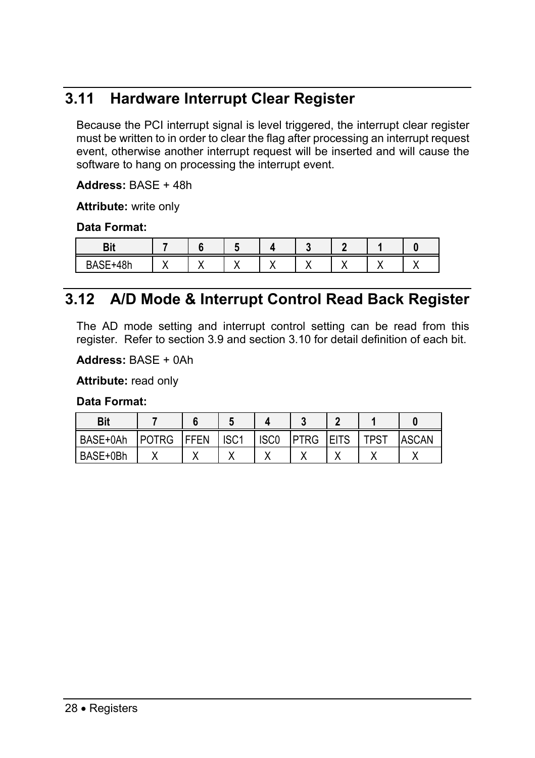## 3.11 Hardware Interrupt Clear Register

Because the PCI interrupt signal is level triggered, the interrupt clear register must be written to in order to clear the flag after processing an interrupt request event, otherwise another interrupt request will be inserted and will cause the software to hang on processing the interrupt event.

**Address:** BASE + 48h

**Attribute:** write only

**Data Format:**

| Bit | 7 | 6 | 5 | 4 | 3 | 2 | 1 | 0 |
|---|---|---|---|---|---|---|---|---|
| BASE+48h | X | X | X | X | X | X | X | X |

## 3.12 A/D Mode & Interrupt Control Read Back Register

The AD mode setting and interrupt control setting can be read from this register. Refer to section 3.9 and section 3.10 for detail definition of each bit.

**Address:** BASE + 0Ah

**Attribute:** read only

**Data Format:**

| Bit | 7 | 6 | 5 | 4 | 3 | 2 | 1 | 0 |
|---|---|---|---|---|---|---|---|---|
| BASE+0Ah | POTRG | FFEN | ISC1 | ISC0 | PTRG | EITS | TPST | ASCAN |
| BASE+0Bh | X | X | X | X | X | X | X | X |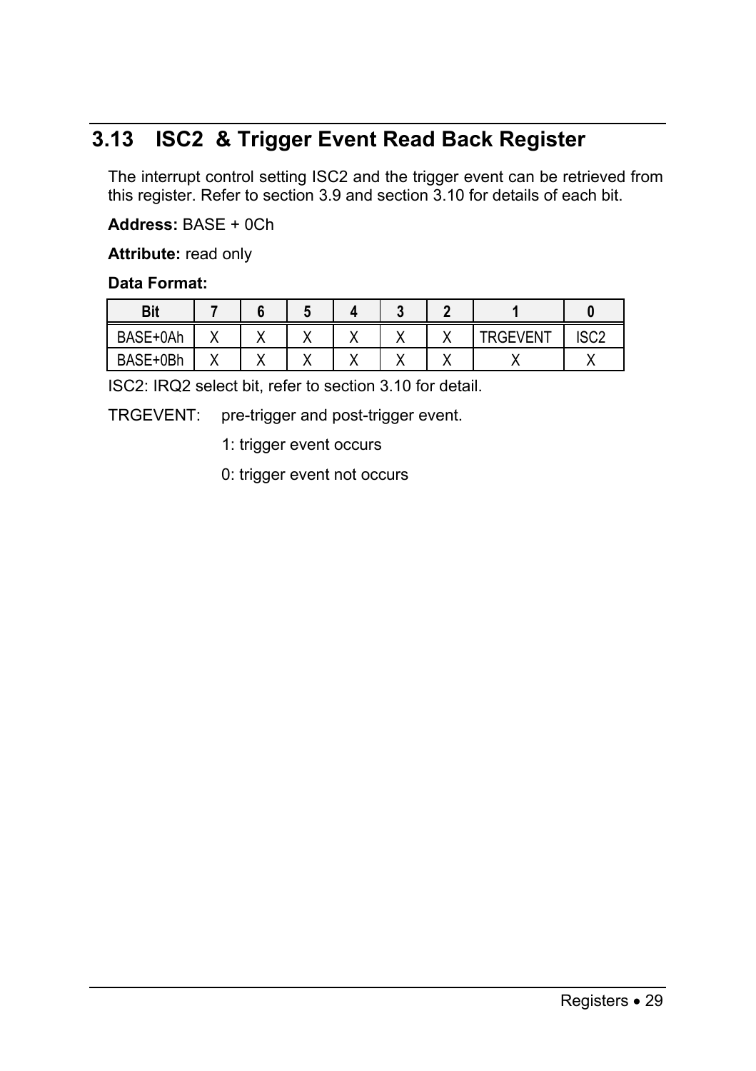## 3.13 ISC2 & Trigger Event Read Back Register

The interrupt control setting ISC2 and the trigger event can be retrieved from this register. Refer to section 3.9 and section 3.10 for details of each bit.

**Address:** BASE + 0Ch

**Attribute:** read only

**Data Format:**

| Bit | 7 | 6 | 5 | 4 | 3 | 2 | 1 | 0 |
|---|---|---|---|---|---|---|---|---|
| BASE+0Ah | X | X | X | X | X | X | TRGEVENT | ISC2 |
| BASE+0Bh | X | X | X | X | X | X | X | X |

ISC2: IRQ2 select bit, refer to section 3.10 for detail.

TRGEVENT: pre-trigger and post-trigger event.

1: trigger event occurs

0: trigger event not occurs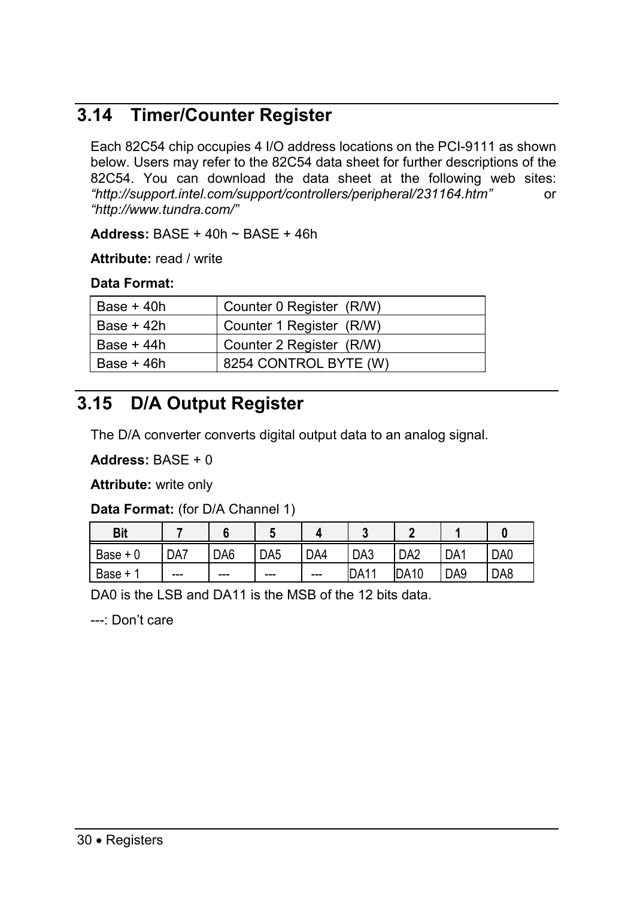## 3.14 Timer/Counter Register

Each 82C54 chip occupies 4 I/O address locations on the PCI-9111 as shown below. Users may refer to the 82C54 data sheet for further descriptions of the 82C54. You can download the data sheet at the following web sites: *"http://support.intel.com/support/controllers/peripheral/231164.htm"* or *"http://www.tundra.com/"*

**Address:** BASE + 40h ~ BASE + 46h

**Attribute:** read / write

**Data Format:**

| | |
|---|---|
| Base + 40h | Counter 0 Register (R/W) |
| Base + 42h | Counter 1 Register (R/W) |
| Base + 44h | Counter 2 Register (R/W) |
| Base + 46h | 8254 CONTROL BYTE (W) |

## 3.15 D/A Output Register

The D/A converter converts digital output data to an analog signal.

**Address:** BASE + 0

**Attribute:** write only

**Data Format:** (for D/A Channel 1)

| Bit | 7 | 6 | 5 | 4 | 3 | 2 | 1 | 0 |
|---|---|---|---|---|---|---|---|---|
| Base + 0 | DA7 | DA6 | DA5 | DA4 | DA3 | DA2 | DA1 | DA0 |
| Base + 1 | --- | --- | --- | --- | DA11 | DA10 | DA9 | DA8 |

DA0 is the LSB and DA11 is the MSB of the 12 bits data.

---: Don't care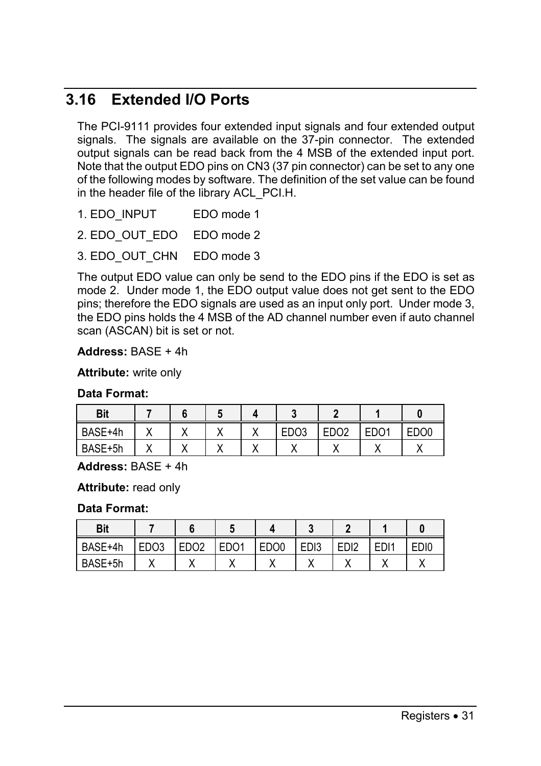## 3.16 Extended I/O Ports

The PCI-9111 provides four extended input signals and four extended output signals. The signals are available on the 37-pin connector. The extended output signals can be read back from the 4 MSB of the extended input port. Note that the output EDO pins on CN3 (37 pin connector) can be set to any one of the following modes by software. The definition of the set value can be found in the header file of the library ACL_PCI.H.

1. EDO_INPUT EDO mode 1
2. EDO_OUT_EDO EDO mode 2
3. EDO_OUT_CHN EDO mode 3

The output EDO value can only be send to the EDO pins if the EDO is set as mode 2. Under mode 1, the EDO output value does not get sent to the EDO pins; therefore the EDO signals are used as an input only port. Under mode 3, the EDO pins holds the 4 MSB of the AD channel number even if auto channel scan (ASCAN) bit is set or not.

**Address:** BASE + 4h

**Attribute:** write only

**Data Format:**

| Bit | 7 | 6 | 5 | 4 | 3 | 2 | 1 | 0 |
|---|---|---|---|---|---|---|---|---|
| BASE+4h | X | X | X | X | EDO3 | EDO2 | EDO1 | EDO0 |
| BASE+5h | X | X | X | X | X | X | X | X |

**Address:** BASE + 4h

**Attribute:** read only

**Data Format:**

| Bit | 7 | 6 | 5 | 4 | 3 | 2 | 1 | 0 |
|---|---|---|---|---|---|---|---|---|
| BASE+4h | EDO3 | EDO2 | EDO1 | EDO0 | EDI3 | EDI2 | EDI1 | EDI0 |
| BASE+5h | X | X | X | X | X | X | X | X |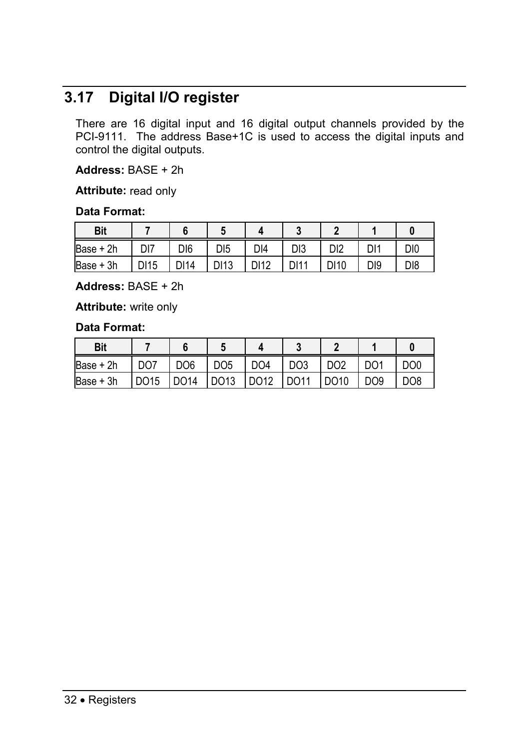## 3.17 Digital I/O register

There are 16 digital input and 16 digital output channels provided by the PCI-9111. The address Base+1C is used to access the digital inputs and control the digital outputs.

**Address:** BASE + 2h

**Attribute:** read only

**Data Format:**

| Bit | 7 | 6 | 5 | 4 | 3 | 2 | 1 | 0 |
|---|---|---|---|---|---|---|---|---|
| Base + 2h | DI7 | DI6 | DI5 | DI4 | DI3 | DI2 | DI1 | DI0 |
| Base + 3h | DI15 | DI14 | DI13 | DI12 | DI11 | DI10 | DI9 | DI8 |

**Address:** BASE + 2h

**Attribute:** write only

**Data Format:**

| Bit | 7 | 6 | 5 | 4 | 3 | 2 | 1 | 0 |
|---|---|---|---|---|---|---|---|---|
| Base + 2h | DO7 | DO6 | DO5 | DO4 | DO3 | DO2 | DO1 | DO0 |
| Base + 3h | DO15 | DO14 | DO13 | DO12 | DO11 | DO10 | DO9 | DO8 |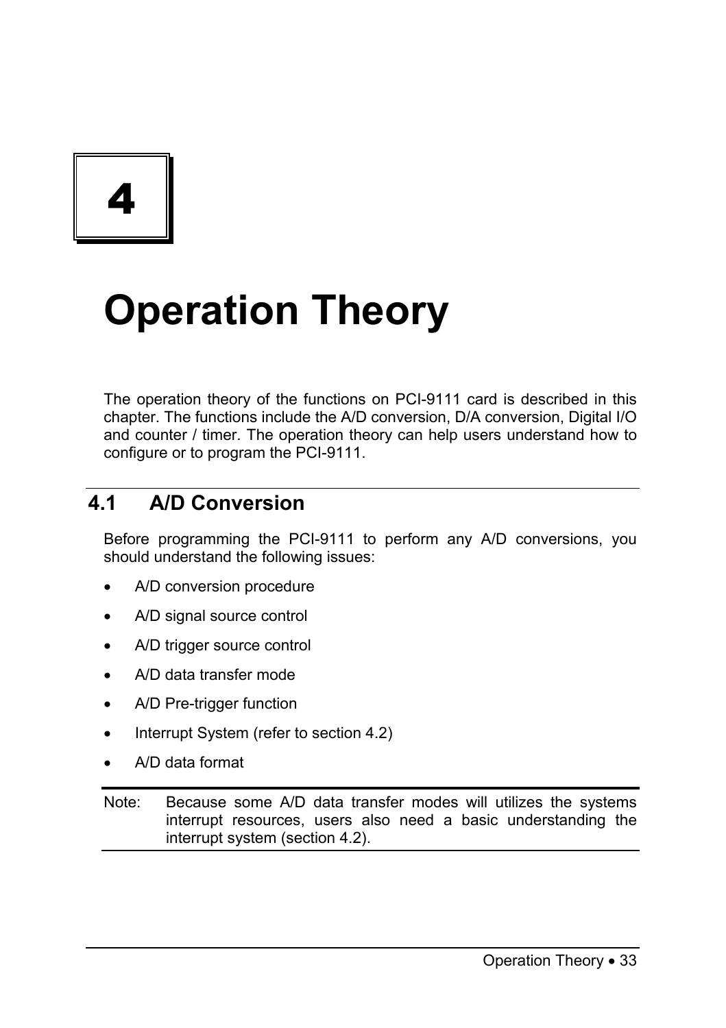# 4

# Operation Theory

The operation theory of the functions on PCI-9111 card is described in this chapter. The functions include the A/D conversion, D/A conversion, Digital I/O and counter / timer. The operation theory can help users understand how to configure or to program the PCI-9111.

## 4.1 A/D Conversion

Before programming the PCI-9111 to perform any A/D conversions, you should understand the following issues:

- A/D conversion procedure
- A/D signal source control
- A/D trigger source control
- A/D data transfer mode
- A/D Pre-trigger function
- Interrupt System (refer to section 4.2)
- A/D data format

Note: Because some A/D data transfer modes will utilizes the systems interrupt resources, users also need a basic understanding the interrupt system (section 4.2).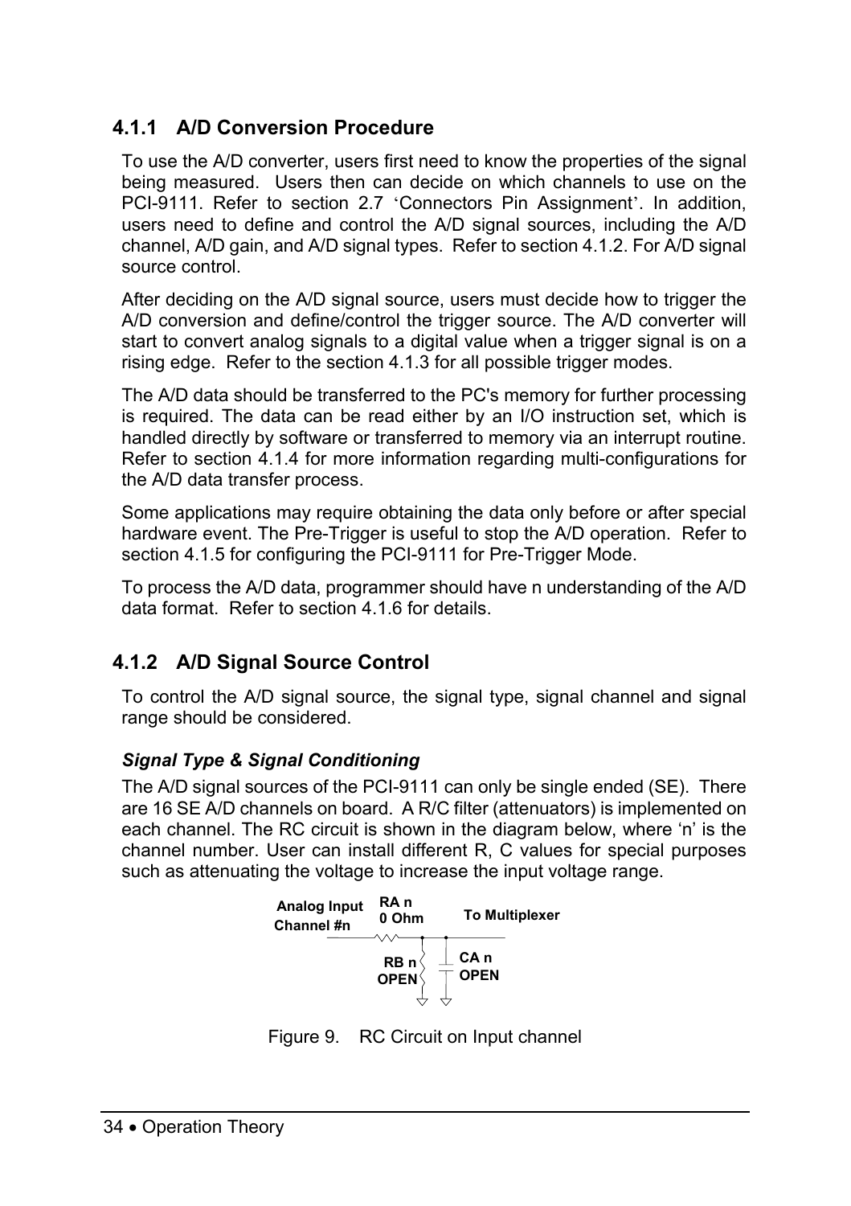### 4.1.1 A/D Conversion Procedure

To use the A/D converter, users first need to know the properties of the signal being measured. Users then can decide on which channels to use on the PCI-9111. Refer to section 2.7 'Connectors Pin Assignment'. In addition, users need to define and control the A/D signal sources, including the A/D channel, A/D gain, and A/D signal types. Refer to section 4.1.2. For A/D signal source control.

After deciding on the A/D signal source, users must decide how to trigger the A/D conversion and define/control the trigger source. The A/D converter will start to convert analog signals to a digital value when a trigger signal is on a rising edge. Refer to the section 4.1.3 for all possible trigger modes.

The A/D data should be transferred to the PC's memory for further processing is required. The data can be read either by an I/O instruction set, which is handled directly by software or transferred to memory via an interrupt routine. Refer to section 4.1.4 for more information regarding multi-configurations for the A/D data transfer process.

Some applications may require obtaining the data only before or after special hardware event. The Pre-Trigger is useful to stop the A/D operation. Refer to section 4.1.5 for configuring the PCI-9111 for Pre-Trigger Mode.

To process the A/D data, programmer should have n understanding of the A/D data format. Refer to section 4.1.6 for details.

### 4.1.2 A/D Signal Source Control

To control the A/D signal source, the signal type, signal channel and signal range should be considered.

***Signal Type & Signal Conditioning***

The A/D signal sources of the PCI-9111 can only be single ended (SE). There are 16 SE A/D channels on board. A R/C filter (attenuators) is implemented on each channel. The RC circuit is shown in the diagram below, where 'n' is the channel number. User can install different R, C values for special purposes such as attenuating the voltage to increase the input voltage range.

Analog Input Channel #n — RA n 0 Ohm — To Multiplexer; RB n OPEN; CA n OPEN

Figure 9. RC Circuit on Input channel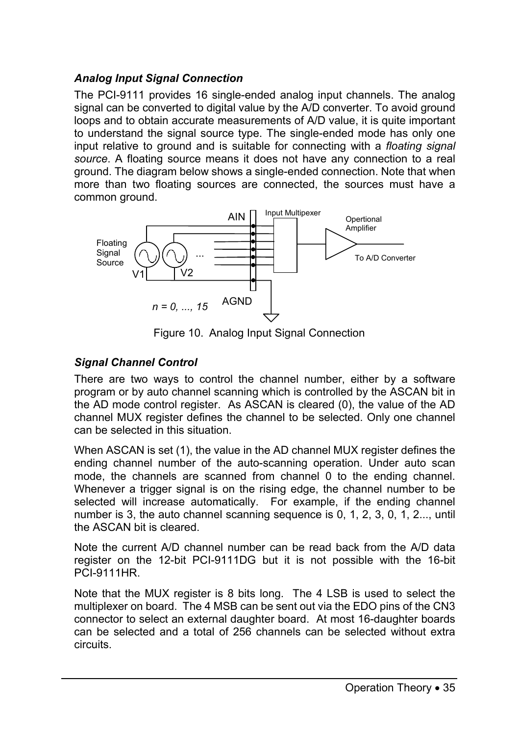### *Analog Input Signal Connection*

The PCI-9111 provides 16 single-ended analog input channels. The analog signal can be converted to digital value by the A/D converter. To avoid ground loops and to obtain accurate measurements of A/D value, it is quite important to understand the signal source type. The single-ended mode has only one input relative to ground and is suitable for connecting with a *floating signal source*. A floating source means it does not have any connection to a real ground. The diagram below shows a single-ended connection. Note that when more than two floating sources are connected, the sources must have a common ground.

Figure 10. Analog Input Signal Connection

### *Signal Channel Control*

There are two ways to control the channel number, either by a software program or by auto channel scanning which is controlled by the ASCAN bit in the AD mode control register. As ASCAN is cleared (0), the value of the AD channel MUX register defines the channel to be selected. Only one channel can be selected in this situation.

When ASCAN is set (1), the value in the AD channel MUX register defines the ending channel number of the auto-scanning operation. Under auto scan mode, the channels are scanned from channel 0 to the ending channel. Whenever a trigger signal is on the rising edge, the channel number to be selected will increase automatically. For example, if the ending channel number is 3, the auto channel scanning sequence is 0, 1, 2, 3, 0, 1, 2..., until the ASCAN bit is cleared.

Note the current A/D channel number can be read back from the A/D data register on the 12-bit PCI-9111DG but it is not possible with the 16-bit PCI-9111HR.

Note that the MUX register is 8 bits long. The 4 LSB is used to select the multiplexer on board. The 4 MSB can be sent out via the EDO pins of the CN3 connector to select an external daughter board. At most 16-daughter boards can be selected and a total of 256 channels can be selected without extra circuits.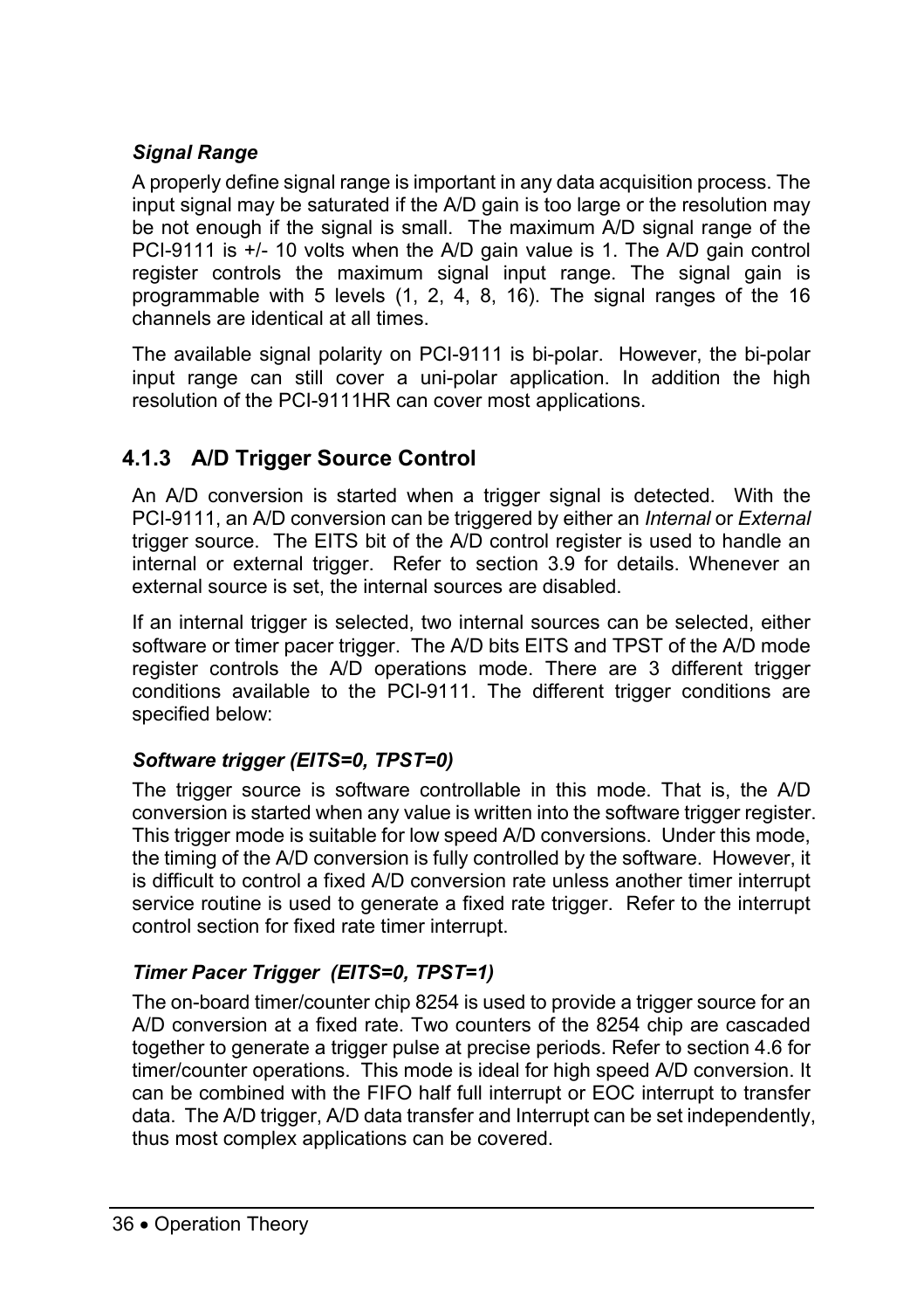***Signal Range***

A properly define signal range is important in any data acquisition process. The input signal may be saturated if the A/D gain is too large or the resolution may be not enough if the signal is small. The maximum A/D signal range of the PCI-9111 is +/- 10 volts when the A/D gain value is 1. The A/D gain control register controls the maximum signal input range. The signal gain is programmable with 5 levels (1, 2, 4, 8, 16). The signal ranges of the 16 channels are identical at all times.

The available signal polarity on PCI-9111 is bi-polar. However, the bi-polar input range can still cover a uni-polar application. In addition the high resolution of the PCI-9111HR can cover most applications.

### 4.1.3 A/D Trigger Source Control

An A/D conversion is started when a trigger signal is detected. With the PCI-9111, an A/D conversion can be triggered by either an *Internal* or *External* trigger source. The EITS bit of the A/D control register is used to handle an internal or external trigger. Refer to section 3.9 for details. Whenever an external source is set, the internal sources are disabled.

If an internal trigger is selected, two internal sources can be selected, either software or timer pacer trigger. The A/D bits EITS and TPST of the A/D mode register controls the A/D operations mode. There are 3 different trigger conditions available to the PCI-9111. The different trigger conditions are specified below:

***Software trigger (EITS=0, TPST=0)***

The trigger source is software controllable in this mode. That is, the A/D conversion is started when any value is written into the software trigger register. This trigger mode is suitable for low speed A/D conversions. Under this mode, the timing of the A/D conversion is fully controlled by the software. However, it is difficult to control a fixed A/D conversion rate unless another timer interrupt service routine is used to generate a fixed rate trigger. Refer to the interrupt control section for fixed rate timer interrupt.

***Timer Pacer Trigger (EITS=0, TPST=1)***

The on-board timer/counter chip 8254 is used to provide a trigger source for an A/D conversion at a fixed rate. Two counters of the 8254 chip are cascaded together to generate a trigger pulse at precise periods. Refer to section 4.6 for timer/counter operations. This mode is ideal for high speed A/D conversion. It can be combined with the FIFO half full interrupt or EOC interrupt to transfer data. The A/D trigger, A/D data transfer and Interrupt can be set independently, thus most complex applications can be covered.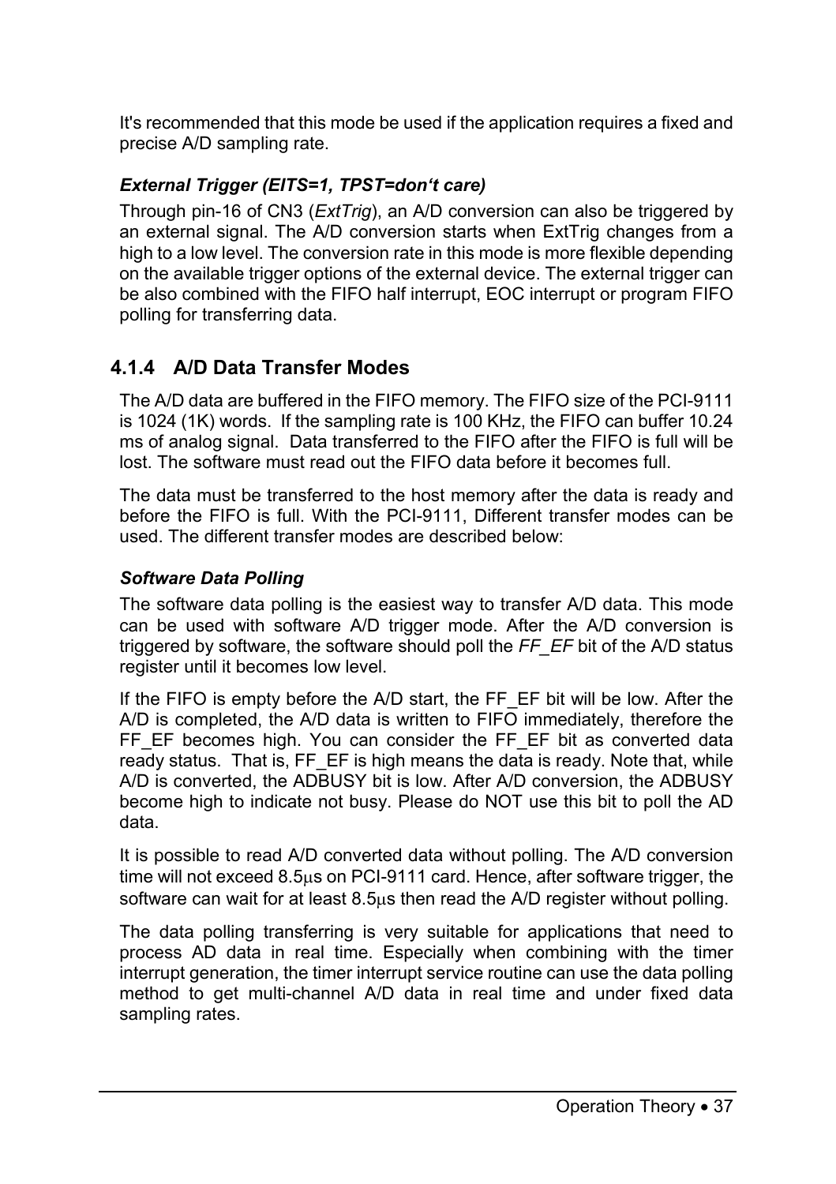It's recommended that this mode be used if the application requires a fixed and precise A/D sampling rate.

***External Trigger (EITS=1, TPST=don't care)***

Through pin-16 of CN3 (*ExtTrig*), an A/D conversion can also be triggered by an external signal. The A/D conversion starts when ExtTrig changes from a high to a low level. The conversion rate in this mode is more flexible depending on the available trigger options of the external device. The external trigger can be also combined with the FIFO half interrupt, EOC interrupt or program FIFO polling for transferring data.

### 4.1.4 A/D Data Transfer Modes

The A/D data are buffered in the FIFO memory. The FIFO size of the PCI-9111 is 1024 (1K) words. If the sampling rate is 100 KHz, the FIFO can buffer 10.24 ms of analog signal. Data transferred to the FIFO after the FIFO is full will be lost. The software must read out the FIFO data before it becomes full.

The data must be transferred to the host memory after the data is ready and before the FIFO is full. With the PCI-9111, Different transfer modes can be used. The different transfer modes are described below:

***Software Data Polling***

The software data polling is the easiest way to transfer A/D data. This mode can be used with software A/D trigger mode. After the A/D conversion is triggered by software, the software should poll the *FF_EF* bit of the A/D status register until it becomes low level.

If the FIFO is empty before the A/D start, the FF_EF bit will be low. After the A/D is completed, the A/D data is written to FIFO immediately, therefore the FF_EF becomes high. You can consider the FF_EF bit as converted data ready status. That is, FF_EF is high means the data is ready. Note that, while A/D is converted, the ADBUSY bit is low. After A/D conversion, the ADBUSY become high to indicate not busy. Please do NOT use this bit to poll the AD data.

It is possible to read A/D converted data without polling. The A/D conversion time will not exceed 8.5μs on PCI-9111 card. Hence, after software trigger, the software can wait for at least 8.5μs then read the A/D register without polling.

The data polling transferring is very suitable for applications that need to process AD data in real time. Especially when combining with the timer interrupt generation, the timer interrupt service routine can use the data polling method to get multi-channel A/D data in real time and under fixed data sampling rates.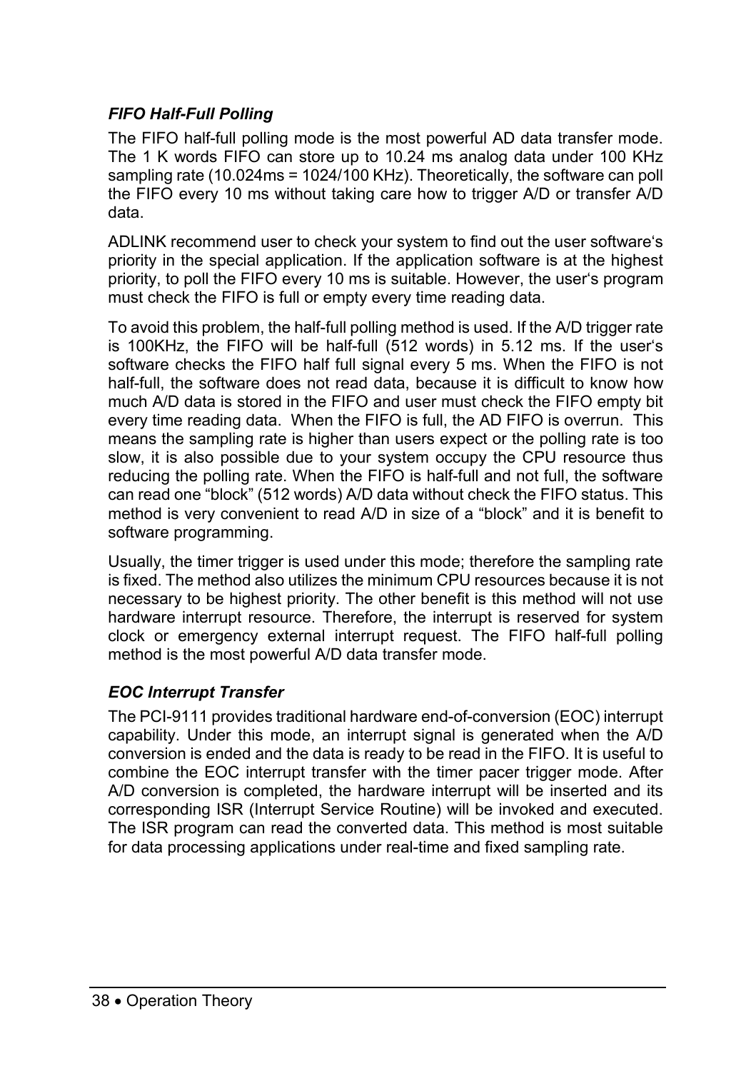### *FIFO Half-Full Polling*

The FIFO half-full polling mode is the most powerful AD data transfer mode. The 1 K words FIFO can store up to 10.24 ms analog data under 100 KHz sampling rate (10.024ms = 1024/100 KHz). Theoretically, the software can poll the FIFO every 10 ms without taking care how to trigger A/D or transfer A/D data.

ADLINK recommend user to check your system to find out the user software's priority in the special application. If the application software is at the highest priority, to poll the FIFO every 10 ms is suitable. However, the user's program must check the FIFO is full or empty every time reading data.

To avoid this problem, the half-full polling method is used. If the A/D trigger rate is 100KHz, the FIFO will be half-full (512 words) in 5.12 ms. If the user's software checks the FIFO half full signal every 5 ms. When the FIFO is not half-full, the software does not read data, because it is difficult to know how much A/D data is stored in the FIFO and user must check the FIFO empty bit every time reading data. When the FIFO is full, the AD FIFO is overrun. This means the sampling rate is higher than users expect or the polling rate is too slow, it is also possible due to your system occupy the CPU resource thus reducing the polling rate. When the FIFO is half-full and not full, the software can read one "block" (512 words) A/D data without check the FIFO status. This method is very convenient to read A/D in size of a "block" and it is benefit to software programming.

Usually, the timer trigger is used under this mode; therefore the sampling rate is fixed. The method also utilizes the minimum CPU resources because it is not necessary to be highest priority. The other benefit is this method will not use hardware interrupt resource. Therefore, the interrupt is reserved for system clock or emergency external interrupt request. The FIFO half-full polling method is the most powerful A/D data transfer mode.

### *EOC Interrupt Transfer*

The PCI-9111 provides traditional hardware end-of-conversion (EOC) interrupt capability. Under this mode, an interrupt signal is generated when the A/D conversion is ended and the data is ready to be read in the FIFO. It is useful to combine the EOC interrupt transfer with the timer pacer trigger mode. After A/D conversion is completed, the hardware interrupt will be inserted and its corresponding ISR (Interrupt Service Routine) will be invoked and executed. The ISR program can read the converted data. This method is most suitable for data processing applications under real-time and fixed sampling rate.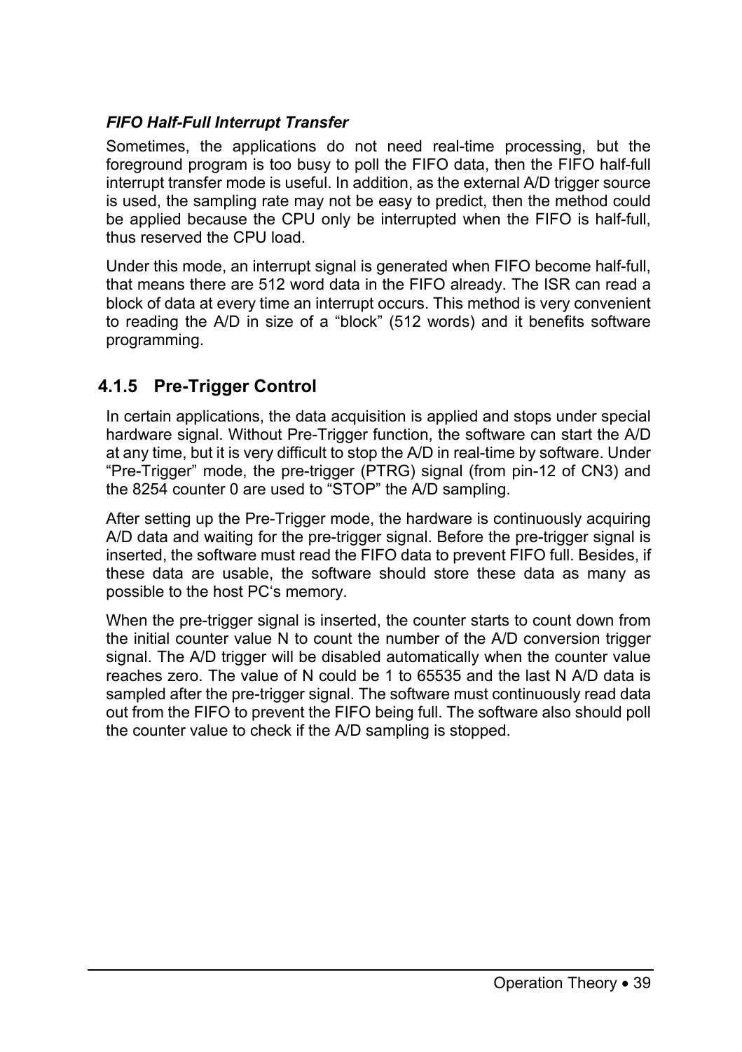***FIFO Half-Full Interrupt Transfer***

Sometimes, the applications do not need real-time processing, but the foreground program is too busy to poll the FIFO data, then the FIFO half-full interrupt transfer mode is useful. In addition, as the external A/D trigger source is used, the sampling rate may not be easy to predict, then the method could be applied because the CPU only be interrupted when the FIFO is half-full, thus reserved the CPU load.

Under this mode, an interrupt signal is generated when FIFO become half-full, that means there are 512 word data in the FIFO already. The ISR can read a block of data at every time an interrupt occurs. This method is very convenient to reading the A/D in size of a "block" (512 words) and it benefits software programming.

### 4.1.5 Pre-Trigger Control

In certain applications, the data acquisition is applied and stops under special hardware signal. Without Pre-Trigger function, the software can start the A/D at any time, but it is very difficult to stop the A/D in real-time by software. Under "Pre-Trigger" mode, the pre-trigger (PTRG) signal (from pin-12 of CN3) and the 8254 counter 0 are used to "STOP" the A/D sampling.

After setting up the Pre-Trigger mode, the hardware is continuously acquiring A/D data and waiting for the pre-trigger signal. Before the pre-trigger signal is inserted, the software must read the FIFO data to prevent FIFO full. Besides, if these data are usable, the software should store these data as many as possible to the host PC's memory.

When the pre-trigger signal is inserted, the counter starts to count down from the initial counter value N to count the number of the A/D conversion trigger signal. The A/D trigger will be disabled automatically when the counter value reaches zero. The value of N could be 1 to 65535 and the last N A/D data is sampled after the pre-trigger signal. The software must continuously read data out from the FIFO to prevent the FIFO being full. The software also should poll the counter value to check if the A/D sampling is stopped.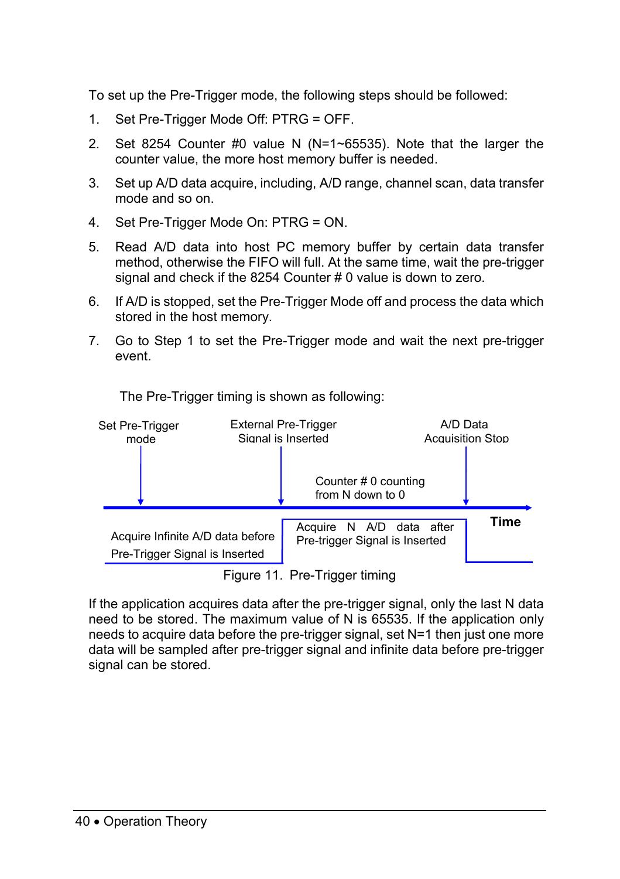To set up the Pre-Trigger mode, the following steps should be followed:

1. Set Pre-Trigger Mode Off: PTRG = OFF.
2. Set 8254 Counter #0 value N (N=1~65535). Note that the larger the counter value, the more host memory buffer is needed.
3. Set up A/D data acquire, including, A/D range, channel scan, data transfer mode and so on.
4. Set Pre-Trigger Mode On: PTRG = ON.
5. Read A/D data into host PC memory buffer by certain data transfer method, otherwise the FIFO will full. At the same time, wait the pre-trigger signal and check if the 8254 Counter # 0 value is down to zero.
6. If A/D is stopped, set the Pre-Trigger Mode off and process the data which stored in the host memory.
7. Go to Step 1 to set the Pre-Trigger mode and wait the next pre-trigger event.

The Pre-Trigger timing is shown as following:

Set Pre-Trigger mode | External Pre-Trigger Signal is Inserted | Counter # 0 counting from N down to 0 | A/D Data Acquisition Stop | Time

Acquire Infinite A/D data before Pre-Trigger Signal is Inserted | Acquire N A/D data after Pre-trigger Signal is Inserted

Figure 11. Pre-Trigger timing

If the application acquires data after the pre-trigger signal, only the last N data need to be stored. The maximum value of N is 65535. If the application only needs to acquire data before the pre-trigger signal, set N=1 then just one more data will be sampled after pre-trigger signal and infinite data before pre-trigger signal can be stored.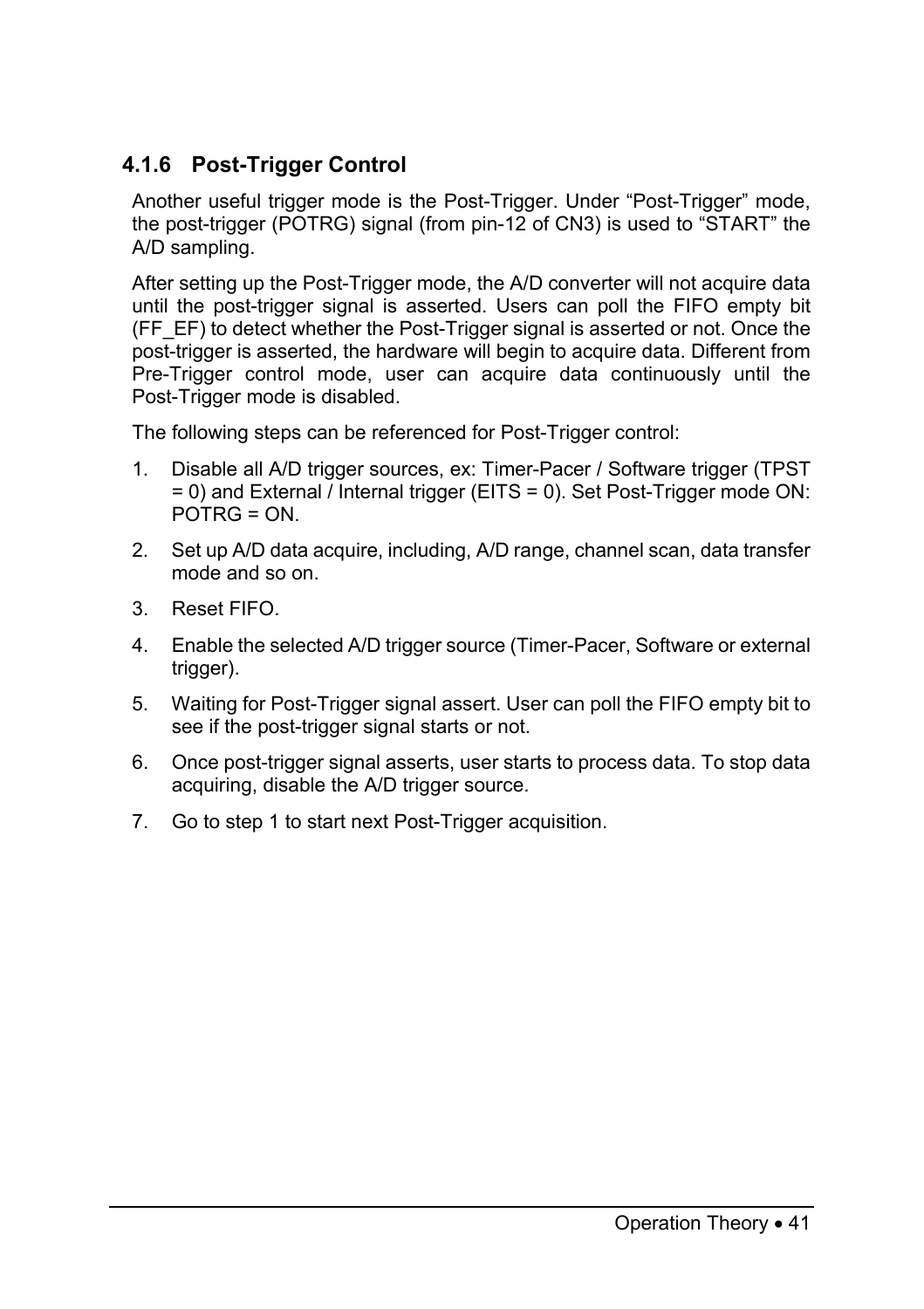### 4.1.6 Post-Trigger Control

Another useful trigger mode is the Post-Trigger. Under “Post-Trigger” mode, the post-trigger (POTRG) signal (from pin-12 of CN3) is used to “START” the A/D sampling.

After setting up the Post-Trigger mode, the A/D converter will not acquire data until the post-trigger signal is asserted. Users can poll the FIFO empty bit (FF_EF) to detect whether the Post-Trigger signal is asserted or not. Once the post-trigger is asserted, the hardware will begin to acquire data. Different from Pre-Trigger control mode, user can acquire data continuously until the Post-Trigger mode is disabled.

The following steps can be referenced for Post-Trigger control:

1. Disable all A/D trigger sources, ex: Timer-Pacer / Software trigger (TPST = 0) and External / Internal trigger (EITS = 0). Set Post-Trigger mode ON: POTRG = ON.
2. Set up A/D data acquire, including, A/D range, channel scan, data transfer mode and so on.
3. Reset FIFO.
4. Enable the selected A/D trigger source (Timer-Pacer, Software or external trigger).
5. Waiting for Post-Trigger signal assert. User can poll the FIFO empty bit to see if the post-trigger signal starts or not.
6. Once post-trigger signal asserts, user starts to process data. To stop data acquiring, disable the A/D trigger source.
7. Go to step 1 to start next Post-Trigger acquisition.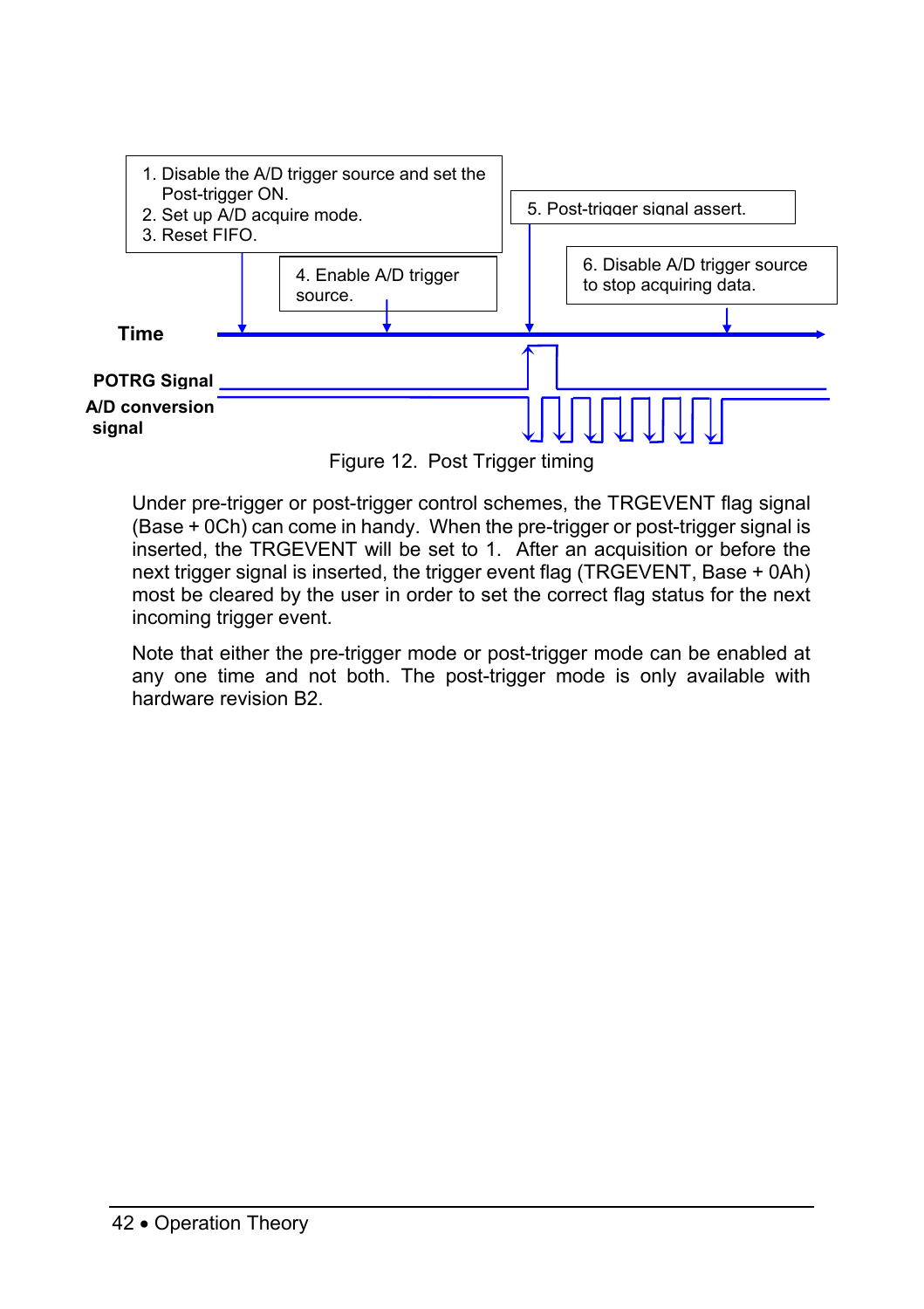1. Disable the A/D trigger source and set the Post-trigger ON.
2. Set up A/D acquire mode.
3. Reset FIFO.

4. Enable A/D trigger source.

5. Post-trigger signal assert.

6. Disable A/D trigger source to stop acquiring data.

Time

POTRG Signal

A/D conversion signal

Figure 12. Post Trigger timing

Under pre-trigger or post-trigger control schemes, the TRGEVENT flag signal (Base + 0Ch) can come in handy. When the pre-trigger or post-trigger signal is inserted, the TRGEVENT will be set to 1. After an acquisition or before the next trigger signal is inserted, the trigger event flag (TRGEVENT, Base + 0Ah) most be cleared by the user in order to set the correct flag status for the next incoming trigger event.

Note that either the pre-trigger mode or post-trigger mode can be enabled at any one time and not both. The post-trigger mode is only available with hardware revision B2.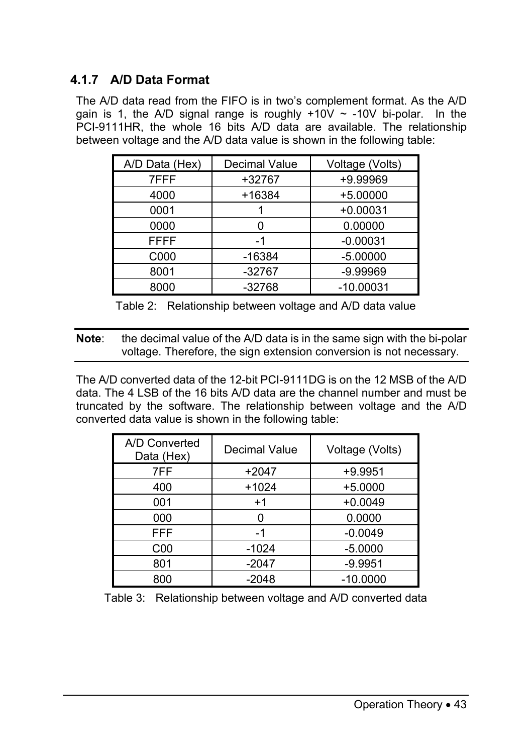### 4.1.7 A/D Data Format

The A/D data read from the FIFO is in two's complement format. As the A/D gain is 1, the A/D signal range is roughly +10V ~ -10V bi-polar. In the PCI-9111HR, the whole 16 bits A/D data are available. The relationship between voltage and the A/D data value is shown in the following table:

| A/D Data (Hex) | Decimal Value | Voltage (Volts) |
|---|---|---|
| 7FFF | +32767 | +9.99969 |
| 4000 | +16384 | +5.00000 |
| 0001 | 1 | +0.00031 |
| 0000 | 0 | 0.00000 |
| FFFF | -1 | -0.00031 |
| C000 | -16384 | -5.00000 |
| 8001 | -32767 | -9.99969 |
| 8000 | -32768 | -10.00031 |

Table 2: Relationship between voltage and A/D data value

**Note**: the decimal value of the A/D data is in the same sign with the bi-polar voltage. Therefore, the sign extension conversion is not necessary.

The A/D converted data of the 12-bit PCI-9111DG is on the 12 MSB of the A/D data. The 4 LSB of the 16 bits A/D data are the channel number and must be truncated by the software. The relationship between voltage and the A/D converted data value is shown in the following table:

| A/D Converted Data (Hex) | Decimal Value | Voltage (Volts) |
|---|---|---|
| 7FF | +2047 | +9.9951 |
| 400 | +1024 | +5.0000 |
| 001 | +1 | +0.0049 |
| 000 | 0 | 0.0000 |
| FFF | -1 | -0.0049 |
| C00 | -1024 | -5.0000 |
| 801 | -2047 | -9.9951 |
| 800 | -2048 | -10.0000 |

Table 3: Relationship between voltage and A/D converted data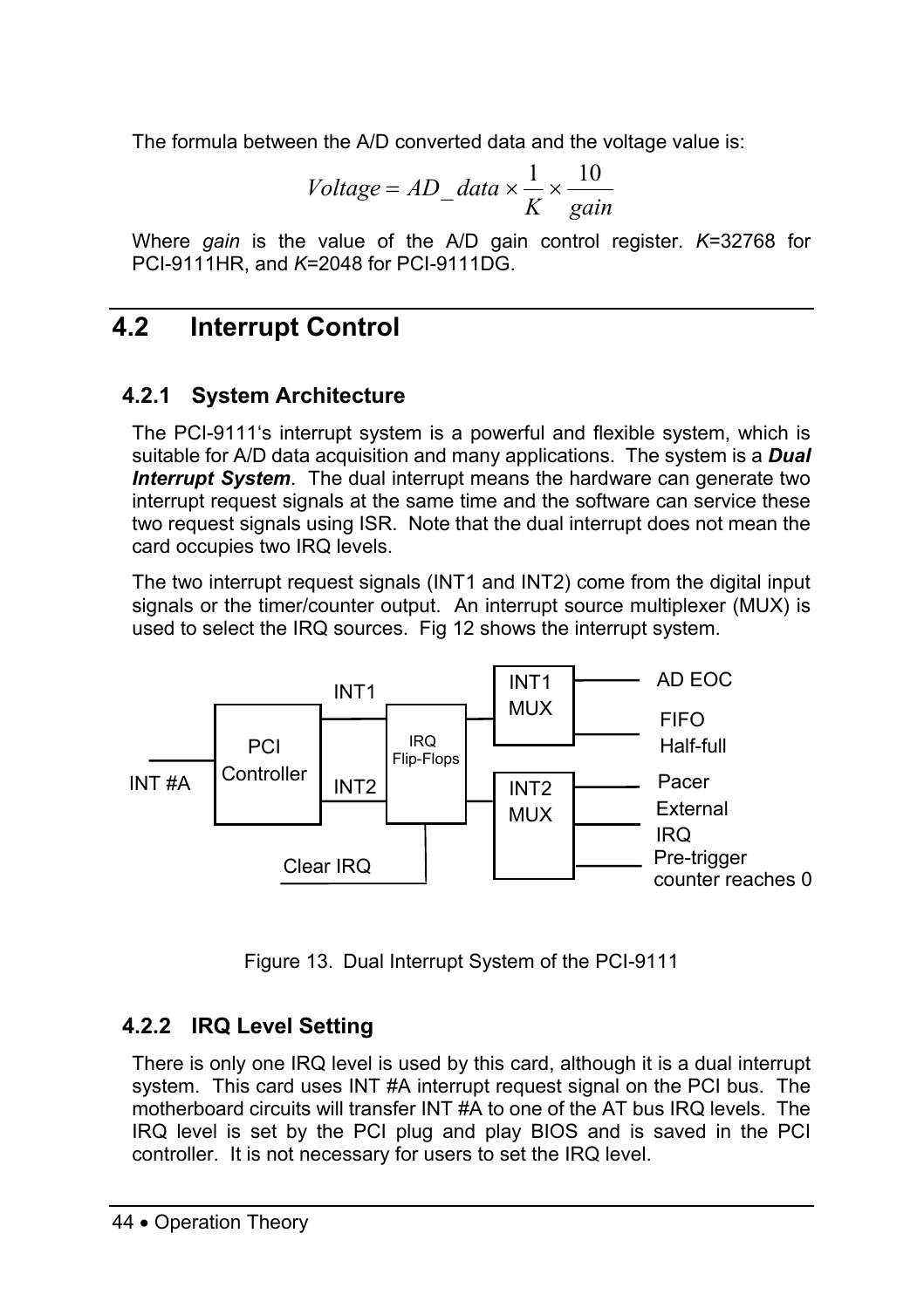The formula between the A/D converted data and the voltage value is:

$$Voltage = AD\_data \times \frac{1}{K} \times \frac{10}{gain}$$

Where *gain* is the value of the A/D gain control register. *K*=32768 for PCI-9111HR, and *K*=2048 for PCI-9111DG.

## 4.2 Interrupt Control

### 4.2.1 System Architecture

The PCI-9111's interrupt system is a powerful and flexible system, which is suitable for A/D data acquisition and many applications. The system is a ***Dual Interrupt System***. The dual interrupt means the hardware can generate two interrupt request signals at the same time and the software can service these two request signals using ISR. Note that the dual interrupt does not mean the card occupies two IRQ levels.

The two interrupt request signals (INT1 and INT2) come from the digital input signals or the timer/counter output. An interrupt source multiplexer (MUX) is used to select the IRQ sources. Fig 12 shows the interrupt system.

INT #A — PCI Controller — INT1 / INT2 — IRQ Flip-Flops — Clear IRQ

INT1 MUX: AD EOC, FIFO Half-full

INT2 MUX: Pacer, External IRQ, Pre-trigger counter reaches 0

Figure 13. Dual Interrupt System of the PCI-9111

### 4.2.2 IRQ Level Setting

There is only one IRQ level is used by this card, although it is a dual interrupt system. This card uses INT #A interrupt request signal on the PCI bus. The motherboard circuits will transfer INT #A to one of the AT bus IRQ levels. The IRQ level is set by the PCI plug and play BIOS and is saved in the PCI controller. It is not necessary for users to set the IRQ level.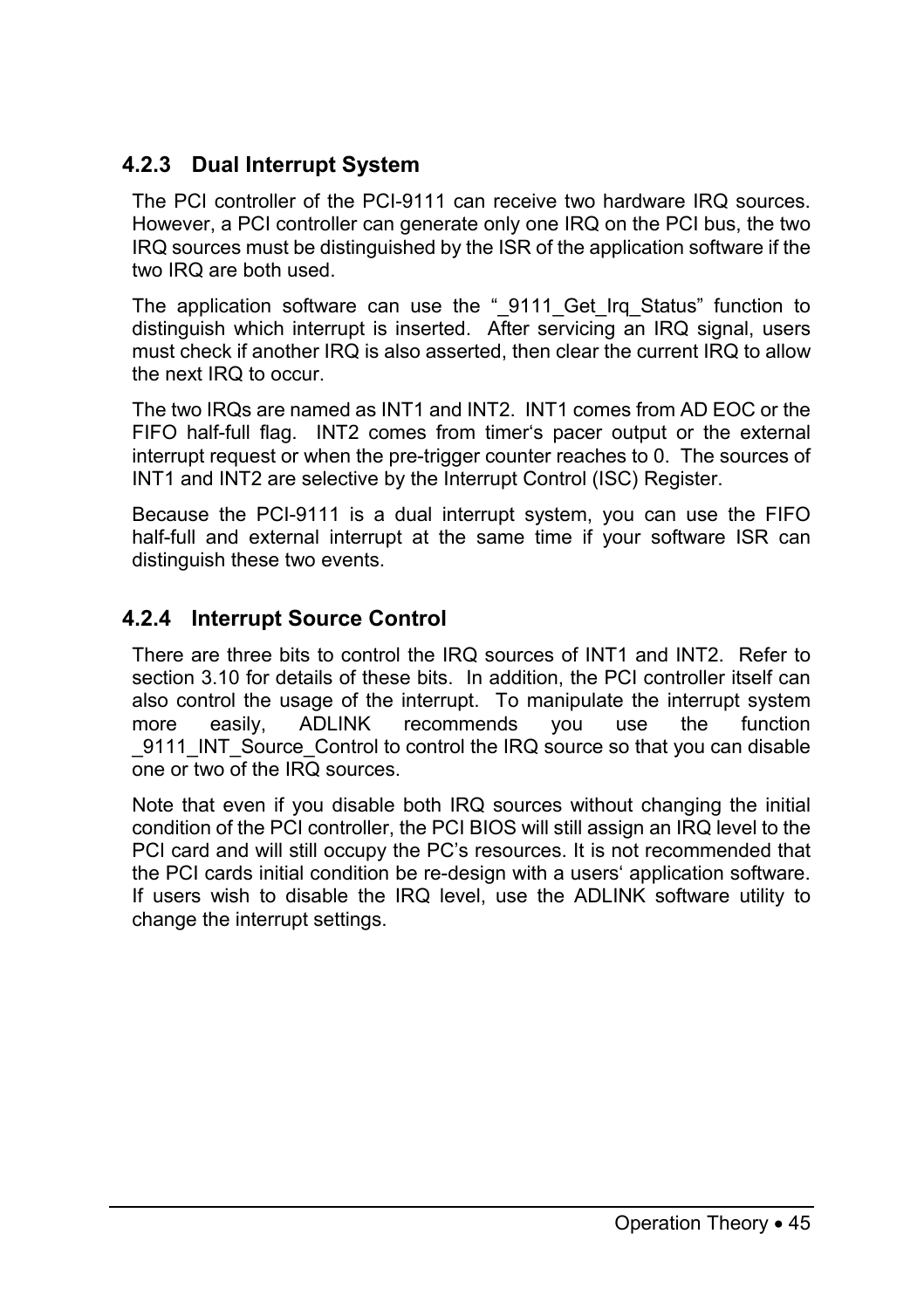### 4.2.3 Dual Interrupt System

The PCI controller of the PCI-9111 can receive two hardware IRQ sources. However, a PCI controller can generate only one IRQ on the PCI bus, the two IRQ sources must be distinguished by the ISR of the application software if the two IRQ are both used.

The application software can use the "_9111_Get_Irq_Status" function to distinguish which interrupt is inserted. After servicing an IRQ signal, users must check if another IRQ is also asserted, then clear the current IRQ to allow the next IRQ to occur.

The two IRQs are named as INT1 and INT2. INT1 comes from AD EOC or the FIFO half-full flag. INT2 comes from timer's pacer output or the external interrupt request or when the pre-trigger counter reaches to 0. The sources of INT1 and INT2 are selective by the Interrupt Control (ISC) Register.

Because the PCI-9111 is a dual interrupt system, you can use the FIFO half-full and external interrupt at the same time if your software ISR can distinguish these two events.

### 4.2.4 Interrupt Source Control

There are three bits to control the IRQ sources of INT1 and INT2. Refer to section 3.10 for details of these bits. In addition, the PCI controller itself can also control the usage of the interrupt. To manipulate the interrupt system more easily, ADLINK recommends you use the function _9111_INT_Source_Control to control the IRQ source so that you can disable one or two of the IRQ sources.

Note that even if you disable both IRQ sources without changing the initial condition of the PCI controller, the PCI BIOS will still assign an IRQ level to the PCI card and will still occupy the PC's resources. It is not recommended that the PCI cards initial condition be re-design with a users' application software. If users wish to disable the IRQ level, use the ADLINK software utility to change the interrupt settings.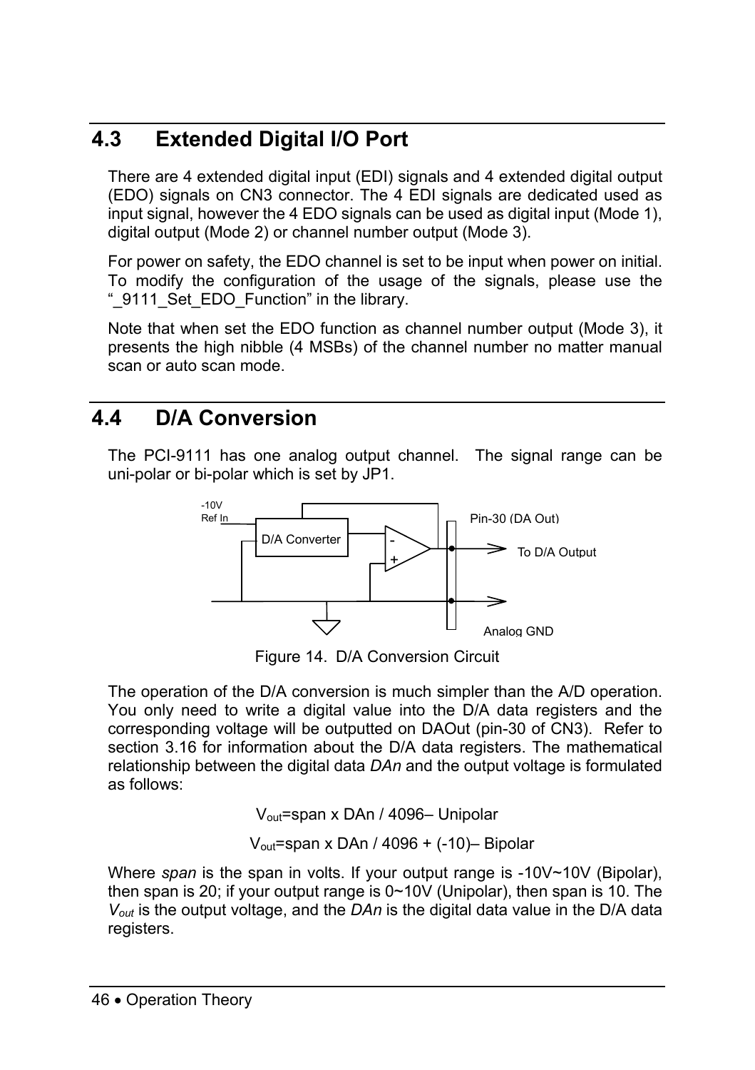## 4.3 Extended Digital I/O Port

There are 4 extended digital input (EDI) signals and 4 extended digital output (EDO) signals on CN3 connector. The 4 EDI signals are dedicated used as input signal, however the 4 EDO signals can be used as digital input (Mode 1), digital output (Mode 2) or channel number output (Mode 3).

For power on safety, the EDO channel is set to be input when power on initial. To modify the configuration of the usage of the signals, please use the "_9111_Set_EDO_Function" in the library.

Note that when set the EDO function as channel number output (Mode 3), it presents the high nibble (4 MSBs) of the channel number no matter manual scan or auto scan mode.

## 4.4 D/A Conversion

The PCI-9111 has one analog output channel. The signal range can be uni-polar or bi-polar which is set by JP1.

-10V Ref In | D/A Converter | Pin-30 (DA Out) | To D/A Output | Analog GND

Figure 14. D/A Conversion Circuit

The operation of the D/A conversion is much simpler than the A/D operation. You only need to write a digital value into the D/A data registers and the corresponding voltage will be outputted on DAOut (pin-30 of CN3). Refer to section 3.16 for information about the D/A data registers. The mathematical relationship between the digital data *DAn* and the output voltage is formulated as follows:

$V_{out}$=span x DAn / 4096– Unipolar

$V_{out}$=span x DAn / 4096 + (-10)– Bipolar

Where *span* is the span in volts. If your output range is -10V~10V (Bipolar), then span is 20; if your output range is 0~10V (Unipolar), then span is 10. The $V_{out}$ is the output voltage, and the *DAn* is the digital data value in the D/A data registers.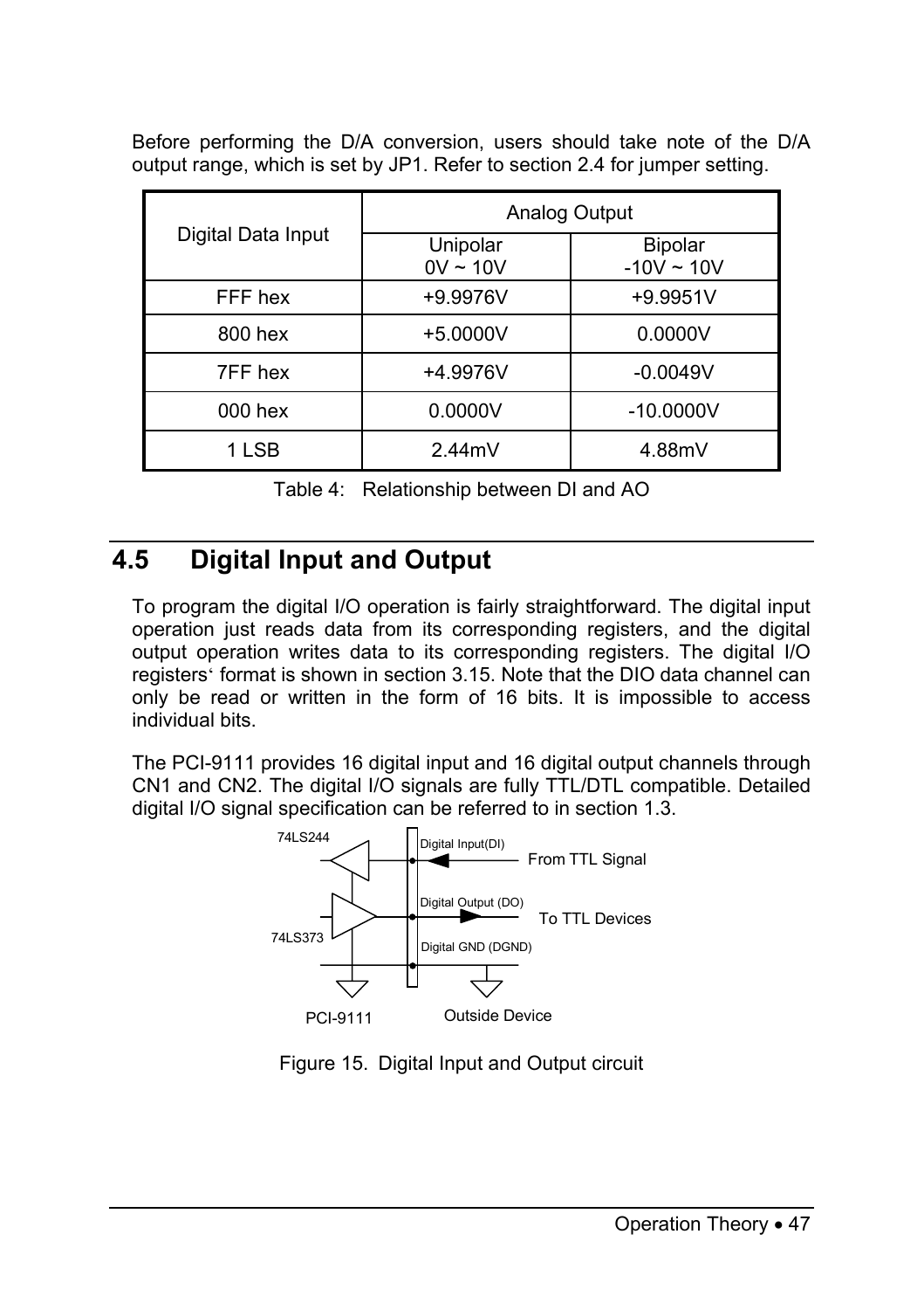Before performing the D/A conversion, users should take note of the D/A output range, which is set by JP1. Refer to section 2.4 for jumper setting.

| Digital Data Input | Analog Output | |
|---|---|---|
| | Unipolar 0V ~ 10V | Bipolar -10V ~ 10V |
| FFF hex | +9.9976V | +9.9951V |
| 800 hex | +5.0000V | 0.0000V |
| 7FF hex | +4.9976V | -0.0049V |
| 000 hex | 0.0000V | -10.0000V |
| 1 LSB | 2.44mV | 4.88mV |

Table 4: Relationship between DI and AO

## 4.5 Digital Input and Output

To program the digital I/O operation is fairly straightforward. The digital input operation just reads data from its corresponding registers, and the digital output operation writes data to its corresponding registers. The digital I/O registers' format is shown in section 3.15. Note that the DIO data channel can only be read or written in the form of 16 bits. It is impossible to access individual bits.

The PCI-9111 provides 16 digital input and 16 digital output channels through CN1 and CN2. The digital I/O signals are fully TTL/DTL compatible. Detailed digital I/O signal specification can be referred to in section 1.3.

74LS244 | Digital Input(DI) | From TTL Signal
74LS373 | Digital Output (DO) | To TTL Devices
Digital GND (DGND)
PCI-9111 | Outside Device

Figure 15. Digital Input and Output circuit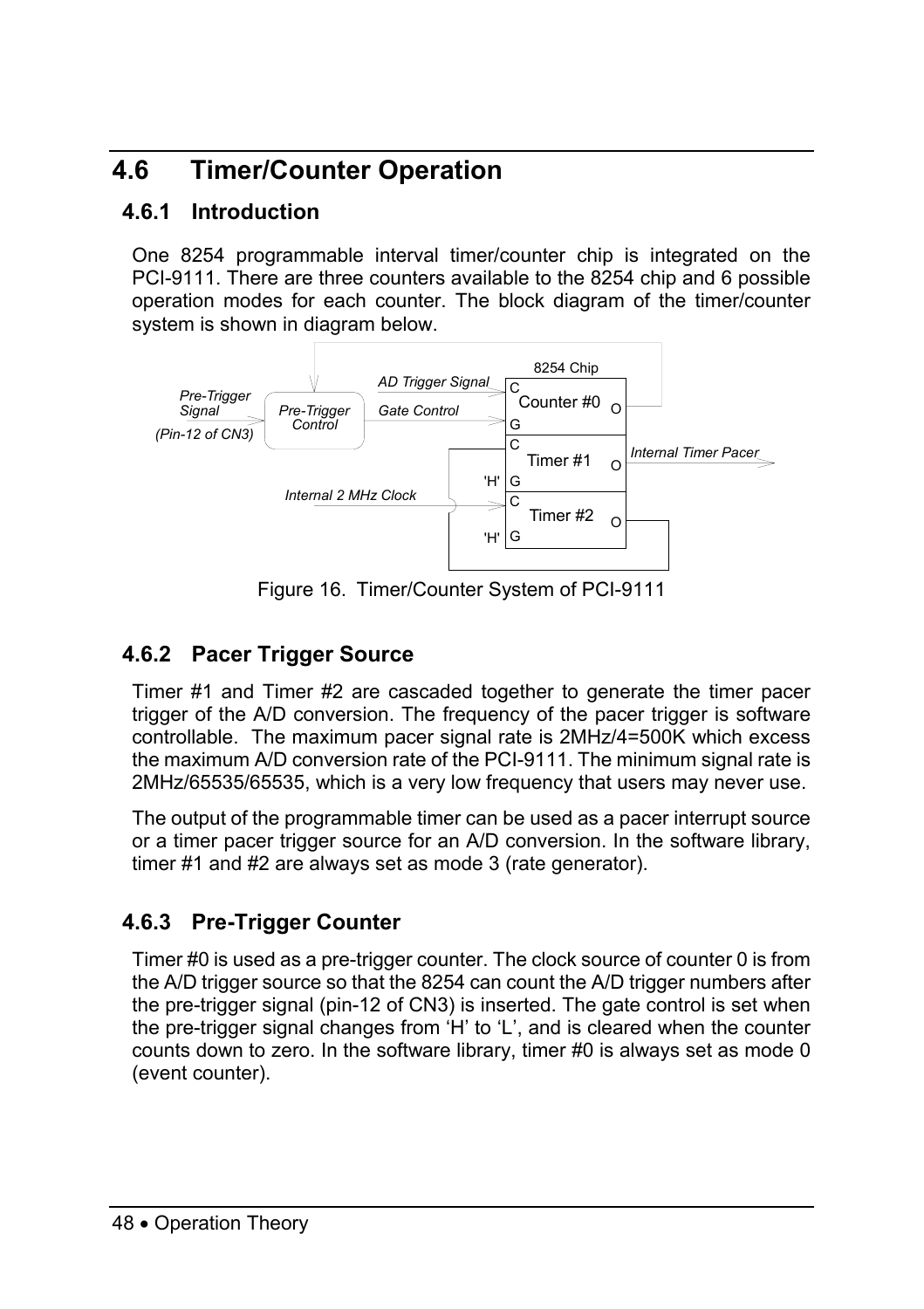## 4.6 Timer/Counter Operation

### 4.6.1 Introduction

One 8254 programmable interval timer/counter chip is integrated on the PCI-9111. There are three counters available to the 8254 chip and 6 possible operation modes for each counter. The block diagram of the timer/counter system is shown in diagram below.

Figure 16. Timer/Counter System of PCI-9111

### 4.6.2 Pacer Trigger Source

Timer #1 and Timer #2 are cascaded together to generate the timer pacer trigger of the A/D conversion. The frequency of the pacer trigger is software controllable. The maximum pacer signal rate is 2MHz/4=500K which excess the maximum A/D conversion rate of the PCI-9111. The minimum signal rate is 2MHz/65535/65535, which is a very low frequency that users may never use.

The output of the programmable timer can be used as a pacer interrupt source or a timer pacer trigger source for an A/D conversion. In the software library, timer #1 and #2 are always set as mode 3 (rate generator).

### 4.6.3 Pre-Trigger Counter

Timer #0 is used as a pre-trigger counter. The clock source of counter 0 is from the A/D trigger source so that the 8254 can count the A/D trigger numbers after the pre-trigger signal (pin-12 of CN3) is inserted. The gate control is set when the pre-trigger signal changes from ‘H’ to ‘L’, and is cleared when the counter counts down to zero. In the software library, timer #0 is always set as mode 0 (event counter).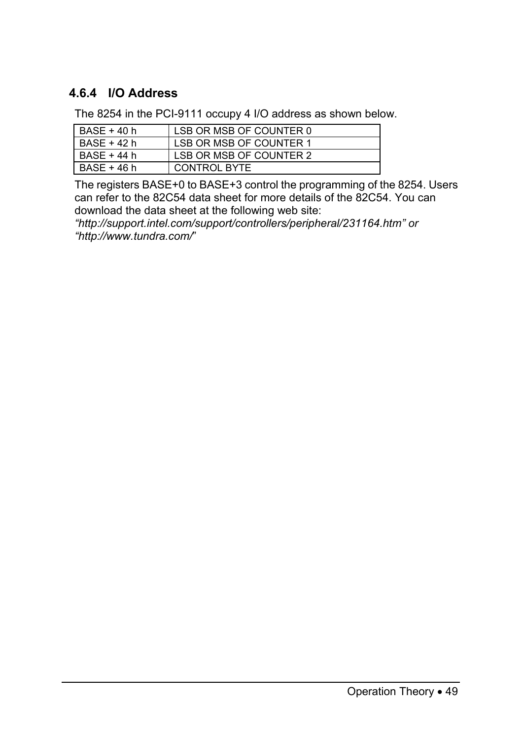### 4.6.4 I/O Address

The 8254 in the PCI-9111 occupy 4 I/O address as shown below.

| BASE + 40 h | LSB OR MSB OF COUNTER 0 |
|---|---|
| BASE + 42 h | LSB OR MSB OF COUNTER 1 |
| BASE + 44 h | LSB OR MSB OF COUNTER 2 |
| BASE + 46 h | CONTROL BYTE |

The registers BASE+0 to BASE+3 control the programming of the 8254. Users can refer to the 82C54 data sheet for more details of the 82C54. You can download the data sheet at the following web site:
*"http://support.intel.com/support/controllers/peripheral/231164.htm" or "http://www.tundra.com/"*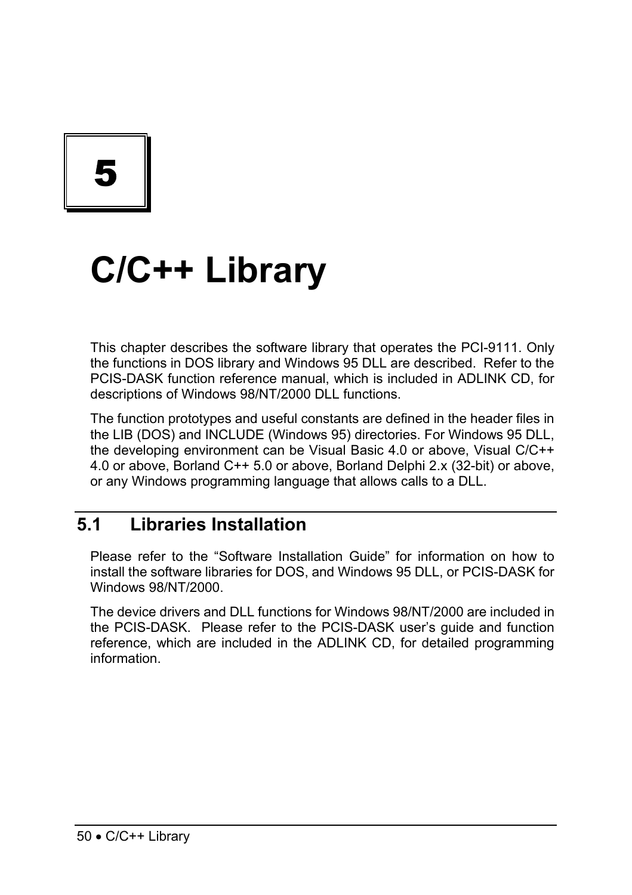# 5

# C/C++ Library

This chapter describes the software library that operates the PCI-9111. Only the functions in DOS library and Windows 95 DLL are described. Refer to the PCIS-DASK function reference manual, which is included in ADLINK CD, for descriptions of Windows 98/NT/2000 DLL functions.

The function prototypes and useful constants are defined in the header files in the LIB (DOS) and INCLUDE (Windows 95) directories. For Windows 95 DLL, the developing environment can be Visual Basic 4.0 or above, Visual C/C++ 4.0 or above, Borland C++ 5.0 or above, Borland Delphi 2.x (32-bit) or above, or any Windows programming language that allows calls to a DLL.

## 5.1 Libraries Installation

Please refer to the “Software Installation Guide” for information on how to install the software libraries for DOS, and Windows 95 DLL, or PCIS-DASK for Windows 98/NT/2000.

The device drivers and DLL functions for Windows 98/NT/2000 are included in the PCIS-DASK. Please refer to the PCIS-DASK user’s guide and function reference, which are included in the ADLINK CD, for detailed programming information.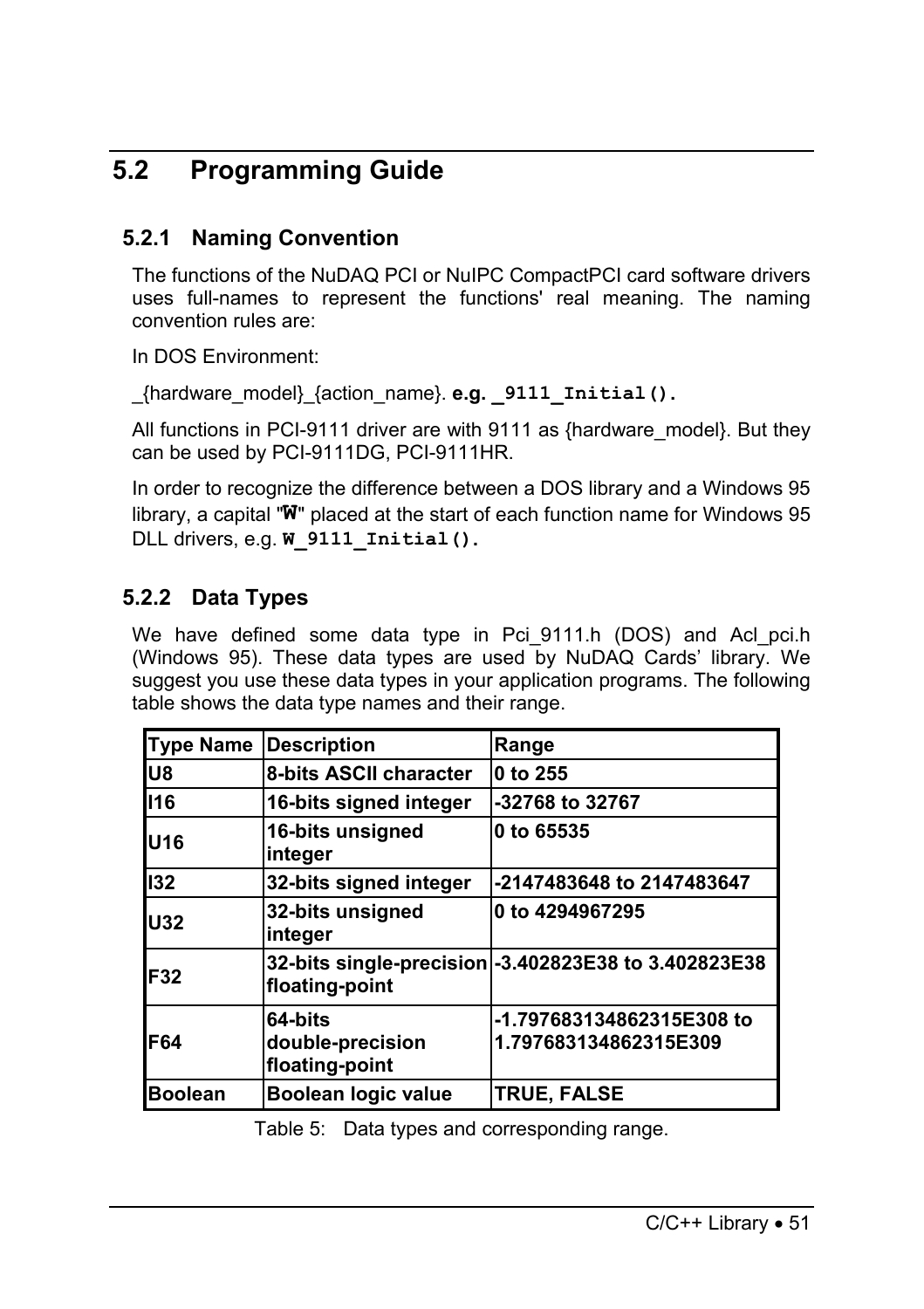## 5.2 Programming Guide

### 5.2.1 Naming Convention

The functions of the NuDAQ PCI or NuIPC CompactPCI card software drivers uses full-names to represent the functions' real meaning. The naming convention rules are:

In DOS Environment:

_{hardware_model}_{action_name}. **e.g. `_9111_Initial()`.**

All functions in PCI-9111 driver are with 9111 as {hardware_model}. But they can be used by PCI-9111DG, PCI-9111HR.

In order to recognize the difference between a DOS library and a Windows 95 library, a capital "**W**" placed at the start of each function name for Windows 95 DLL drivers, e.g. **`W_9111_Initial()`.**

### 5.2.2 Data Types

We have defined some data type in Pci_9111.h (DOS) and Acl_pci.h (Windows 95). These data types are used by NuDAQ Cards' library. We suggest you use these data types in your application programs. The following table shows the data type names and their range.

| Type Name | Description | Range |
|---|---|---|
| U8 | 8-bits ASCII character | 0 to 255 |
| I16 | 16-bits signed integer | -32768 to 32767 |
| U16 | 16-bits unsigned integer | 0 to 65535 |
| I32 | 32-bits signed integer | -2147483648 to 2147483647 |
| U32 | 32-bits unsigned integer | 0 to 4294967295 |
| F32 | 32-bits single-precision floating-point | -3.402823E38 to 3.402823E38 |
| F64 | 64-bits double-precision floating-point | -1.797683134862315E308 to 1.797683134862315E309 |
| Boolean | Boolean logic value | TRUE, FALSE |

Table 5: Data types and corresponding range.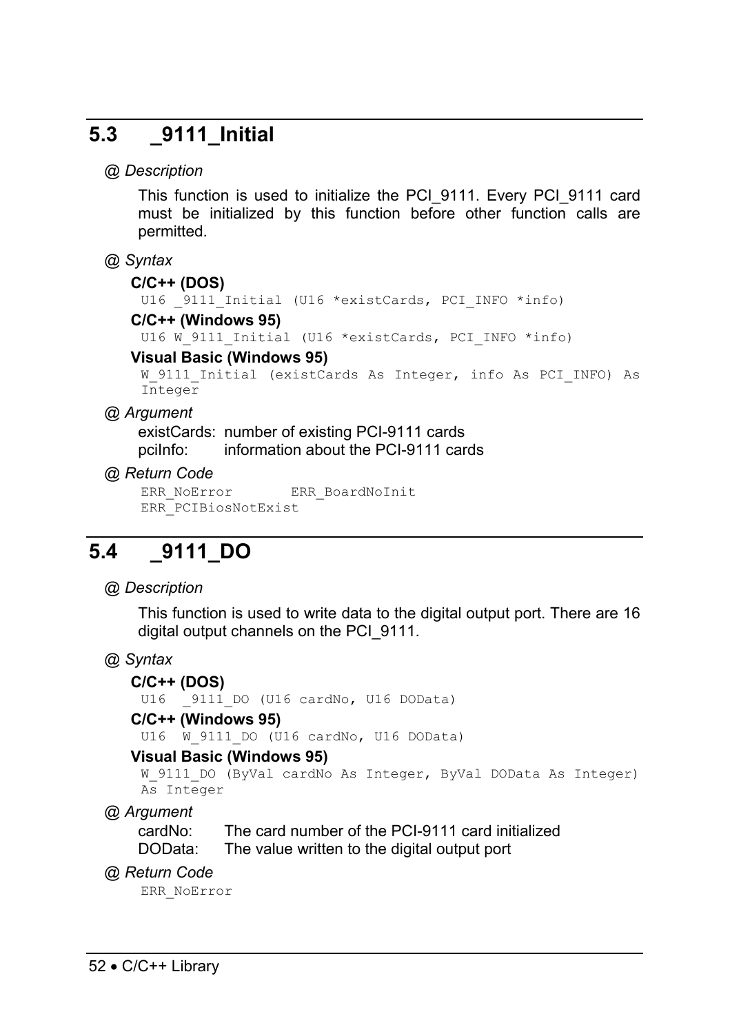## 5.3 _9111_Initial

@ *Description*

This function is used to initialize the PCI_9111. Every PCI_9111 card must be initialized by this function before other function calls are permitted.

@ *Syntax*

**C/C++ (DOS)**

```
U16 _9111_Initial (U16 *existCards, PCI_INFO *info)
```

**C/C++ (Windows 95)**

```
U16 W_9111_Initial (U16 *existCards, PCI_INFO *info)
```

**Visual Basic (Windows 95)**

```
W_9111_Initial (existCards As Integer, info As PCI_INFO) As
Integer
```

@ *Argument*

existCards: number of existing PCI-9111 cards
pciInfo: information about the PCI-9111 cards

@ *Return Code*

```
ERR_NoError       ERR_BoardNoInit
ERR_PCIBiosNotExist
```

## 5.4 _9111_DO

@ *Description*

This function is used to write data to the digital output port. There are 16 digital output channels on the PCI_9111.

@ *Syntax*

**C/C++ (DOS)**

```
U16  _9111_DO (U16 cardNo, U16 DOData)
```

**C/C++ (Windows 95)**

```
U16  W_9111_DO (U16 cardNo, U16 DOData)
```

**Visual Basic (Windows 95)**

```
W_9111_DO (ByVal cardNo As Integer, ByVal DOData As Integer)
As Integer
```

@ *Argument*

cardNo: The card number of the PCI-9111 card initialized
DOData: The value written to the digital output port

@ *Return Code*

```
ERR_NoError
```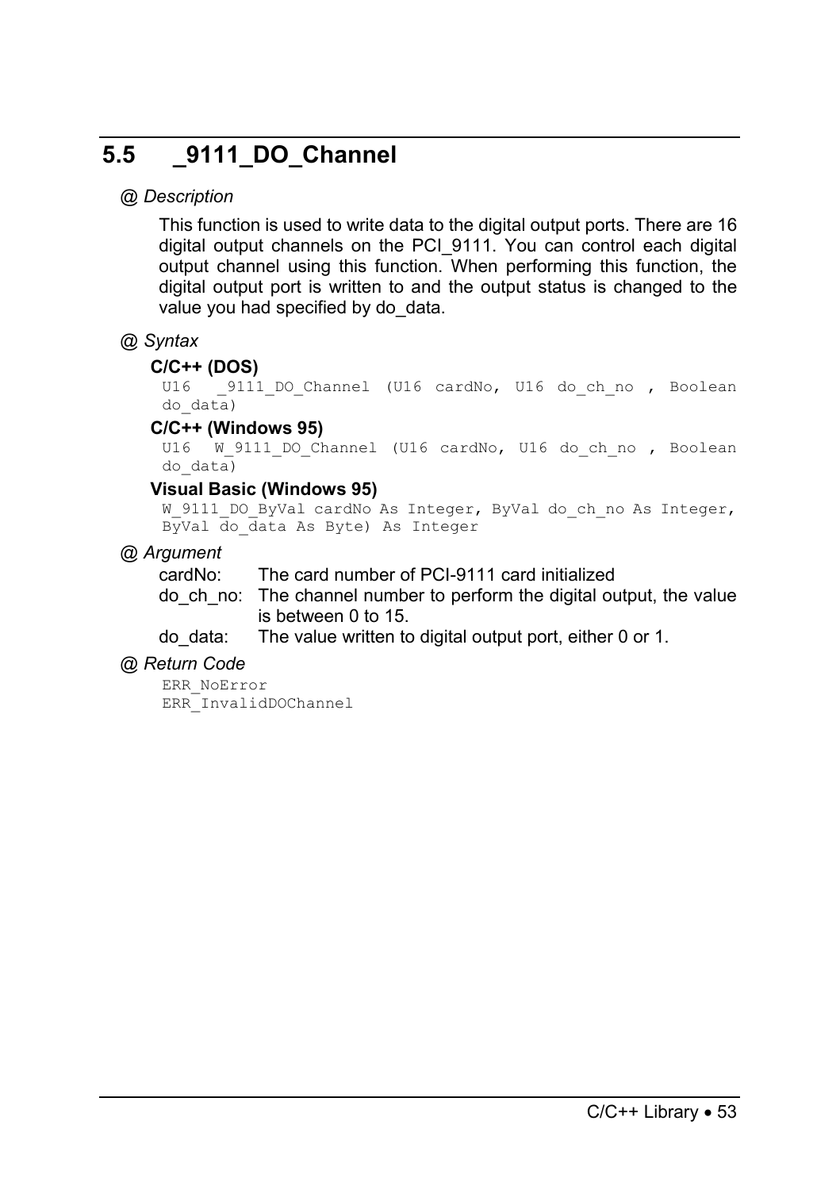## 5.5 _9111_DO_Channel

*@ Description*

This function is used to write data to the digital output ports. There are 16 digital output channels on the PCI_9111. You can control each digital output channel using this function. When performing this function, the digital output port is written to and the output status is changed to the value you had specified by do_data.

*@ Syntax*

**C/C++ (DOS)**

```
U16  _9111_DO_Channel (U16 cardNo, U16 do_ch_no , Boolean do_data)
```

**C/C++ (Windows 95)**

```
U16  W_9111_DO_Channel (U16 cardNo, U16 do_ch_no , Boolean do_data)
```

**Visual Basic (Windows 95)**

```
W_9111_DO_ByVal cardNo As Integer, ByVal do_ch_no As Integer, ByVal do_data As Byte) As Integer
```

*@ Argument*

cardNo: The card number of PCI-9111 card initialized

do_ch_no: The channel number to perform the digital output, the value is between 0 to 15.

do_data: The value written to digital output port, either 0 or 1.

*@ Return Code*

```
ERR_NoError
ERR_InvalidDOChannel
```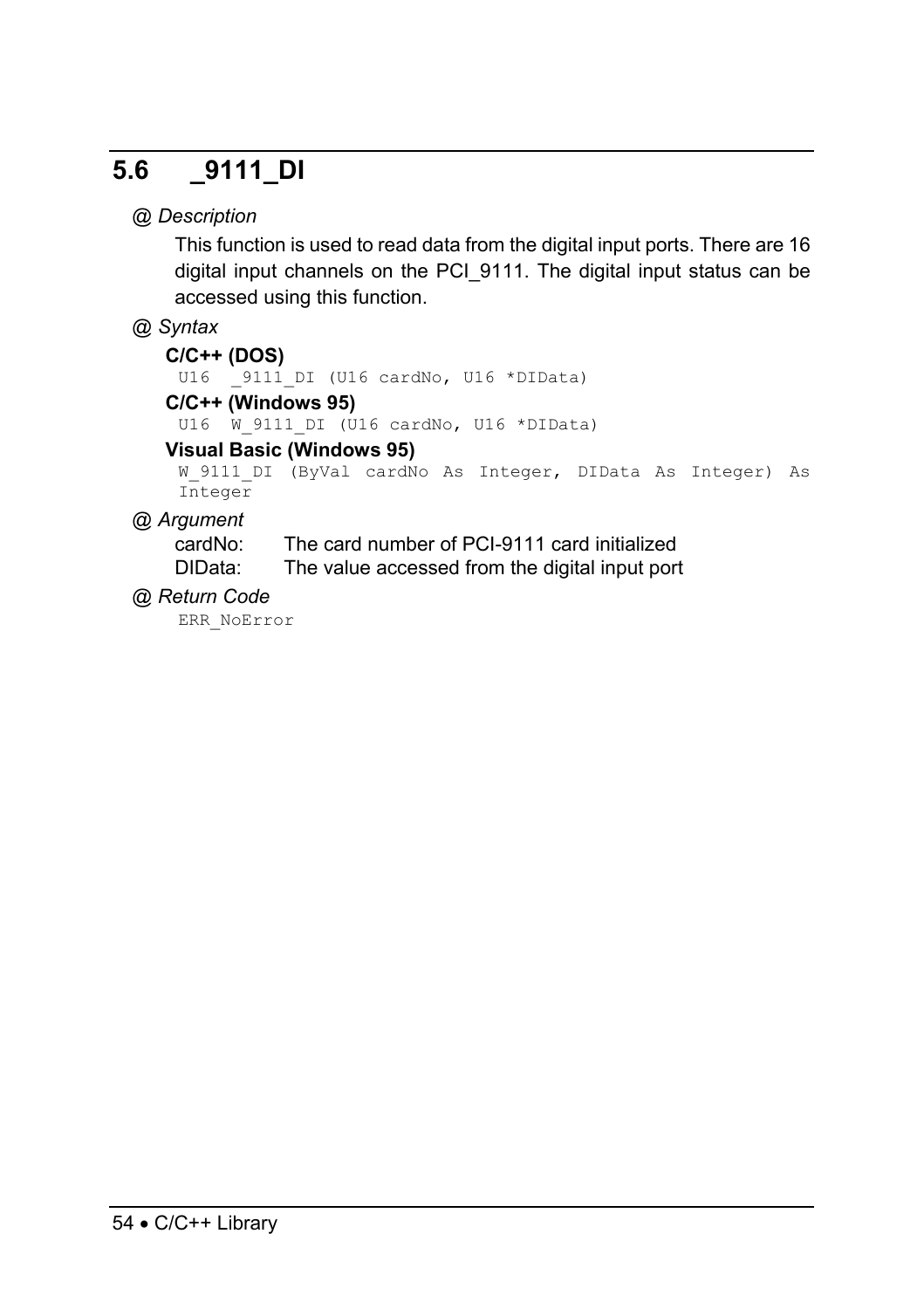## 5.6 _9111_DI

@ *Description*

This function is used to read data from the digital input ports. There are 16 digital input channels on the PCI_9111. The digital input status can be accessed using this function.

@ *Syntax*

**C/C++ (DOS)**

```
U16  _9111_DI (U16 cardNo, U16 *DIData)
```

**C/C++ (Windows 95)**

```
U16  W_9111_DI (U16 cardNo, U16 *DIData)
```

**Visual Basic (Windows 95)**

```
W_9111_DI (ByVal cardNo As Integer, DIData As Integer) As
Integer
```

@ *Argument*

cardNo: The card number of PCI-9111 card initialized
DIData: The value accessed from the digital input port

@ *Return Code*

```
ERR_NoError
```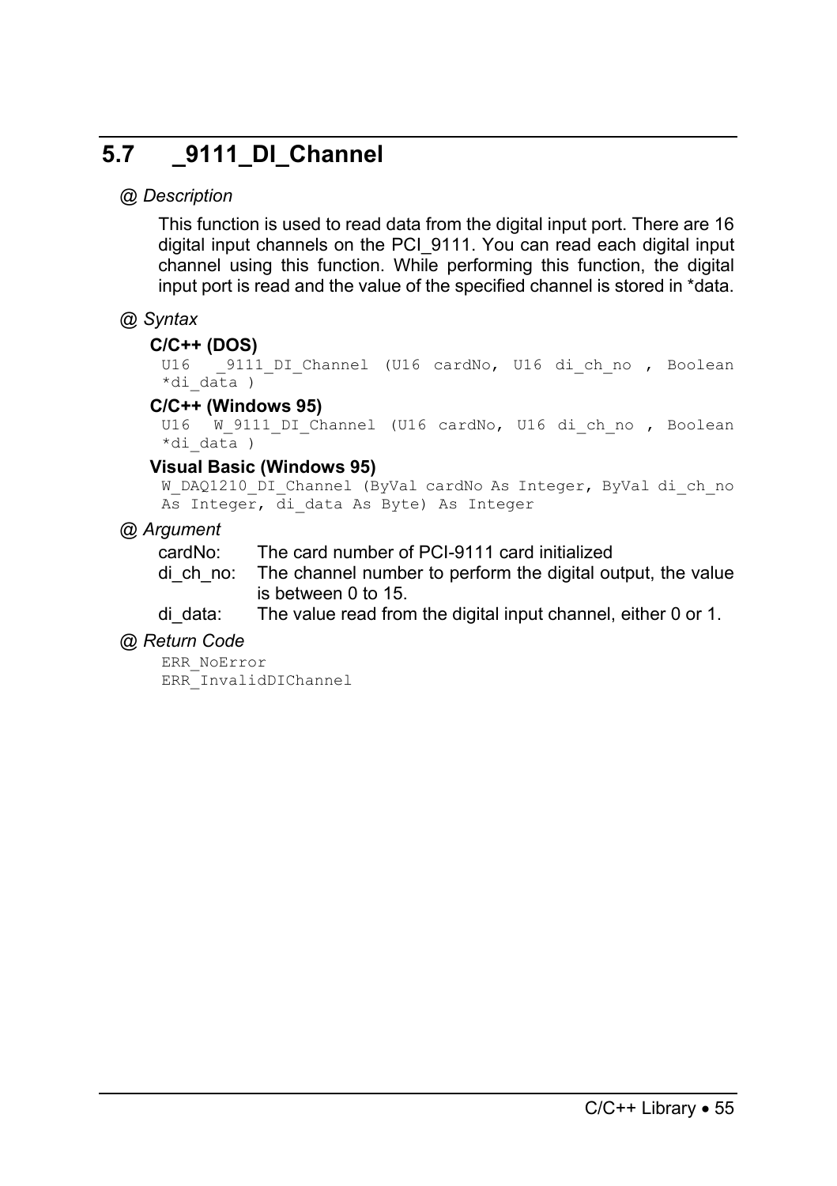## 5.7 _9111_DI_Channel

*@ Description*

This function is used to read data from the digital input port. There are 16 digital input channels on the PCI_9111. You can read each digital input channel using this function. While performing this function, the digital input port is read and the value of the specified channel is stored in *data.

*@ Syntax*

**C/C++ (DOS)**

```
U16  _9111_DI_Channel (U16 cardNo, U16 di_ch_no , Boolean
*di_data )
```

**C/C++ (Windows 95)**

```
U16  W_9111_DI_Channel (U16 cardNo, U16 di_ch_no , Boolean
*di_data )
```

**Visual Basic (Windows 95)**

```
W_DAQ1210_DI_Channel (ByVal cardNo As Integer, ByVal di_ch_no
As Integer, di_data As Byte) As Integer
```

*@ Argument*

cardNo: The card number of PCI-9111 card initialized

di_ch_no: The channel number to perform the digital output, the value is between 0 to 15.

di_data: The value read from the digital input channel, either 0 or 1.

*@ Return Code*

```
ERR_NoError
ERR_InvalidDIChannel
```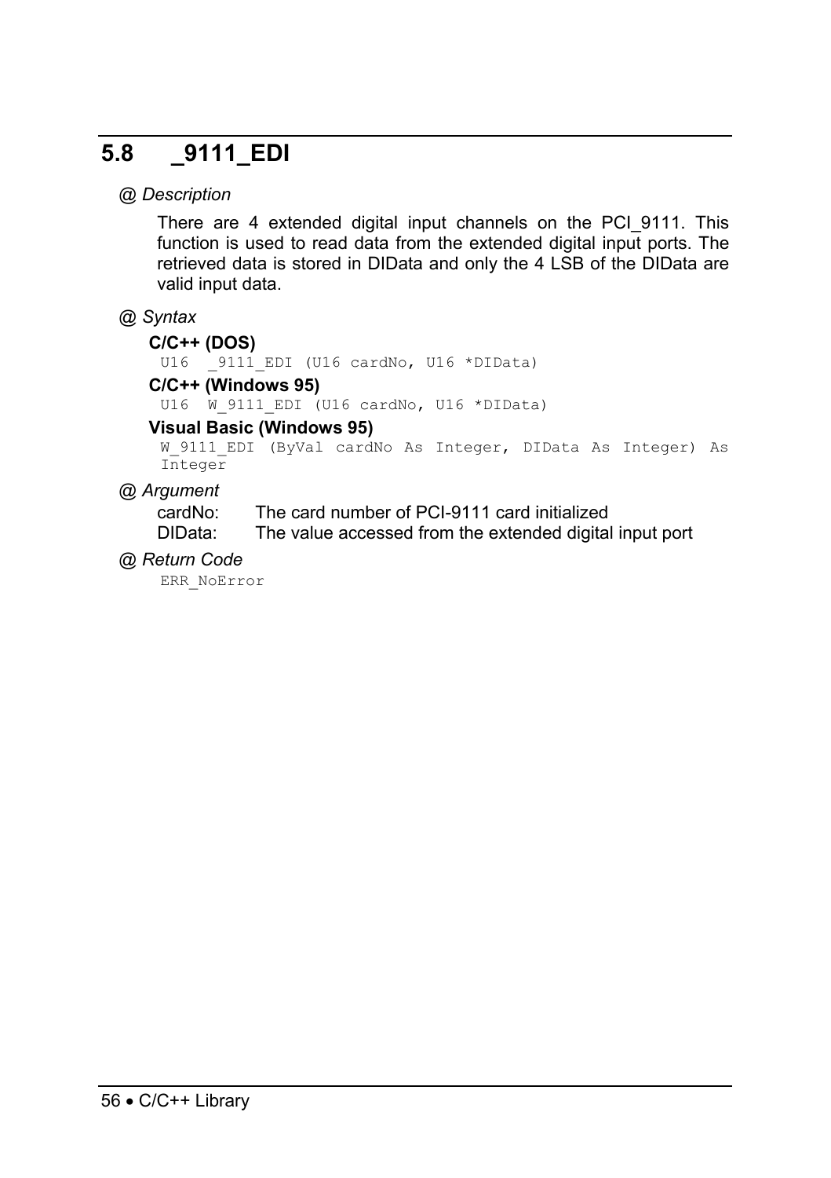## 5.8 _9111_EDI

*@ Description*

There are 4 extended digital input channels on the PCI_9111. This function is used to read data from the extended digital input ports. The retrieved data is stored in DIData and only the 4 LSB of the DIData are valid input data.

*@ Syntax*

**C/C++ (DOS)**

```
U16  _9111_EDI (U16 cardNo, U16 *DIData)
```

**C/C++ (Windows 95)**

```
U16  W_9111_EDI (U16 cardNo, U16 *DIData)
```

**Visual Basic (Windows 95)**

```
W_9111_EDI (ByVal cardNo As Integer, DIData As Integer) As
Integer
```

*@ Argument*

cardNo: The card number of PCI-9111 card initialized

DIData: The value accessed from the extended digital input port

*@ Return Code*

```
ERR_NoError
```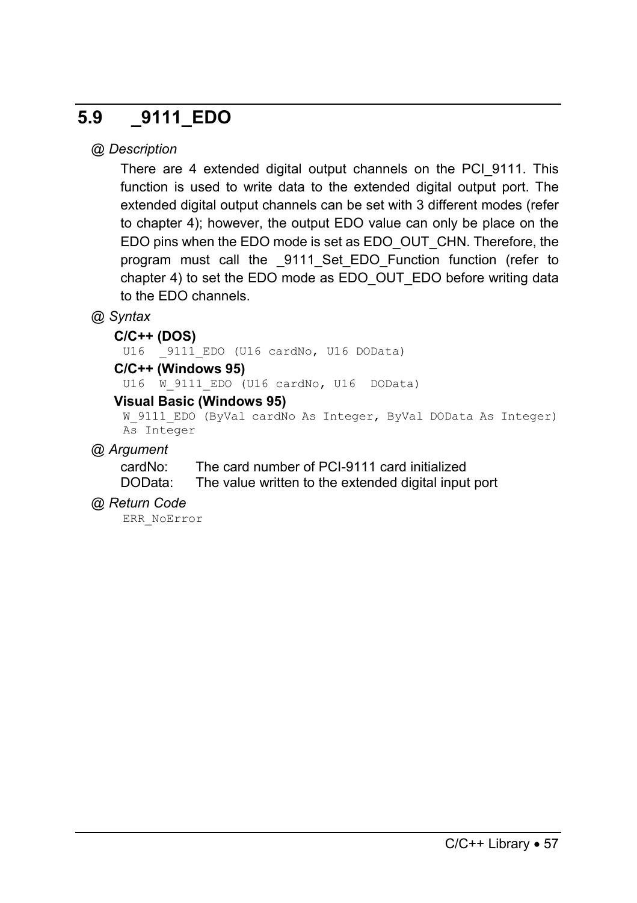## 5.9 _9111_EDO

*@ Description*

There are 4 extended digital output channels on the PCI_9111. This function is used to write data to the extended digital output port. The extended digital output channels can be set with 3 different modes (refer to chapter 4); however, the output EDO value can only be place on the EDO pins when the EDO mode is set as EDO_OUT_CHN. Therefore, the program must call the _9111_Set_EDO_Function function (refer to chapter 4) to set the EDO mode as EDO_OUT_EDO before writing data to the EDO channels.

*@ Syntax*

**C/C++ (DOS)**

```
U16  _9111_EDO (U16 cardNo, U16 DOData)
```

**C/C++ (Windows 95)**

```
U16  W_9111_EDO (U16 cardNo, U16  DOData)
```

**Visual Basic (Windows 95)**

```
W_9111_EDO (ByVal cardNo As Integer, ByVal DOData As Integer)
As Integer
```

*@ Argument*

cardNo: The card number of PCI-9111 card initialized
DOData: The value written to the extended digital input port

*@ Return Code*

```
ERR_NoError
```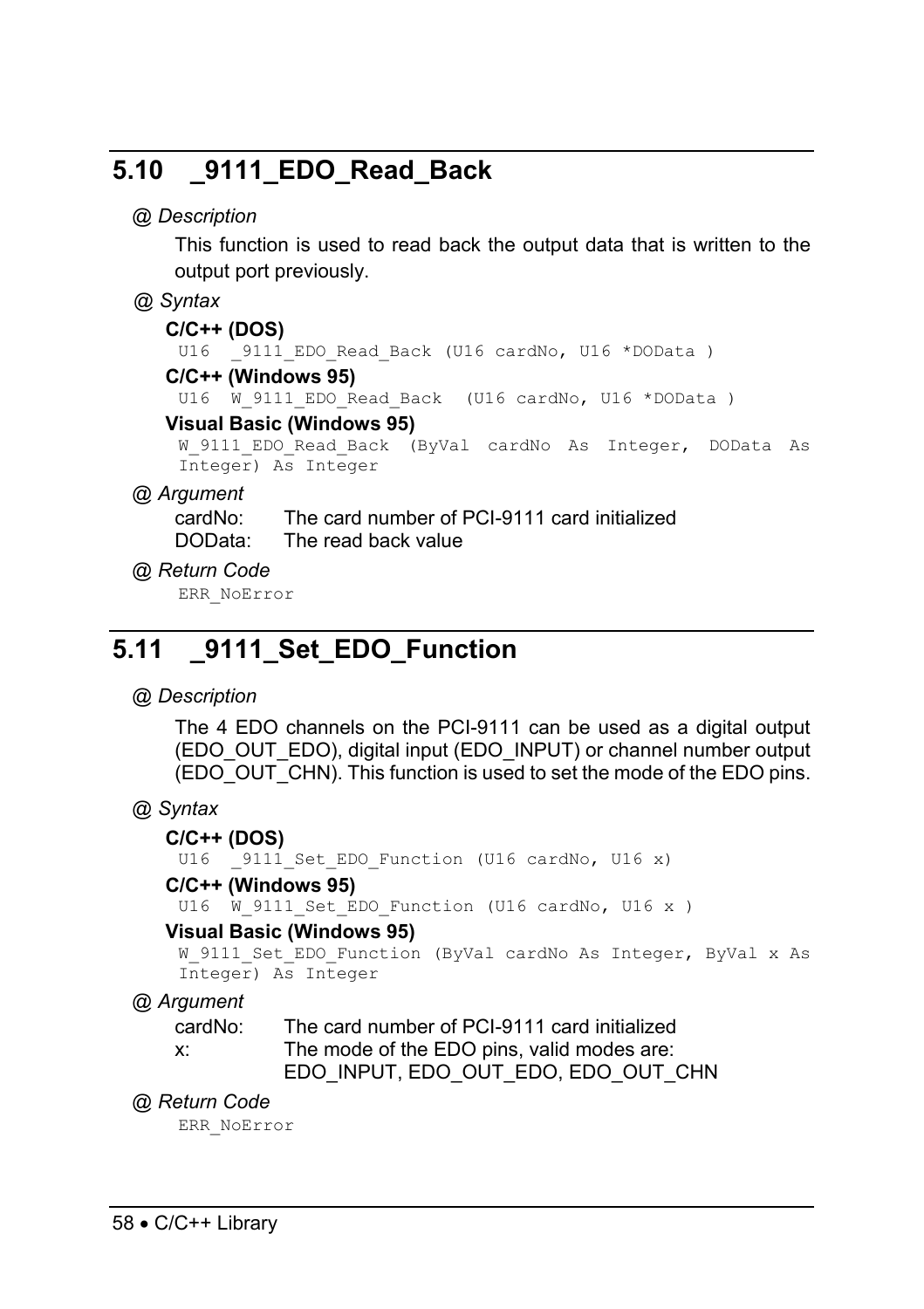## 5.10 _9111_EDO_Read_Back

*@ Description*

This function is used to read back the output data that is written to the output port previously.

*@ Syntax*

**C/C++ (DOS)**

```
U16  _9111_EDO_Read_Back (U16 cardNo, U16 *DOData )
```

**C/C++ (Windows 95)**

```
U16  W_9111_EDO_Read_Back  (U16 cardNo, U16 *DOData )
```

**Visual Basic (Windows 95)**

```
W_9111_EDO_Read_Back  (ByVal  cardNo  As  Integer,  DOData  As
Integer) As Integer
```

*@ Argument*

cardNo: The card number of PCI-9111 card initialized
DOData: The read back value

*@ Return Code*

```
ERR_NoError
```

## 5.11 _9111_Set_EDO_Function

*@ Description*

The 4 EDO channels on the PCI-9111 can be used as a digital output (EDO_OUT_EDO), digital input (EDO_INPUT) or channel number output (EDO_OUT_CHN). This function is used to set the mode of the EDO pins.

*@ Syntax*

**C/C++ (DOS)**

```
U16  _9111_Set_EDO_Function (U16 cardNo, U16 x)
```

**C/C++ (Windows 95)**

```
U16  W_9111_Set_EDO_Function (U16 cardNo, U16 x )
```

**Visual Basic (Windows 95)**

```
W_9111_Set_EDO_Function (ByVal cardNo As Integer, ByVal x As
Integer) As Integer
```

*@ Argument*

cardNo: The card number of PCI-9111 card initialized
x: The mode of the EDO pins, valid modes are:
EDO_INPUT, EDO_OUT_EDO, EDO_OUT_CHN

*@ Return Code*

```
ERR_NoError
```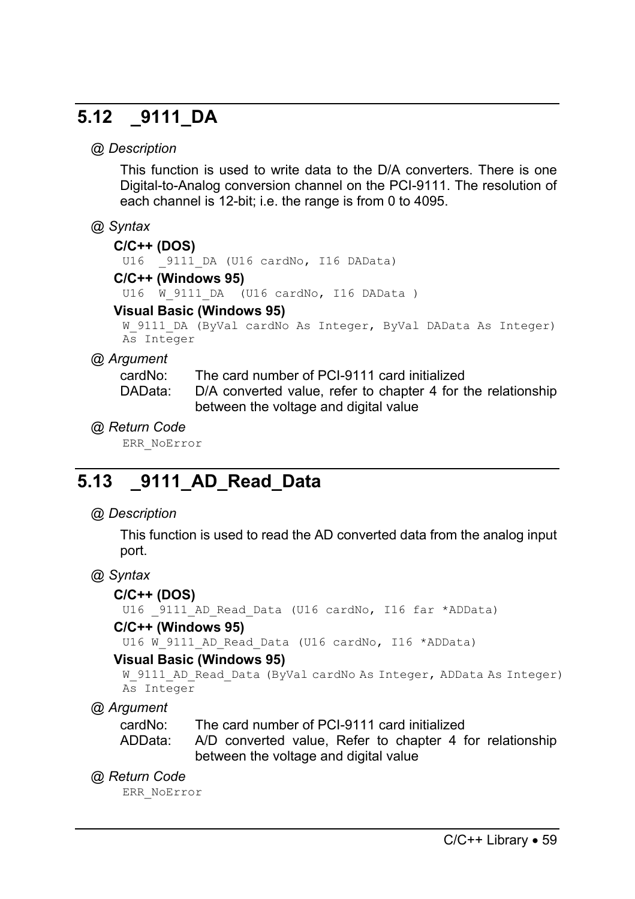## 5.12 _9111_DA

*@ Description*

This function is used to write data to the D/A converters. There is one Digital-to-Analog conversion channel on the PCI-9111. The resolution of each channel is 12-bit; i.e. the range is from 0 to 4095.

*@ Syntax*

**C/C++ (DOS)**

```
U16  _9111_DA (U16 cardNo, I16 DAData)
```

**C/C++ (Windows 95)**

```
U16  W_9111_DA  (U16 cardNo, I16 DAData )
```

**Visual Basic (Windows 95)**

```
W_9111_DA (ByVal cardNo As Integer, ByVal DAData As Integer)
As Integer
```

*@ Argument*

cardNo: The card number of PCI-9111 card initialized

DAData: D/A converted value, refer to chapter 4 for the relationship between the voltage and digital value

*@ Return Code*

ERR_NoError

## 5.13 _9111_AD_Read_Data

*@ Description*

This function is used to read the AD converted data from the analog input port.

*@ Syntax*

**C/C++ (DOS)**

```
U16 _9111_AD_Read_Data (U16 cardNo, I16 far *ADData)
```

**C/C++ (Windows 95)**

```
U16 W_9111_AD_Read_Data (U16 cardNo, I16 *ADData)
```

**Visual Basic (Windows 95)**

```
W_9111_AD_Read_Data (ByVal cardNo As Integer, ADData As Integer)
As Integer
```

*@ Argument*

cardNo: The card number of PCI-9111 card initialized

ADData: A/D converted value, Refer to chapter 4 for relationship between the voltage and digital value

*@ Return Code*

ERR_NoError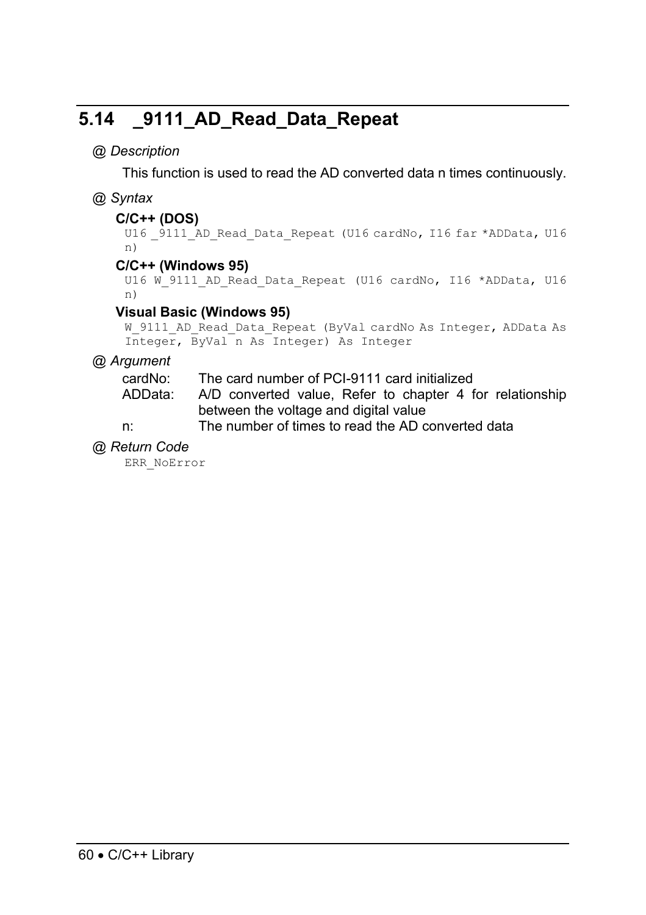## 5.14 _9111_AD_Read_Data_Repeat

*@ Description*

This function is used to read the AD converted data n times continuously.

*@ Syntax*

**C/C++ (DOS)**

```
U16 _9111_AD_Read_Data_Repeat (U16 cardNo, I16 far *ADData, U16 n)
```

**C/C++ (Windows 95)**

```
U16 W_9111_AD_Read_Data_Repeat (U16 cardNo, I16 *ADData, U16 n)
```

**Visual Basic (Windows 95)**

```
W_9111_AD_Read_Data_Repeat (ByVal cardNo As Integer, ADData As Integer, ByVal n As Integer) As Integer
```

*@ Argument*

cardNo: The card number of PCI-9111 card initialized
ADData: A/D converted value, Refer to chapter 4 for relationship between the voltage and digital value
n: The number of times to read the AD converted data

*@ Return Code*

```
ERR_NoError
```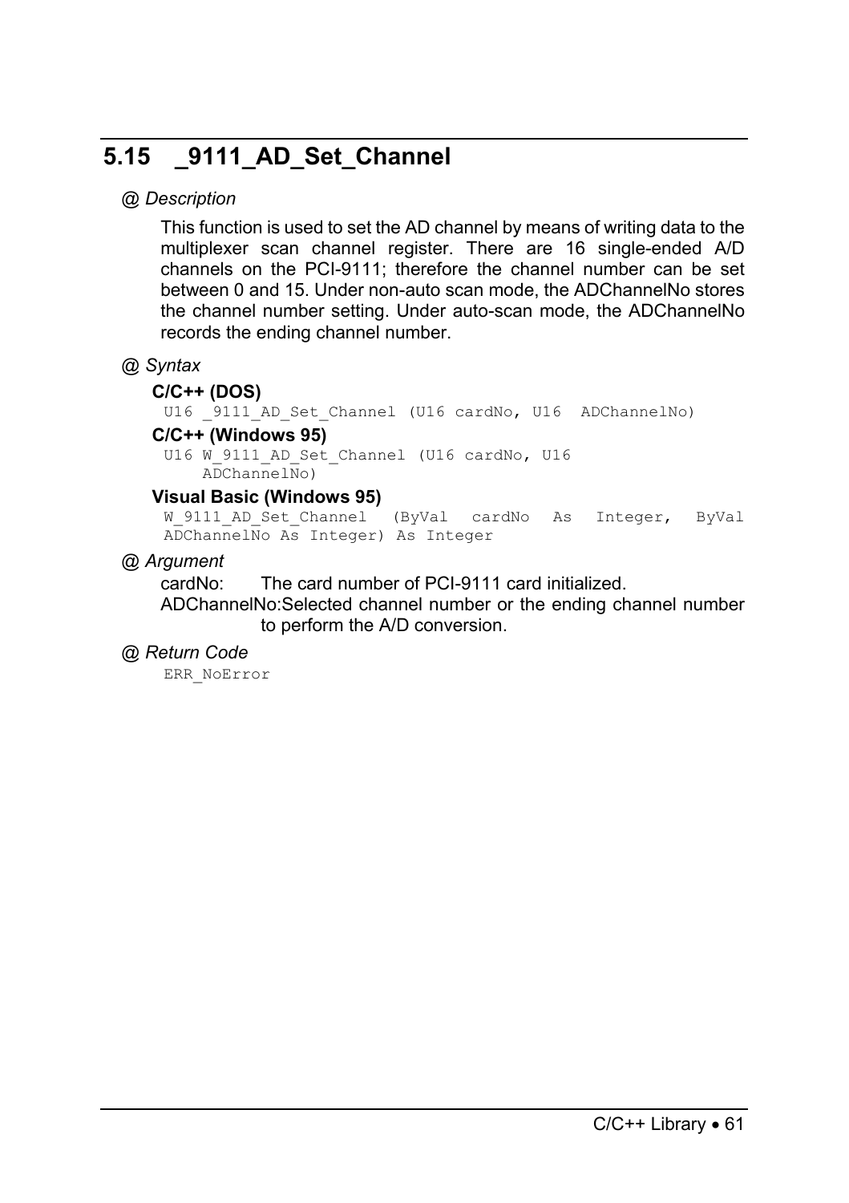## 5.15 _9111_AD_Set_Channel

*@ Description*

This function is used to set the AD channel by means of writing data to the multiplexer scan channel register. There are 16 single-ended A/D channels on the PCI-9111; therefore the channel number can be set between 0 and 15. Under non-auto scan mode, the ADChannelNo stores the channel number setting. Under auto-scan mode, the ADChannelNo records the ending channel number.

*@ Syntax*

**C/C++ (DOS)**

```
U16 _9111_AD_Set_Channel (U16 cardNo, U16  ADChannelNo)
```

**C/C++ (Windows 95)**

```
U16 W_9111_AD_Set_Channel (U16 cardNo, U16
    ADChannelNo)
```

**Visual Basic (Windows 95)**

```
W_9111_AD_Set_Channel  (ByVal  cardNo  As  Integer,  ByVal
ADChannelNo As Integer) As Integer
```

*@ Argument*

cardNo: The card number of PCI-9111 card initialized.

ADChannelNo: Selected channel number or the ending channel number to perform the A/D conversion.

*@ Return Code*

```
ERR_NoError
```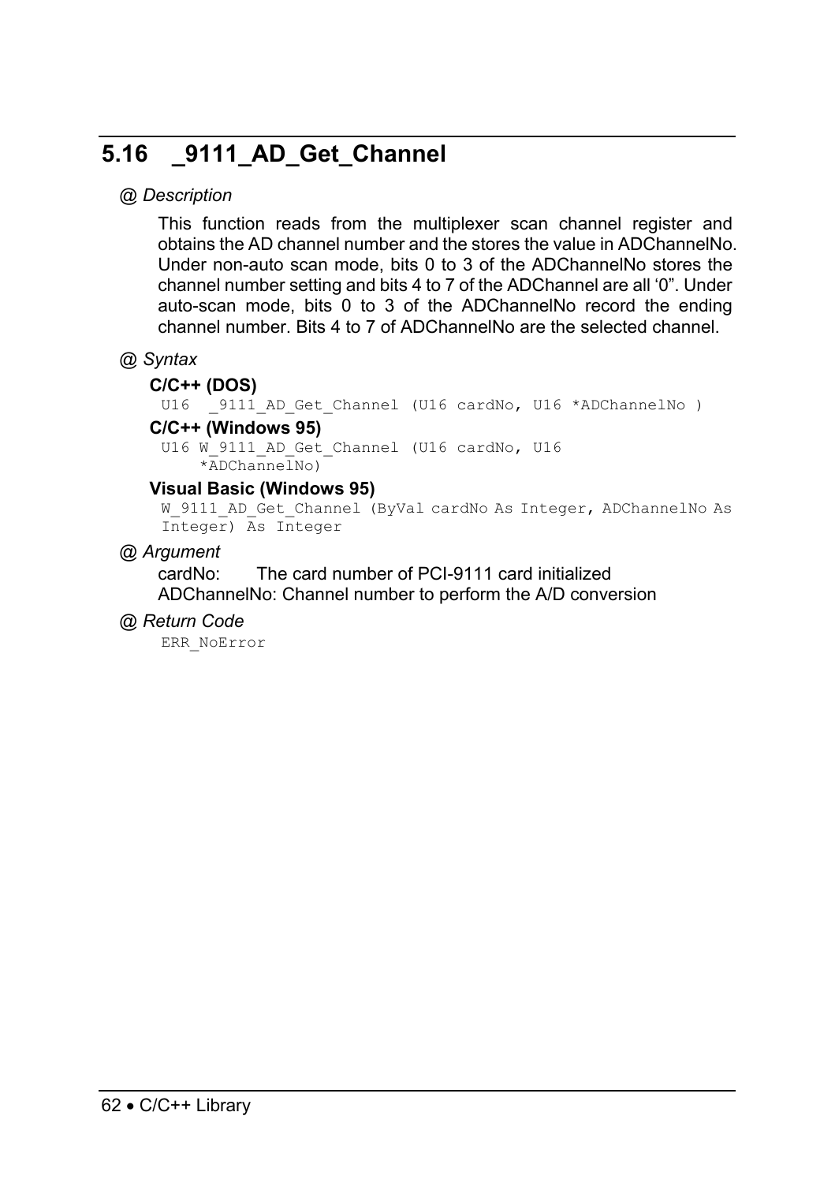## 5.16 _9111_AD_Get_Channel

@ *Description*

This function reads from the multiplexer scan channel register and obtains the AD channel number and the stores the value in ADChannelNo. Under non-auto scan mode, bits 0 to 3 of the ADChannelNo stores the channel number setting and bits 4 to 7 of the ADChannel are all '0". Under auto-scan mode, bits 0 to 3 of the ADChannelNo record the ending channel number. Bits 4 to 7 of ADChannelNo are the selected channel.

@ *Syntax*

**C/C++ (DOS)**

```
U16  _9111_AD_Get_Channel (U16 cardNo, U16 *ADChannelNo )
```

**C/C++ (Windows 95)**

```
U16 W_9111_AD_Get_Channel (U16 cardNo, U16
    *ADChannelNo)
```

**Visual Basic (Windows 95)**

```
W_9111_AD_Get_Channel (ByVal cardNo As Integer, ADChannelNo As
Integer) As Integer
```

@ *Argument*

cardNo: The card number of PCI-9111 card initialized

ADChannelNo: Channel number to perform the A/D conversion

@ *Return Code*

```
ERR_NoError
```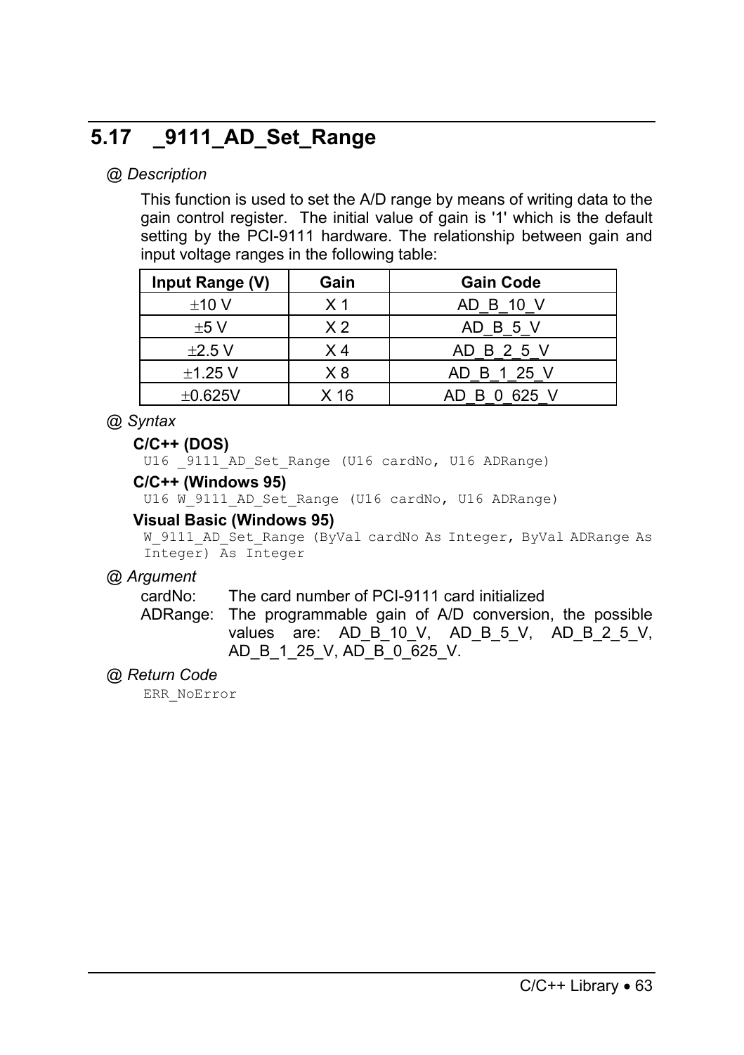## 5.17 _9111_AD_Set_Range

*@ Description*

This function is used to set the A/D range by means of writing data to the gain control register. The initial value of gain is '1' which is the default setting by the PCI-9111 hardware. The relationship between gain and input voltage ranges in the following table:

| Input Range (V) | Gain | Gain Code |
|---|---|---|
| ±10 V | X 1 | AD_B_10_V |
| ±5 V | X 2 | AD_B_5_V |
| ±2.5 V | X 4 | AD_B_2_5_V |
| ±1.25 V | X 8 | AD_B_1_25_V |
| ±0.625V | X 16 | AD_B_0_625_V |

*@ Syntax*

**C/C++ (DOS)**

```
U16 _9111_AD_Set_Range (U16 cardNo, U16 ADRange)
```

**C/C++ (Windows 95)**

```
U16 W_9111_AD_Set_Range (U16 cardNo, U16 ADRange)
```

**Visual Basic (Windows 95)**

```
W_9111_AD_Set_Range (ByVal cardNo As Integer, ByVal ADRange As
Integer) As Integer
```

*@ Argument*

cardNo: The card number of PCI-9111 card initialized

ADRange: The programmable gain of A/D conversion, the possible values are: AD_B_10_V, AD_B_5_V, AD_B_2_5_V, AD_B_1_25_V, AD_B_0_625_V.

*@ Return Code*

```
ERR_NoError
```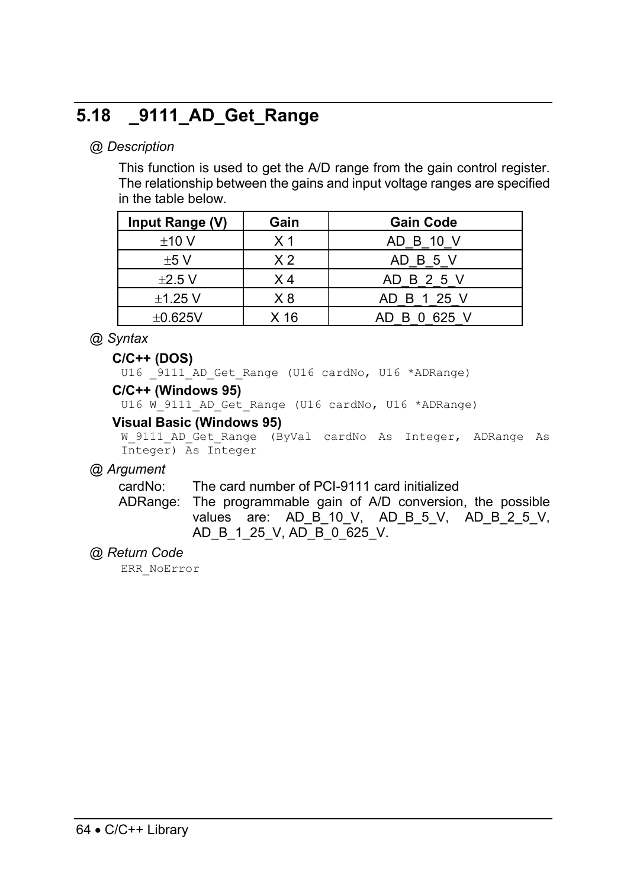## 5.18 _9111_AD_Get_Range

*@ Description*

This function is used to get the A/D range from the gain control register. The relationship between the gains and input voltage ranges are specified in the table below.

| Input Range (V) | Gain | Gain Code |
|---|---|---|
| ±10 V | X 1 | AD_B_10_V |
| ±5 V | X 2 | AD_B_5_V |
| ±2.5 V | X 4 | AD_B_2_5_V |
| ±1.25 V | X 8 | AD_B_1_25_V |
| ±0.625V | X 16 | AD_B_0_625_V |

*@ Syntax*

**C/C++ (DOS)**

```
U16 _9111_AD_Get_Range (U16 cardNo, U16 *ADRange)
```

**C/C++ (Windows 95)**

```
U16 W_9111_AD_Get_Range (U16 cardNo, U16 *ADRange)
```

**Visual Basic (Windows 95)**

```
W_9111_AD_Get_Range  (ByVal  cardNo  As  Integer,  ADRange  As
Integer) As Integer
```

*@ Argument*

cardNo: The card number of PCI-9111 card initialized

ADRange: The programmable gain of A/D conversion, the possible values are: AD_B_10_V, AD_B_5_V, AD_B_2_5_V, AD_B_1_25_V, AD_B_0_625_V.

*@ Return Code*

```
ERR_NoError
```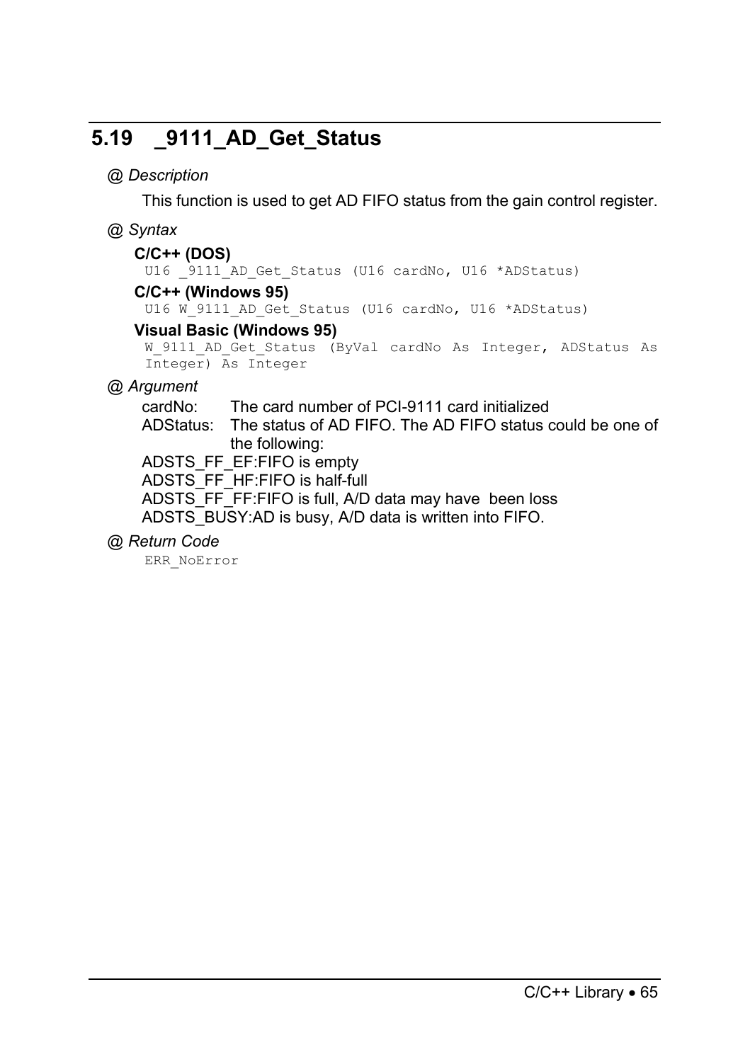## 5.19 _9111_AD_Get_Status

*@ Description*

This function is used to get AD FIFO status from the gain control register.

*@ Syntax*

**C/C++ (DOS)**

```
U16 _9111_AD_Get_Status (U16 cardNo, U16 *ADStatus)
```

**C/C++ (Windows 95)**

```
U16 W_9111_AD_Get_Status (U16 cardNo, U16 *ADStatus)
```

**Visual Basic (Windows 95)**

```
W_9111_AD_Get_Status (ByVal cardNo As Integer, ADStatus As
Integer) As Integer
```

*@ Argument*

cardNo: The card number of PCI-9111 card initialized

ADStatus: The status of AD FIFO. The AD FIFO status could be one of the following:

ADSTS_FF_EF:FIFO is empty

ADSTS_FF_HF:FIFO is half-full

ADSTS_FF_FF:FIFO is full, A/D data may have been loss

ADSTS_BUSY:AD is busy, A/D data is written into FIFO.

*@ Return Code*

```
ERR_NoError
```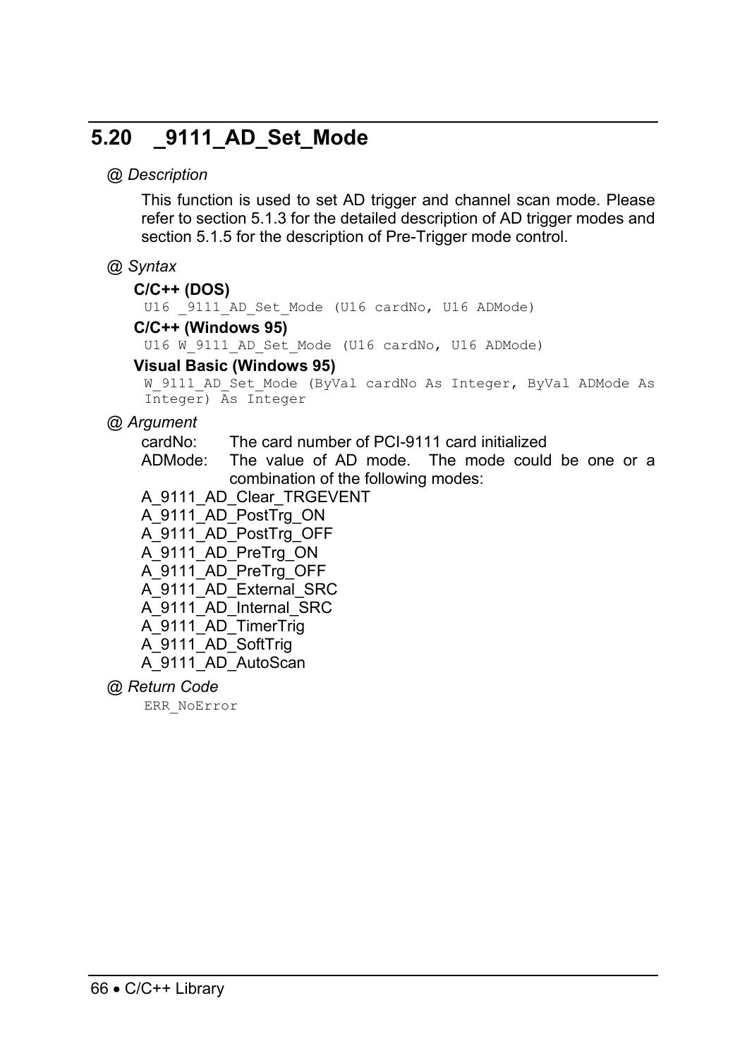## 5.20 _9111_AD_Set_Mode

@ *Description*

This function is used to set AD trigger and channel scan mode. Please refer to section 5.1.3 for the detailed description of AD trigger modes and section 5.1.5 for the description of Pre-Trigger mode control.

@ *Syntax*

**C/C++ (DOS)**

```
U16 _9111_AD_Set_Mode (U16 cardNo, U16 ADMode)
```

**C/C++ (Windows 95)**

```
U16 W_9111_AD_Set_Mode (U16 cardNo, U16 ADMode)
```

**Visual Basic (Windows 95)**

```
W_9111_AD_Set_Mode (ByVal cardNo As Integer, ByVal ADMode As Integer) As Integer
```

@ *Argument*

cardNo: The card number of PCI-9111 card initialized

ADMode: The value of AD mode. The mode could be one or a combination of the following modes:

A_9111_AD_Clear_TRGEVENT
A_9111_AD_PostTrg_ON
A_9111_AD_PostTrg_OFF
A_9111_AD_PreTrg_ON
A_9111_AD_PreTrg_OFF
A_9111_AD_External_SRC
A_9111_AD_Internal_SRC
A_9111_AD_TimerTrig
A_9111_AD_SoftTrig
A_9111_AD_AutoScan

@ *Return Code*

```
ERR_NoError
```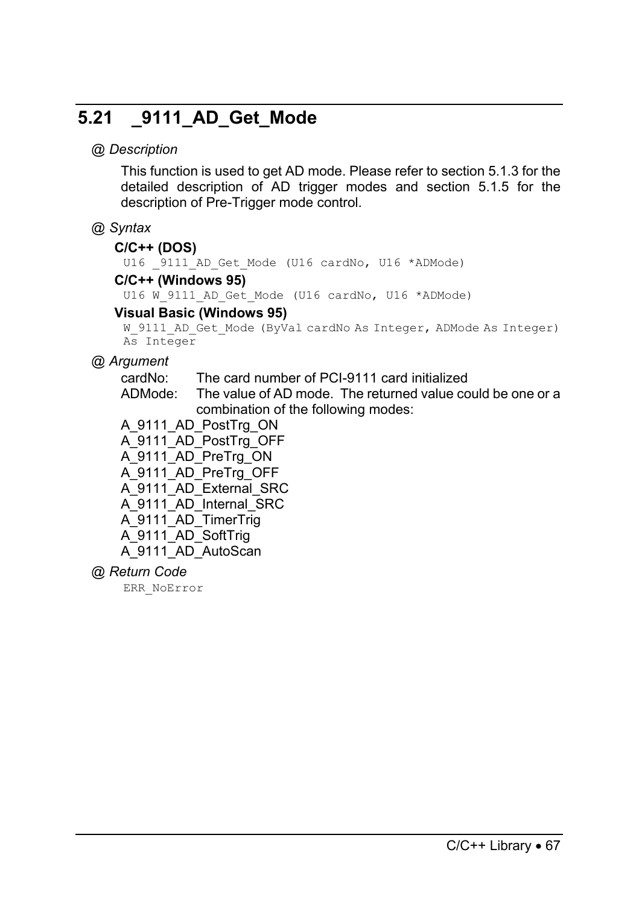## 5.21 _9111_AD_Get_Mode

*@ Description*

This function is used to get AD mode. Please refer to section 5.1.3 for the detailed description of AD trigger modes and section 5.1.5 for the description of Pre-Trigger mode control.

*@ Syntax*

**C/C++ (DOS)**

```
U16 _9111_AD_Get_Mode (U16 cardNo, U16 *ADMode)
```

**C/C++ (Windows 95)**

```
U16 W_9111_AD_Get_Mode (U16 cardNo, U16 *ADMode)
```

**Visual Basic (Windows 95)**

```
W_9111_AD_Get_Mode (ByVal cardNo As Integer, ADMode As Integer)
As Integer
```

*@ Argument*

cardNo: The card number of PCI-9111 card initialized

ADMode: The value of AD mode. The returned value could be one or a combination of the following modes:

A_9111_AD_PostTrg_ON
A_9111_AD_PostTrg_OFF
A_9111_AD_PreTrg_ON
A_9111_AD_PreTrg_OFF
A_9111_AD_External_SRC
A_9111_AD_Internal_SRC
A_9111_AD_TimerTrig
A_9111_AD_SoftTrig
A_9111_AD_AutoScan

*@ Return Code*

```
ERR_NoError
```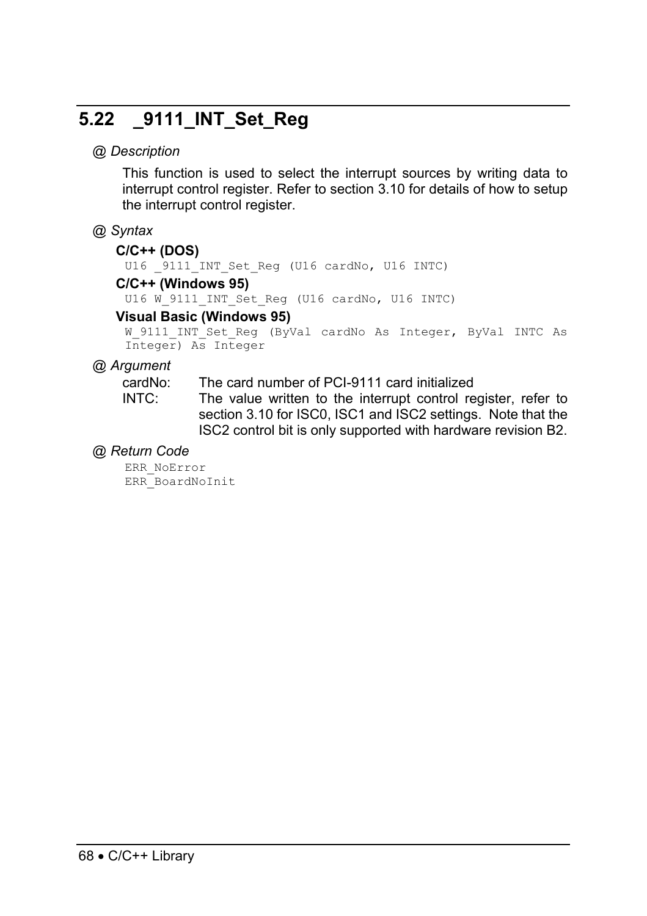## 5.22 _9111_INT_Set_Reg

*@ Description*

This function is used to select the interrupt sources by writing data to interrupt control register. Refer to section 3.10 for details of how to setup the interrupt control register.

*@ Syntax*

**C/C++ (DOS)**

```
U16 _9111_INT_Set_Reg (U16 cardNo, U16 INTC)
```

**C/C++ (Windows 95)**

```
U16 W_9111_INT_Set_Reg (U16 cardNo, U16 INTC)
```

**Visual Basic (Windows 95)**

```
W_9111_INT_Set_Reg (ByVal cardNo As Integer, ByVal INTC As Integer) As Integer
```

*@ Argument*

cardNo: The card number of PCI-9111 card initialized

INTC: The value written to the interrupt control register, refer to section 3.10 for ISC0, ISC1 and ISC2 settings. Note that the ISC2 control bit is only supported with hardware revision B2.

*@ Return Code*

```
ERR_NoError
ERR_BoardNoInit
```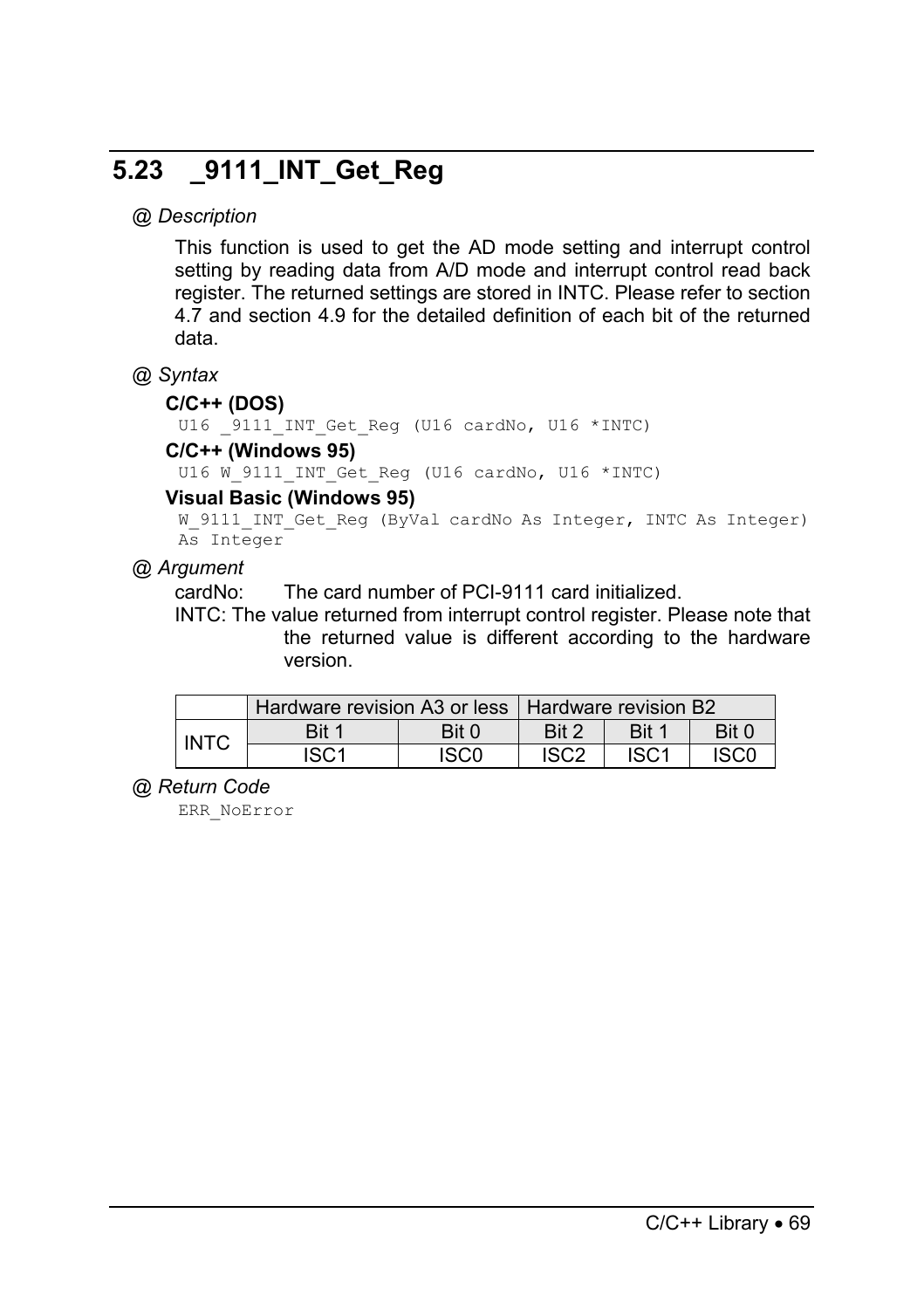## 5.23 _9111_INT_Get_Reg

*@ Description*

This function is used to get the AD mode setting and interrupt control setting by reading data from A/D mode and interrupt control read back register. The returned settings are stored in INTC. Please refer to section 4.7 and section 4.9 for the detailed definition of each bit of the returned data.

*@ Syntax*

**C/C++ (DOS)**

```
U16 _9111_INT_Get_Reg (U16 cardNo, U16 *INTC)
```

**C/C++ (Windows 95)**

```
U16 W_9111_INT_Get_Reg (U16 cardNo, U16 *INTC)
```

**Visual Basic (Windows 95)**

```
W_9111_INT_Get_Reg (ByVal cardNo As Integer, INTC As Integer)
As Integer
```

*@ Argument*

cardNo: The card number of PCI-9111 card initialized.

INTC: The value returned from interrupt control register. Please note that the returned value is different according to the hardware version.

| | Hardware revision A3 or less | | Hardware revision B2 | | |
|---|---|---|---|---|---|
| INTC | Bit 1 | Bit 0 | Bit 2 | Bit 1 | Bit 0 |
| | ISC1 | ISC0 | ISC2 | ISC1 | ISC0 |

*@ Return Code*

```
ERR_NoError
```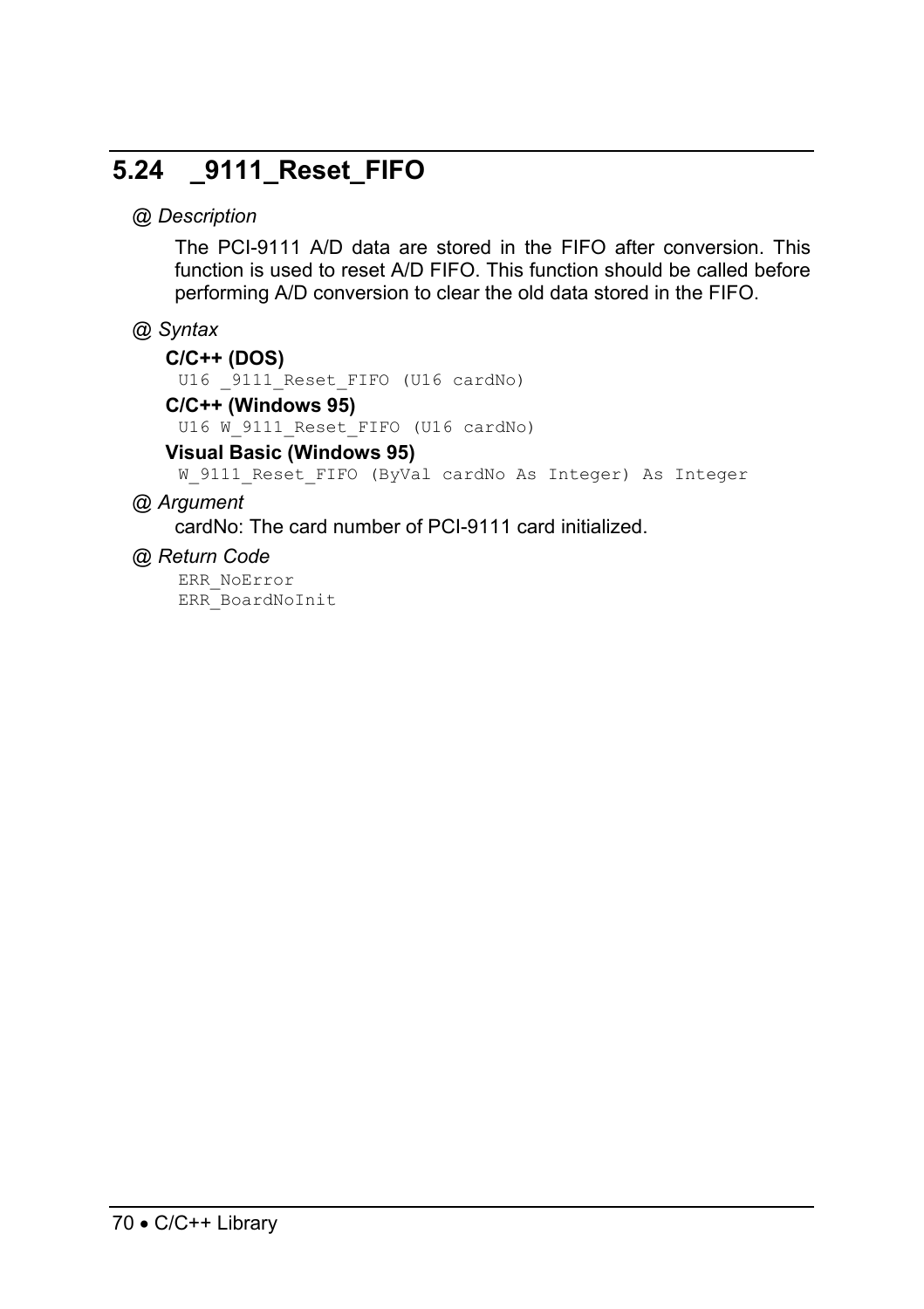## 5.24 _9111_Reset_FIFO

*@ Description*

The PCI-9111 A/D data are stored in the FIFO after conversion. This function is used to reset A/D FIFO. This function should be called before performing A/D conversion to clear the old data stored in the FIFO.

*@ Syntax*

**C/C++ (DOS)**

```
U16 _9111_Reset_FIFO (U16 cardNo)
```

**C/C++ (Windows 95)**

```
U16 W_9111_Reset_FIFO (U16 cardNo)
```

**Visual Basic (Windows 95)**

```
W_9111_Reset_FIFO (ByVal cardNo As Integer) As Integer
```

*@ Argument*

cardNo: The card number of PCI-9111 card initialized.

*@ Return Code*

```
ERR_NoError
ERR_BoardNoInit
```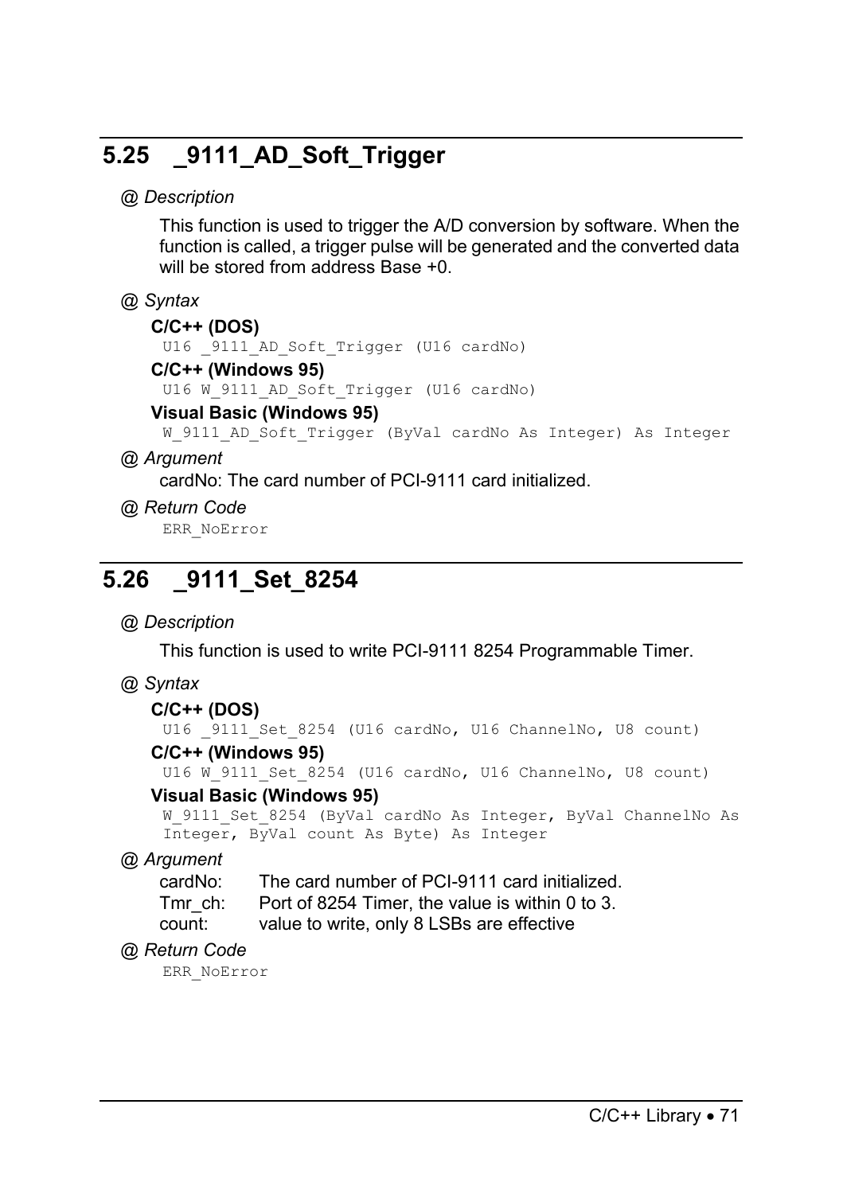## 5.25 _9111_AD_Soft_Trigger

*@ Description*

This function is used to trigger the A/D conversion by software. When the function is called, a trigger pulse will be generated and the converted data will be stored from address Base +0.

*@ Syntax*

**C/C++ (DOS)**

```
U16 _9111_AD_Soft_Trigger (U16 cardNo)
```

**C/C++ (Windows 95)**

```
U16 W_9111_AD_Soft_Trigger (U16 cardNo)
```

**Visual Basic (Windows 95)**

```
W_9111_AD_Soft_Trigger (ByVal cardNo As Integer) As Integer
```

*@ Argument*

cardNo: The card number of PCI-9111 card initialized.

*@ Return Code*

```
ERR_NoError
```

## 5.26 _9111_Set_8254

*@ Description*

This function is used to write PCI-9111 8254 Programmable Timer.

*@ Syntax*

**C/C++ (DOS)**

```
U16 _9111_Set_8254 (U16 cardNo, U16 ChannelNo, U8 count)
```

**C/C++ (Windows 95)**

```
U16 W_9111_Set_8254 (U16 cardNo, U16 ChannelNo, U8 count)
```

**Visual Basic (Windows 95)**

```
W_9111_Set_8254 (ByVal cardNo As Integer, ByVal ChannelNo As
Integer, ByVal count As Byte) As Integer
```

*@ Argument*

cardNo: The card number of PCI-9111 card initialized.
Tmr_ch: Port of 8254 Timer, the value is within 0 to 3.
count: value to write, only 8 LSBs are effective

*@ Return Code*

```
ERR_NoError
```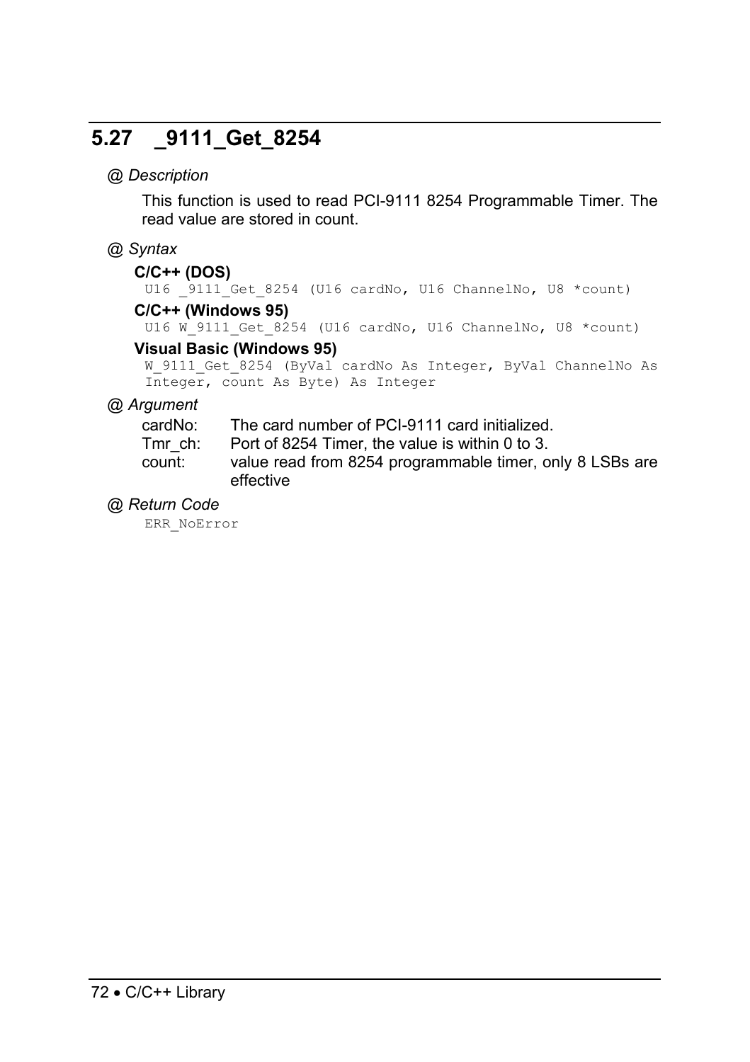## 5.27 _9111_Get_8254

*@ Description*

This function is used to read PCI-9111 8254 Programmable Timer. The read value are stored in count.

*@ Syntax*

**C/C++ (DOS)**

```
U16 _9111_Get_8254 (U16 cardNo, U16 ChannelNo, U8 *count)
```

**C/C++ (Windows 95)**

```
U16 W_9111_Get_8254 (U16 cardNo, U16 ChannelNo, U8 *count)
```

**Visual Basic (Windows 95)**

```
W_9111_Get_8254 (ByVal cardNo As Integer, ByVal ChannelNo As
Integer, count As Byte) As Integer
```

*@ Argument*

cardNo: The card number of PCI-9111 card initialized.
Tmr_ch: Port of 8254 Timer, the value is within 0 to 3.
count: value read from 8254 programmable timer, only 8 LSBs are effective

*@ Return Code*

```
ERR_NoError
```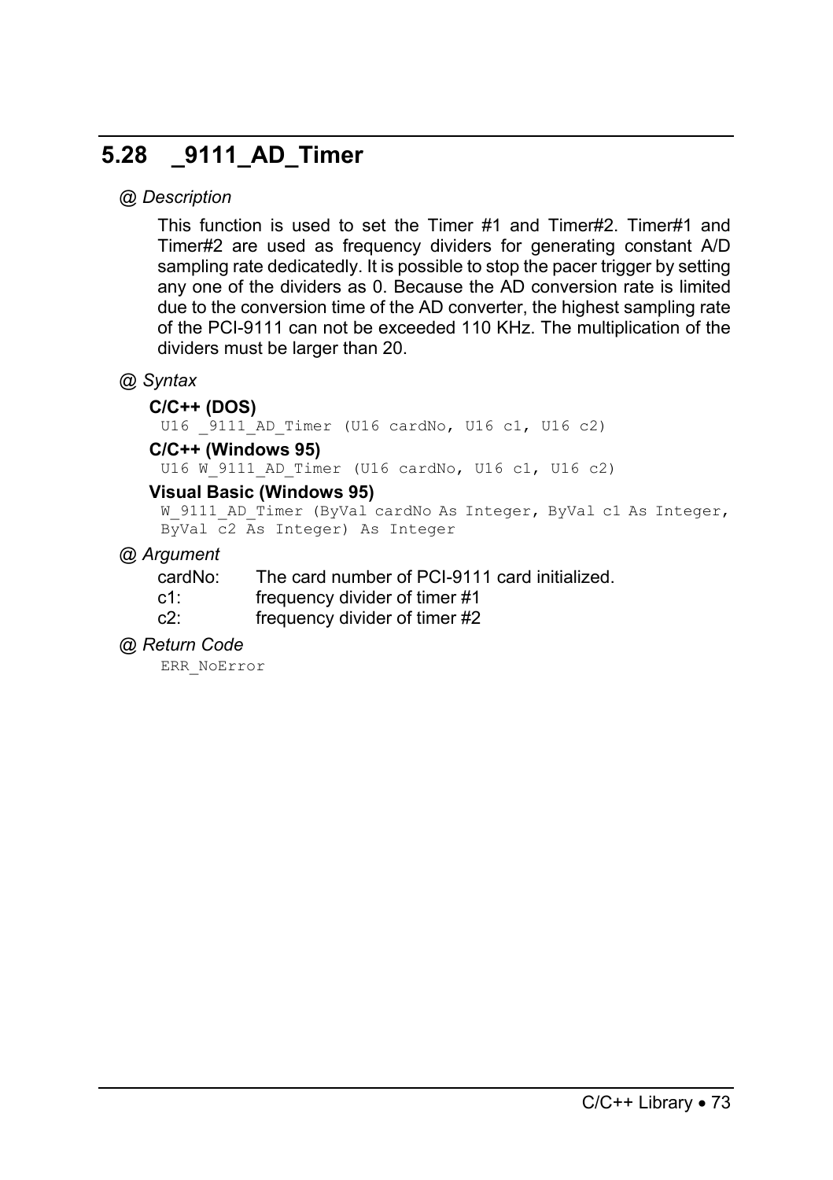## 5.28 _9111_AD_Timer

*@ Description*

This function is used to set the Timer #1 and Timer#2. Timer#1 and Timer#2 are used as frequency dividers for generating constant A/D sampling rate dedicatedly. It is possible to stop the pacer trigger by setting any one of the dividers as 0. Because the AD conversion rate is limited due to the conversion time of the AD converter, the highest sampling rate of the PCI-9111 can not be exceeded 110 KHz. The multiplication of the dividers must be larger than 20.

*@ Syntax*

**C/C++ (DOS)**

```
U16 _9111_AD_Timer (U16 cardNo, U16 c1, U16 c2)
```

**C/C++ (Windows 95)**

```
U16 W_9111_AD_Timer (U16 cardNo, U16 c1, U16 c2)
```

**Visual Basic (Windows 95)**

```
W_9111_AD_Timer (ByVal cardNo As Integer, ByVal c1 As Integer,
ByVal c2 As Integer) As Integer
```

*@ Argument*

cardNo: The card number of PCI-9111 card initialized.
c1: frequency divider of timer #1
c2: frequency divider of timer #2

*@ Return Code*

```
ERR_NoError
```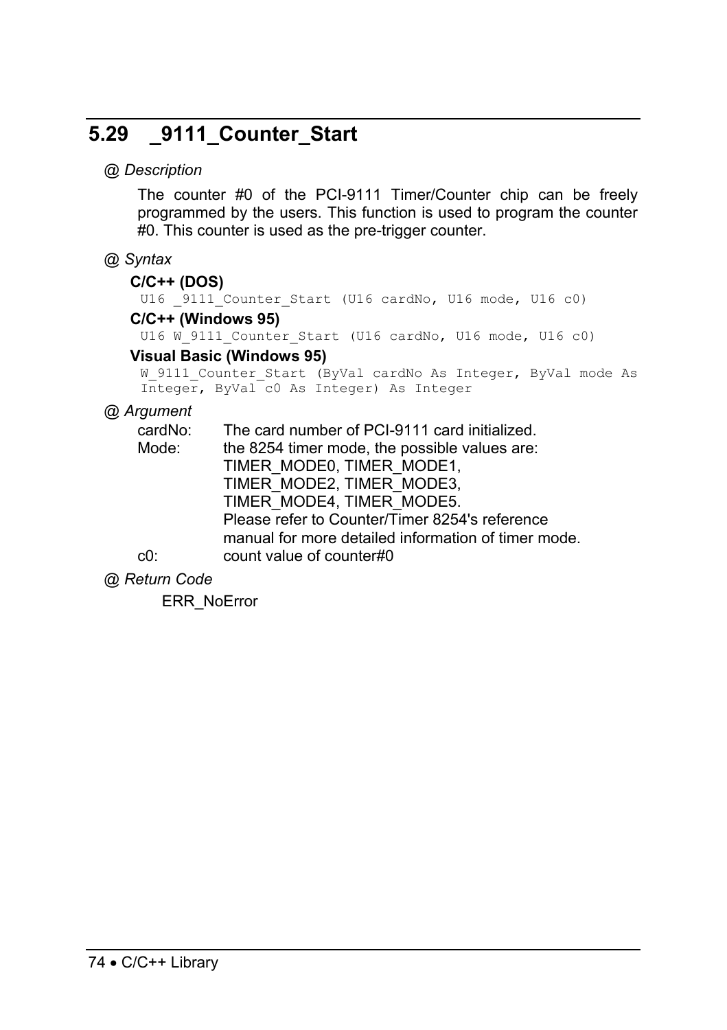## 5.29 _9111_Counter_Start

*@ Description*

The counter #0 of the PCI-9111 Timer/Counter chip can be freely programmed by the users. This function is used to program the counter #0. This counter is used as the pre-trigger counter.

*@ Syntax*

**C/C++ (DOS)**

```
U16 _9111_Counter_Start (U16 cardNo, U16 mode, U16 c0)
```

**C/C++ (Windows 95)**

```
U16 W_9111_Counter_Start (U16 cardNo, U16 mode, U16 c0)
```

**Visual Basic (Windows 95)**

```
W_9111_Counter_Start (ByVal cardNo As Integer, ByVal mode As Integer, ByVal c0 As Integer) As Integer
```

*@ Argument*

cardNo: The card number of PCI-9111 card initialized.

Mode: the 8254 timer mode, the possible values are: TIMER_MODE0, TIMER_MODE1, TIMER_MODE2, TIMER_MODE3, TIMER_MODE4, TIMER_MODE5. Please refer to Counter/Timer 8254's reference manual for more detailed information of timer mode.

c0: count value of counter#0

*@ Return Code*

ERR_NoError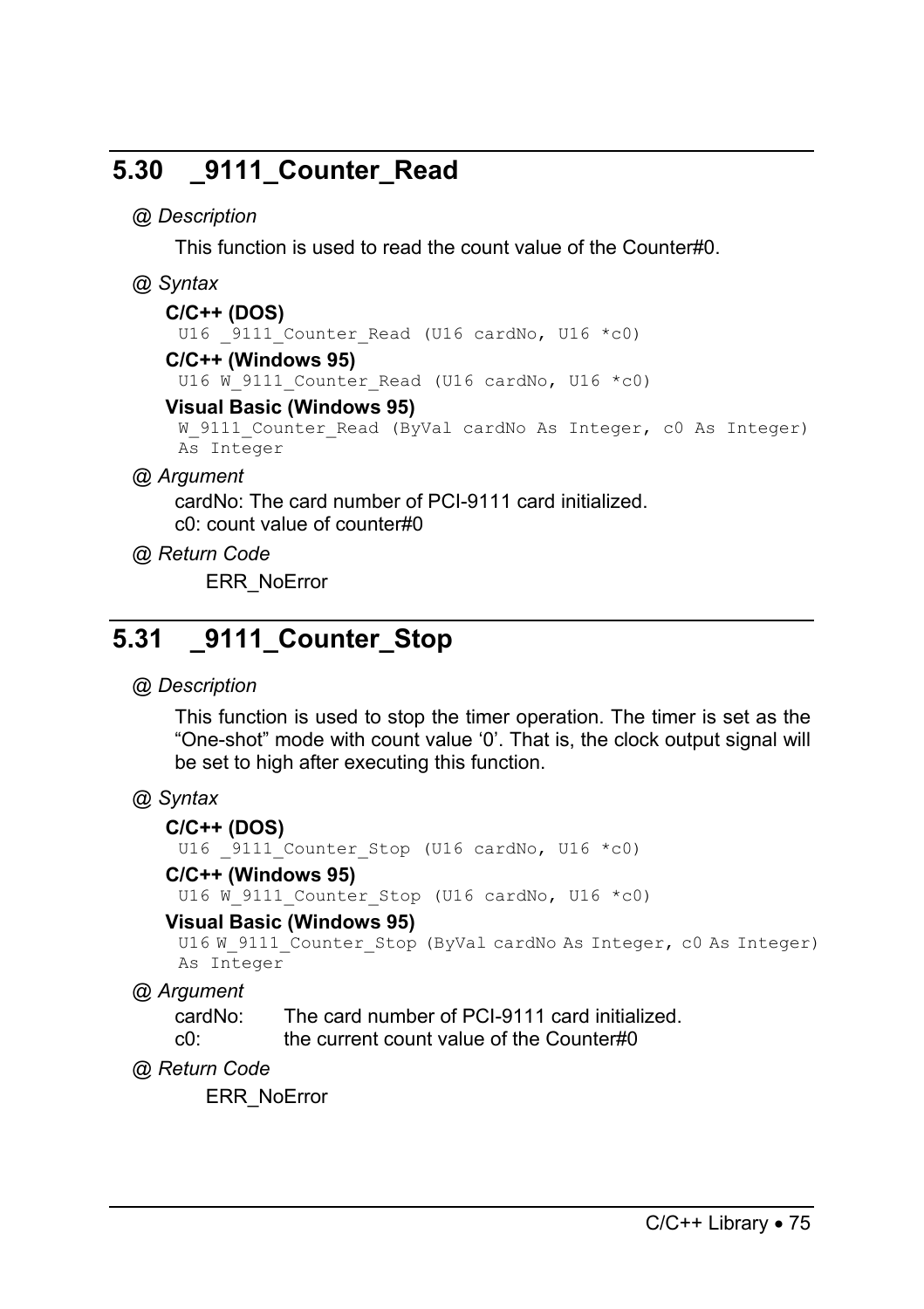## 5.30 _9111_Counter_Read

*@ Description*

This function is used to read the count value of the Counter#0.

*@ Syntax*

**C/C++ (DOS)**

```
U16 _9111_Counter_Read (U16 cardNo, U16 *c0)
```

**C/C++ (Windows 95)**

```
U16 W_9111_Counter_Read (U16 cardNo, U16 *c0)
```

**Visual Basic (Windows 95)**

```
W_9111_Counter_Read (ByVal cardNo As Integer, c0 As Integer)
As Integer
```

*@ Argument*

cardNo: The card number of PCI-9111 card initialized.
c0: count value of counter#0

*@ Return Code*

ERR_NoError

## 5.31 _9111_Counter_Stop

*@ Description*

This function is used to stop the timer operation. The timer is set as the “One-shot” mode with count value ‘0’. That is, the clock output signal will be set to high after executing this function.

*@ Syntax*

**C/C++ (DOS)**

```
U16 _9111_Counter_Stop (U16 cardNo, U16 *c0)
```

**C/C++ (Windows 95)**

```
U16 W_9111_Counter_Stop (U16 cardNo, U16 *c0)
```

**Visual Basic (Windows 95)**

```
U16 W_9111_Counter_Stop (ByVal cardNo As Integer, c0 As Integer)
As Integer
```

*@ Argument*

cardNo: The card number of PCI-9111 card initialized.
c0: the current count value of the Counter#0

*@ Return Code*

ERR_NoError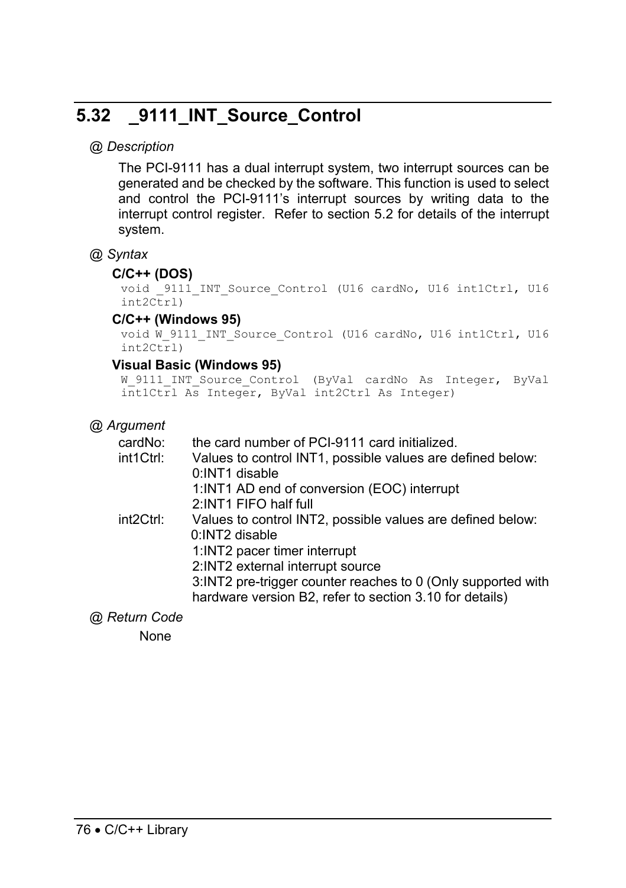## 5.32 _9111_INT_Source_Control

*@ Description*

The PCI-9111 has a dual interrupt system, two interrupt sources can be generated and be checked by the software. This function is used to select and control the PCI-9111's interrupt sources by writing data to the interrupt control register. Refer to section 5.2 for details of the interrupt system.

*@ Syntax*

**C/C++ (DOS)**

```
void _9111_INT_Source_Control (U16 cardNo, U16 int1Ctrl, U16 int2Ctrl)
```

**C/C++ (Windows 95)**

```
void W_9111_INT_Source_Control (U16 cardNo, U16 int1Ctrl, U16 int2Ctrl)
```

**Visual Basic (Windows 95)**

```
W_9111_INT_Source_Control (ByVal cardNo As Integer, ByVal int1Ctrl As Integer, ByVal int2Ctrl As Integer)
```

*@ Argument*

cardNo: the card number of PCI-9111 card initialized.

int1Ctrl: Values to control INT1, possible values are defined below:
- 0:INT1 disable
- 1:INT1 AD end of conversion (EOC) interrupt
- 2:INT1 FIFO half full

int2Ctrl: Values to control INT2, possible values are defined below:
- 0:INT2 disable
- 1:INT2 pacer timer interrupt
- 2:INT2 external interrupt source
- 3:INT2 pre-trigger counter reaches to 0 (Only supported with hardware version B2, refer to section 3.10 for details)

*@ Return Code*

None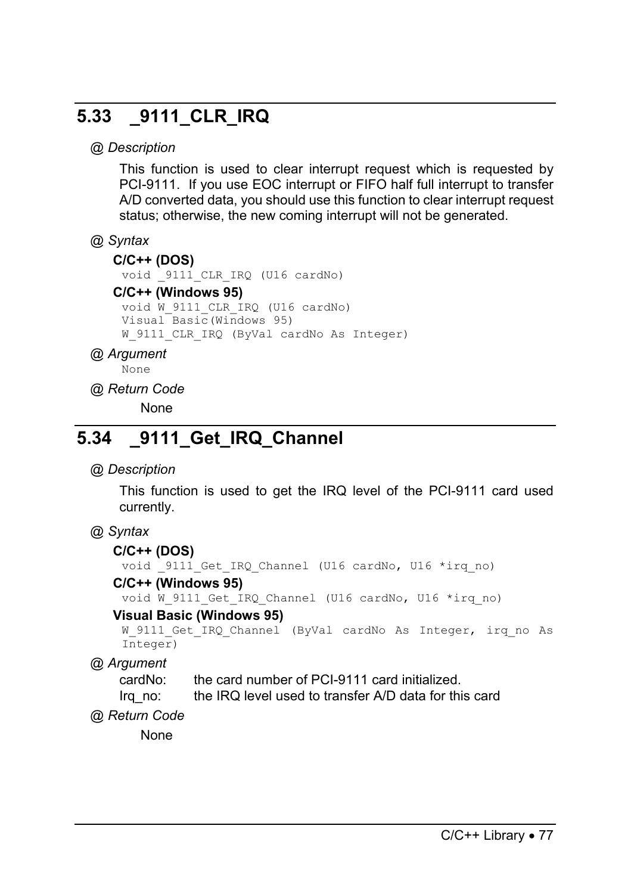## 5.33 _9111_CLR_IRQ

*@ Description*

This function is used to clear interrupt request which is requested by PCI-9111. If you use EOC interrupt or FIFO half full interrupt to transfer A/D converted data, you should use this function to clear interrupt request status; otherwise, the new coming interrupt will not be generated.

*@ Syntax*

**C/C++ (DOS)**

```
void _9111_CLR_IRQ (U16 cardNo)
```

**C/C++ (Windows 95)**

```
void W_9111_CLR_IRQ (U16 cardNo)
Visual Basic(Windows 95)
W_9111_CLR_IRQ (ByVal cardNo As Integer)
```

*@ Argument*

```
None
```

*@ Return Code*

None

## 5.34 _9111_Get_IRQ_Channel

*@ Description*

This function is used to get the IRQ level of the PCI-9111 card used currently.

*@ Syntax*

**C/C++ (DOS)**

```
void _9111_Get_IRQ_Channel (U16 cardNo, U16 *irq_no)
```

**C/C++ (Windows 95)**

```
void W_9111_Get_IRQ_Channel (U16 cardNo, U16 *irq_no)
```

**Visual Basic (Windows 95)**

```
W_9111_Get_IRQ_Channel (ByVal cardNo As Integer, irq_no As Integer)
```

*@ Argument*

cardNo: the card number of PCI-9111 card initialized.
Irq_no: the IRQ level used to transfer A/D data for this card

*@ Return Code*

None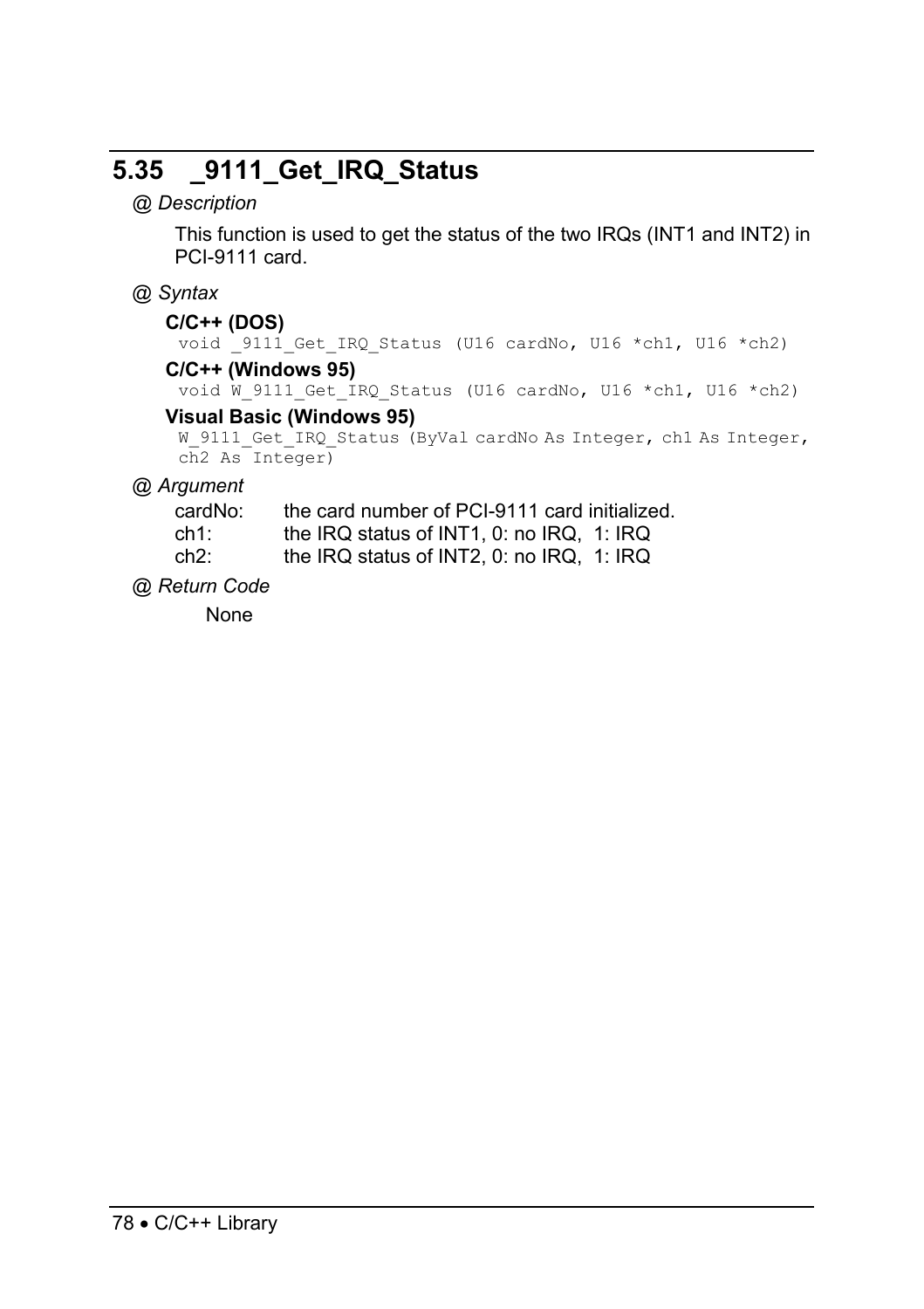## 5.35 _9111_Get_IRQ_Status

*@ Description*

This function is used to get the status of the two IRQs (INT1 and INT2) in PCI-9111 card.

*@ Syntax*

**C/C++ (DOS)**

```
void _9111_Get_IRQ_Status (U16 cardNo, U16 *ch1, U16 *ch2)
```

**C/C++ (Windows 95)**

```
void W_9111_Get_IRQ_Status (U16 cardNo, U16 *ch1, U16 *ch2)
```

**Visual Basic (Windows 95)**

```
W_9111_Get_IRQ_Status (ByVal cardNo As Integer, ch1 As Integer,
ch2 As Integer)
```

*@ Argument*

cardNo: the card number of PCI-9111 card initialized.
ch1: the IRQ status of INT1, 0: no IRQ, 1: IRQ
ch2: the IRQ status of INT2, 0: no IRQ, 1: IRQ

*@ Return Code*

None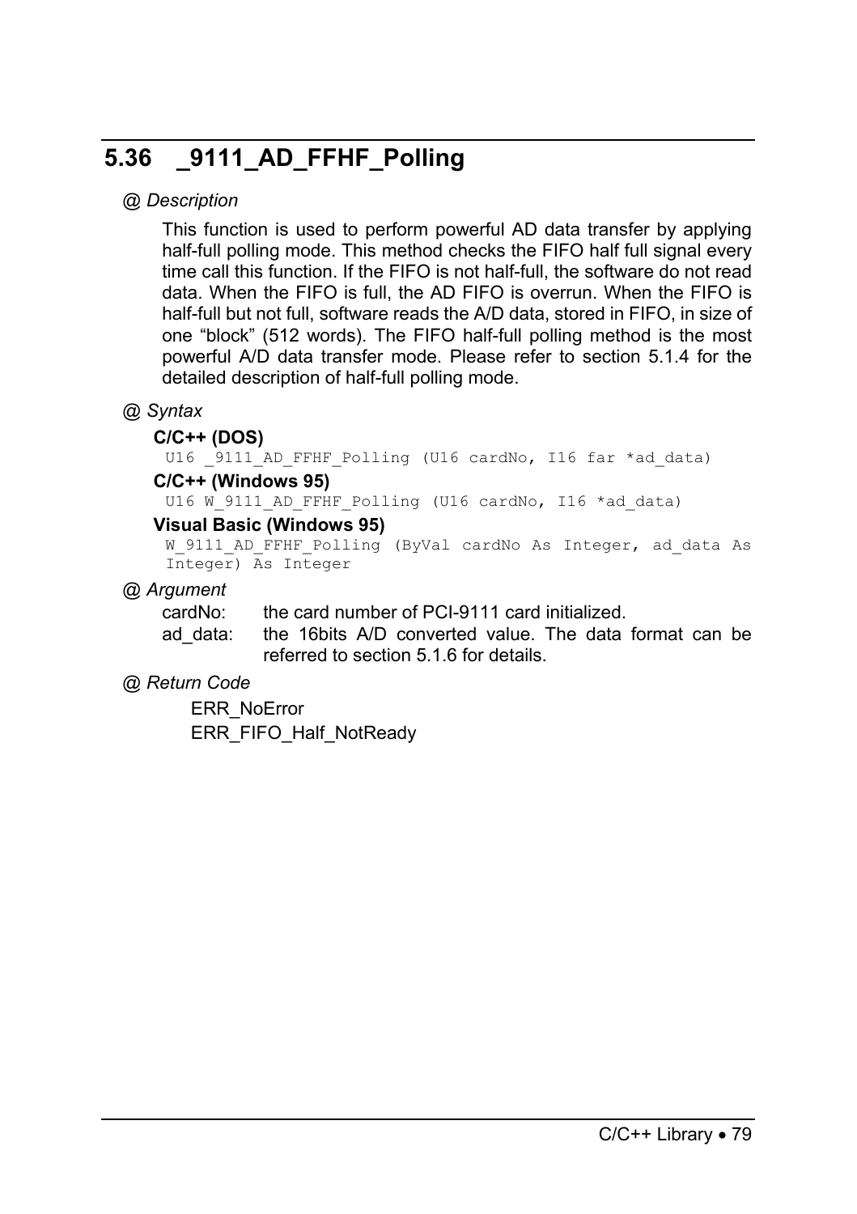## 5.36 _9111_AD_FFHF_Polling

*@ Description*

This function is used to perform powerful AD data transfer by applying half-full polling mode. This method checks the FIFO half full signal every time call this function. If the FIFO is not half-full, the software do not read data. When the FIFO is full, the AD FIFO is overrun. When the FIFO is half-full but not full, software reads the A/D data, stored in FIFO, in size of one "block" (512 words). The FIFO half-full polling method is the most powerful A/D data transfer mode. Please refer to section 5.1.4 for the detailed description of half-full polling mode.

*@ Syntax*

**C/C++ (DOS)**

```
U16 _9111_AD_FFHF_Polling (U16 cardNo, I16 far *ad_data)
```

**C/C++ (Windows 95)**

```
U16 W_9111_AD_FFHF_Polling (U16 cardNo, I16 *ad_data)
```

**Visual Basic (Windows 95)**

```
W_9111_AD_FFHF_Polling (ByVal cardNo As Integer, ad_data As
Integer) As Integer
```

*@ Argument*

cardNo: the card number of PCI-9111 card initialized.

ad_data: the 16bits A/D converted value. The data format can be referred to section 5.1.6 for details.

*@ Return Code*

ERR_NoError

ERR_FIFO_Half_NotReady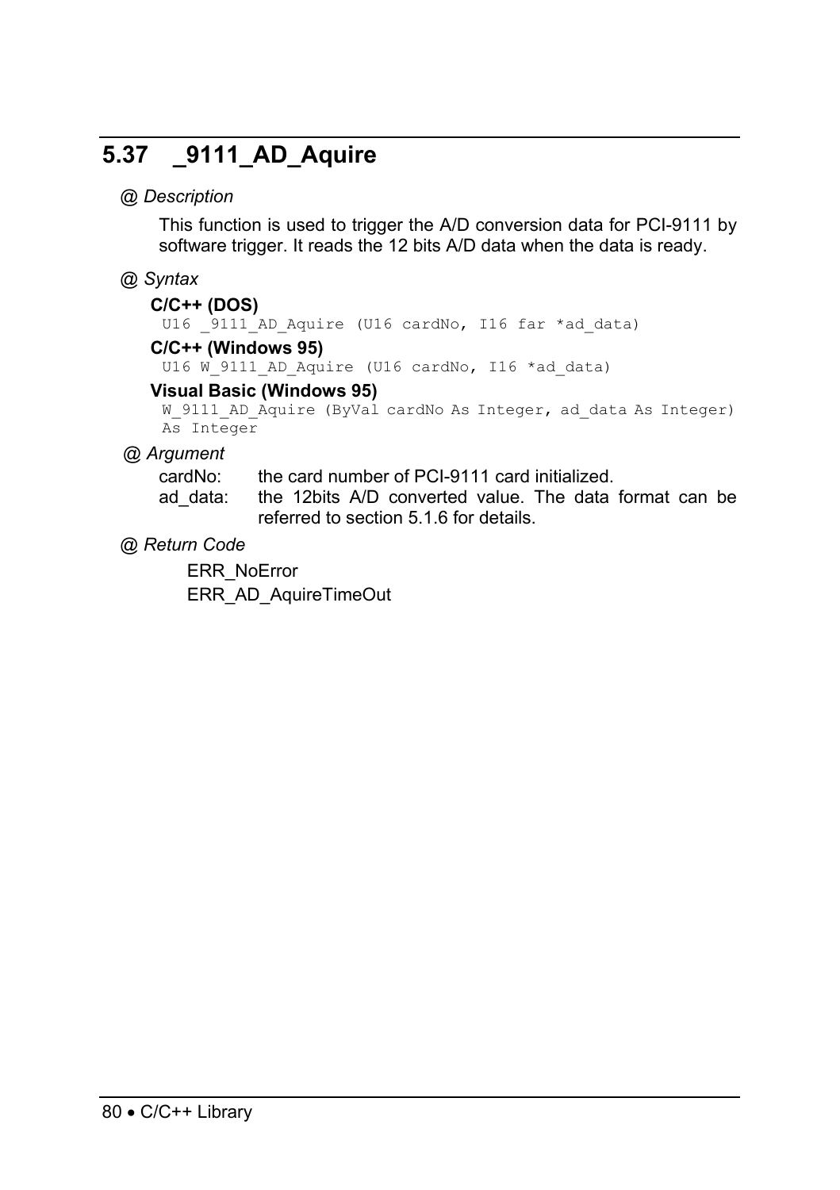## 5.37 _9111_AD_Aquire

*@ Description*

This function is used to trigger the A/D conversion data for PCI-9111 by software trigger. It reads the 12 bits A/D data when the data is ready.

*@ Syntax*

**C/C++ (DOS)**

```
U16 _9111_AD_Aquire (U16 cardNo, I16 far *ad_data)
```

**C/C++ (Windows 95)**

```
U16 W_9111_AD_Aquire (U16 cardNo, I16 *ad_data)
```

**Visual Basic (Windows 95)**

```
W_9111_AD_Aquire (ByVal cardNo As Integer, ad_data As Integer)
As Integer
```

*@ Argument*

cardNo: the card number of PCI-9111 card initialized.

ad_data: the 12bits A/D converted value. The data format can be referred to section 5.1.6 for details.

*@ Return Code*

ERR_NoError
ERR_AD_AquireTimeOut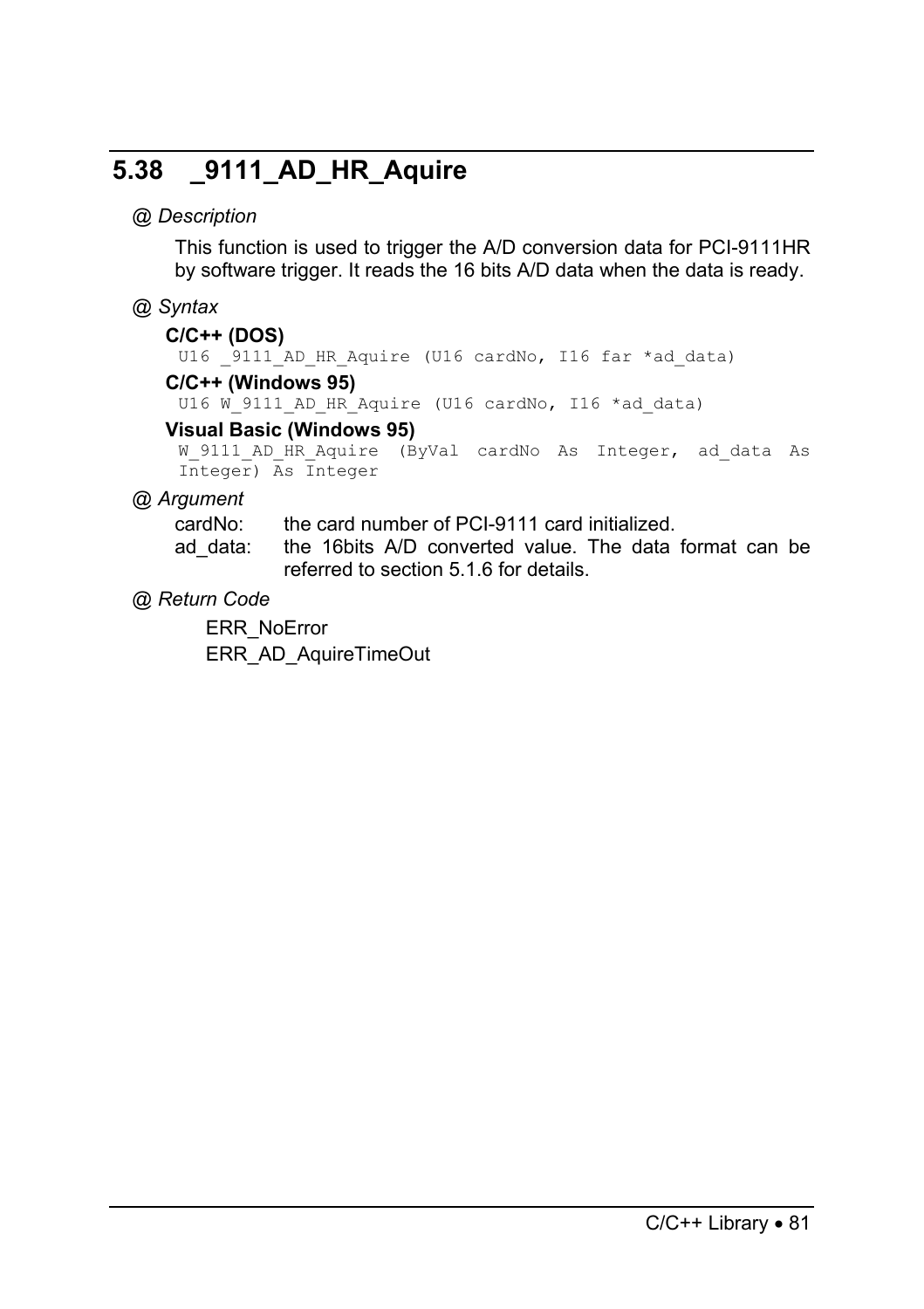## 5.38 _9111_AD_HR_Aquire

*@ Description*

This function is used to trigger the A/D conversion data for PCI-9111HR by software trigger. It reads the 16 bits A/D data when the data is ready.

*@ Syntax*

**C/C++ (DOS)**

```
U16 _9111_AD_HR_Aquire (U16 cardNo, I16 far *ad_data)
```

**C/C++ (Windows 95)**

```
U16 W_9111_AD_HR_Aquire (U16 cardNo, I16 *ad_data)
```

**Visual Basic (Windows 95)**

```
W_9111_AD_HR_Aquire (ByVal cardNo As Integer, ad_data As Integer) As Integer
```

*@ Argument*

cardNo: the card number of PCI-9111 card initialized.

ad_data: the 16bits A/D converted value. The data format can be referred to section 5.1.6 for details.

*@ Return Code*

ERR_NoError
ERR_AD_AquireTimeOut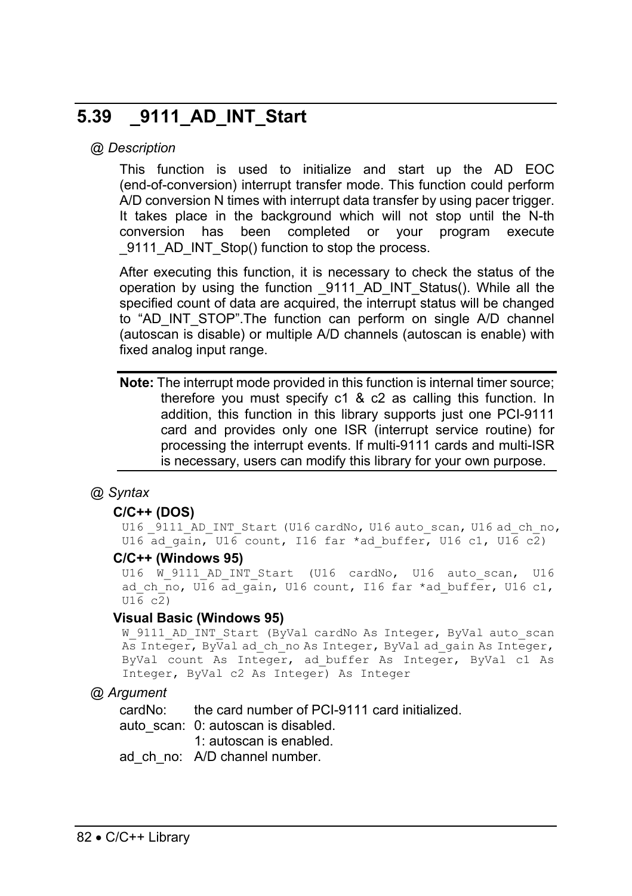## 5.39 _9111_AD_INT_Start

*@ Description*

This function is used to initialize and start up the AD EOC (end-of-conversion) interrupt transfer mode. This function could perform A/D conversion N times with interrupt data transfer by using pacer trigger. It takes place in the background which will not stop until the N-th conversion has been completed or your program execute _9111_AD_INT_Stop() function to stop the process.

After executing this function, it is necessary to check the status of the operation by using the function _9111_AD_INT_Status(). While all the specified count of data are acquired, the interrupt status will be changed to “AD_INT_STOP”.The function can perform on single A/D channel (autoscan is disable) or multiple A/D channels (autoscan is enable) with fixed analog input range.

**Note:** The interrupt mode provided in this function is internal timer source; therefore you must specify c1 & c2 as calling this function. In addition, this function in this library supports just one PCI-9111 card and provides only one ISR (interrupt service routine) for processing the interrupt events. If multi-9111 cards and multi-ISR is necessary, users can modify this library for your own purpose.

*@ Syntax*

**C/C++ (DOS)**

```
U16 _9111_AD_INT_Start (U16 cardNo, U16 auto_scan, U16 ad_ch_no, U16 ad_gain, U16 count, I16 far *ad_buffer, U16 c1, U16 c2)
```

**C/C++ (Windows 95)**

```
U16 W_9111_AD_INT_Start (U16 cardNo, U16 auto_scan, U16 ad_ch_no, U16 ad_gain, U16 count, I16 far *ad_buffer, U16 c1, U16 c2)
```

**Visual Basic (Windows 95)**

```
W_9111_AD_INT_Start (ByVal cardNo As Integer, ByVal auto_scan As Integer, ByVal ad_ch_no As Integer, ByVal ad_gain As Integer, ByVal count As Integer, ad_buffer As Integer, ByVal c1 As Integer, ByVal c2 As Integer) As Integer
```

*@ Argument*

cardNo: the card number of PCI-9111 card initialized.

auto_scan: 0: autoscan is disabled.
1: autoscan is enabled.

ad_ch_no: A/D channel number.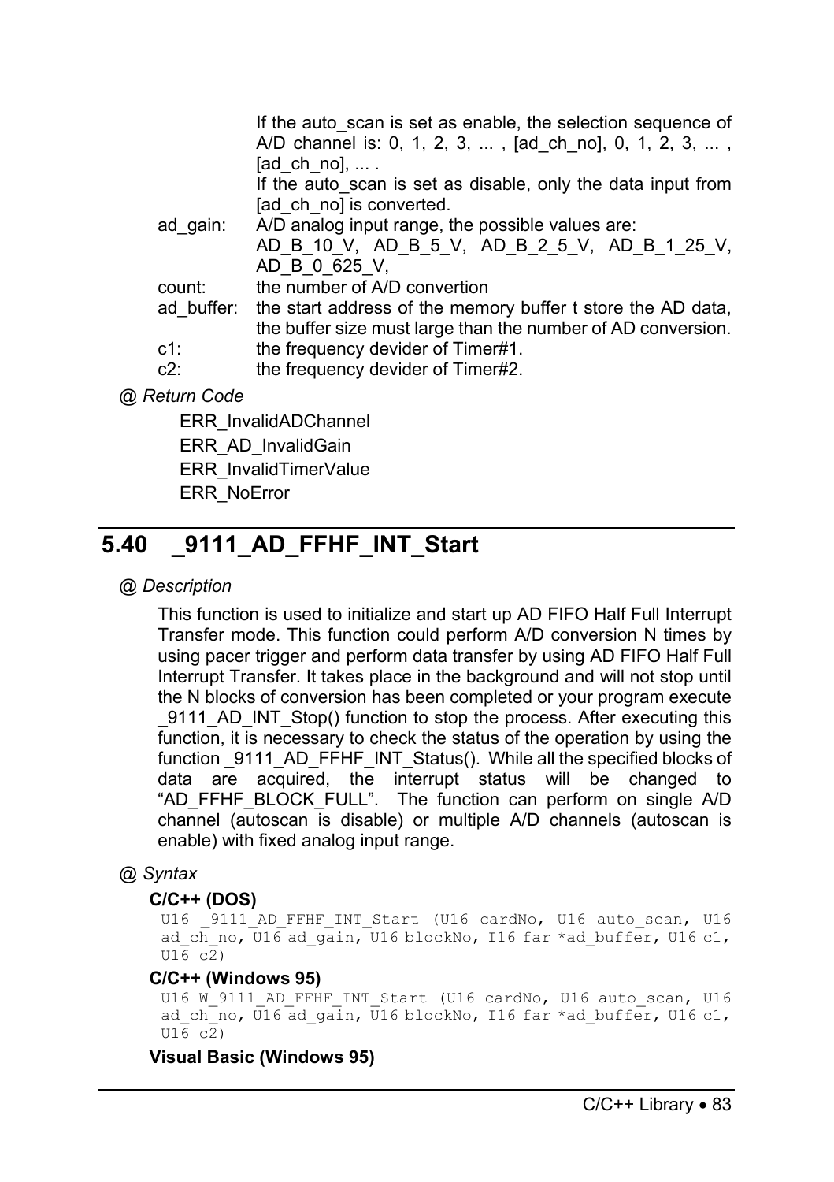If the auto_scan is set as enable, the selection sequence of A/D channel is: 0, 1, 2, 3, ... , [ad_ch_no], 0, 1, 2, 3, ... , [ad_ch_no], ... .
If the auto_scan is set as disable, only the data input from [ad_ch_no] is converted.

ad_gain: A/D analog input range, the possible values are: AD_B_10_V, AD_B_5_V, AD_B_2_5_V, AD_B_1_25_V, AD_B_0_625_V,

count: the number of A/D convertion

ad_buffer: the start address of the memory buffer t store the AD data, the buffer size must large than the number of AD conversion.

c1: the frequency devider of Timer#1.

c2: the frequency devider of Timer#2.

*@ Return Code*

ERR_InvalidADChannel
ERR_AD_InvalidGain
ERR_InvalidTimerValue
ERR_NoError

## 5.40 _9111_AD_FFHF_INT_Start

*@ Description*

This function is used to initialize and start up AD FIFO Half Full Interrupt Transfer mode. This function could perform A/D conversion N times by using pacer trigger and perform data transfer by using AD FIFO Half Full Interrupt Transfer. It takes place in the background and will not stop until the N blocks of conversion has been completed or your program execute _9111_AD_INT_Stop() function to stop the process. After executing this function, it is necessary to check the status of the operation by using the function _9111_AD_FFHF_INT_Status(). While all the specified blocks of data are acquired, the interrupt status will be changed to "AD_FFHF_BLOCK_FULL". The function can perform on single A/D channel (autoscan is disable) or multiple A/D channels (autoscan is enable) with fixed analog input range.

*@ Syntax*

**C/C++ (DOS)**

```
U16 _9111_AD_FFHF_INT_Start (U16 cardNo, U16 auto_scan, U16 ad_ch_no, U16 ad_gain, U16 blockNo, I16 far *ad_buffer, U16 c1, U16 c2)
```

**C/C++ (Windows 95)**

```
U16 W_9111_AD_FFHF_INT_Start (U16 cardNo, U16 auto_scan, U16 ad_ch_no, U16 ad_gain, U16 blockNo, I16 far *ad_buffer, U16 c1, U16 c2)
```

**Visual Basic (Windows 95)**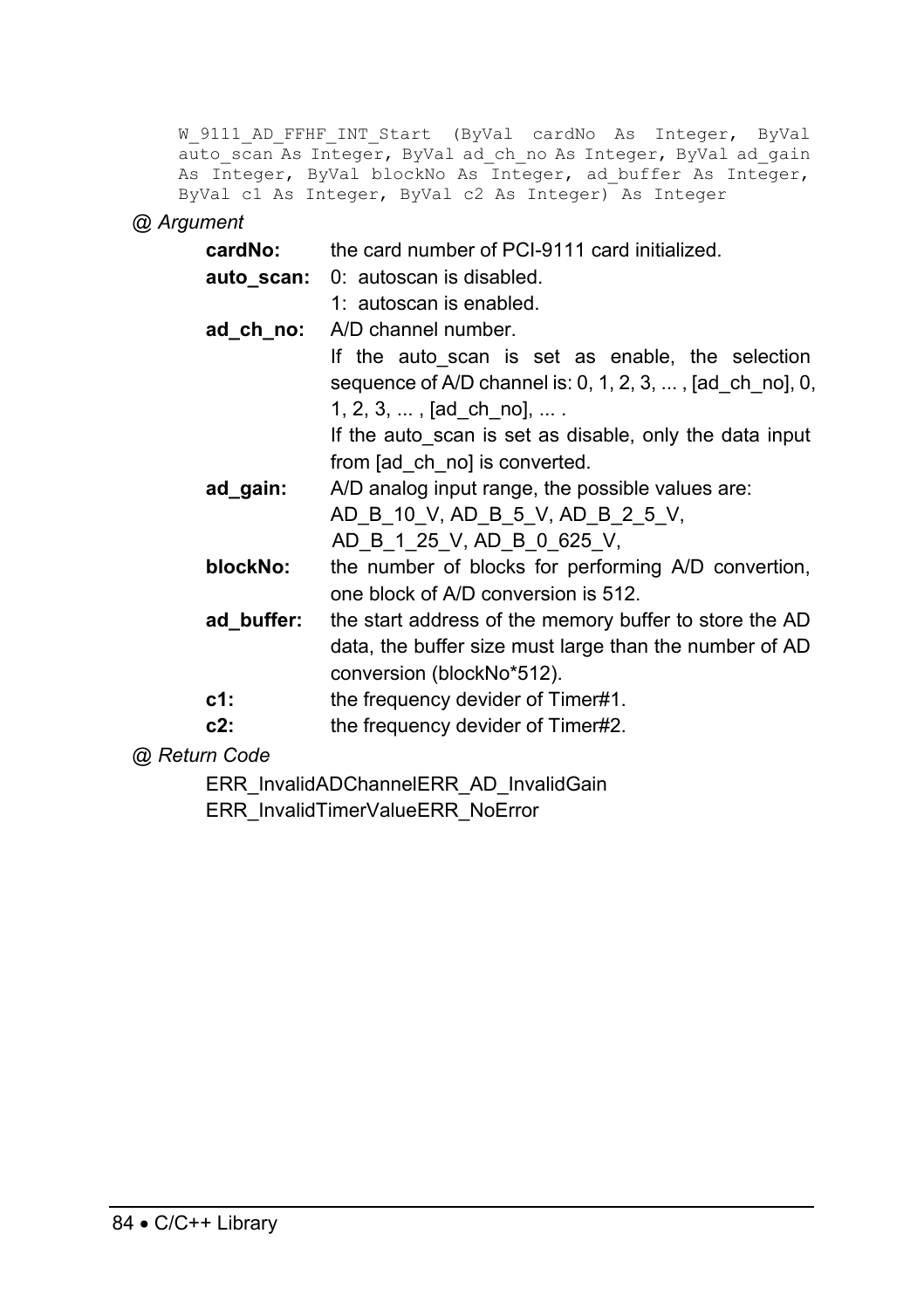```
W_9111_AD_FFHF_INT_Start (ByVal cardNo As Integer, ByVal
auto_scan As Integer, ByVal ad_ch_no As Integer, ByVal ad_gain
As Integer, ByVal blockNo As Integer, ad_buffer As Integer,
ByVal c1 As Integer, ByVal c2 As Integer) As Integer
```

*@ Argument*

**cardNo:** the card number of PCI-9111 card initialized.

**auto_scan:** 0: autoscan is disabled.
1: autoscan is enabled.

**ad_ch_no:** A/D channel number.
If the auto_scan is set as enable, the selection sequence of A/D channel is: 0, 1, 2, 3, ... , [ad_ch_no], 0, 1, 2, 3, ... , [ad_ch_no], ... .
If the auto_scan is set as disable, only the data input from [ad_ch_no] is converted.

**ad_gain:** A/D analog input range, the possible values are:
AD_B_10_V, AD_B_5_V, AD_B_2_5_V,
AD_B_1_25_V, AD_B_0_625_V,

**blockNo:** the number of blocks for performing A/D convertion, one block of A/D conversion is 512.

**ad_buffer:** the start address of the memory buffer to store the AD data, the buffer size must large than the number of AD conversion (blockNo*512).

**c1:** the frequency devider of Timer#1.

**c2:** the frequency devider of Timer#2.

*@ Return Code*

ERR_InvalidADChannelERR_AD_InvalidGain
ERR_InvalidTimerValueERR_NoError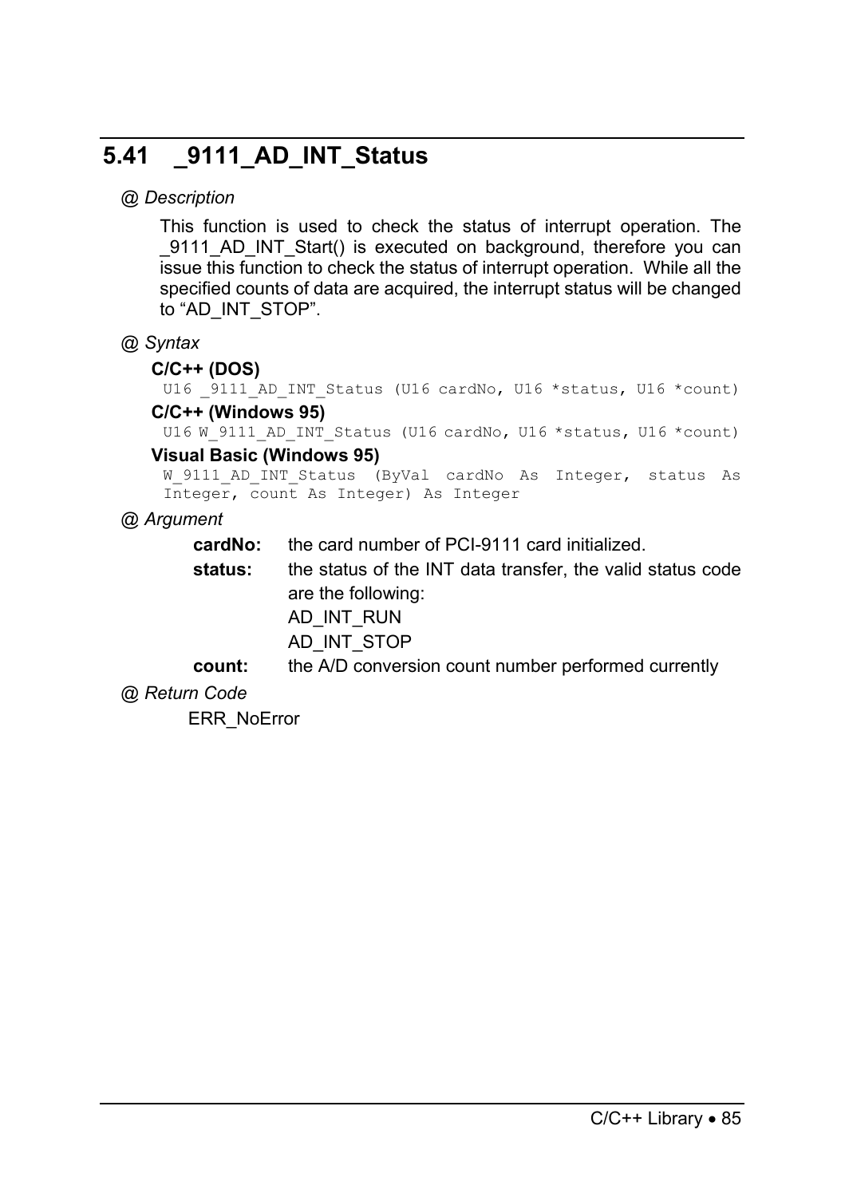## 5.41 _9111_AD_INT_Status

*@ Description*

This function is used to check the status of interrupt operation. The _9111_AD_INT_Start() is executed on background, therefore you can issue this function to check the status of interrupt operation. While all the specified counts of data are acquired, the interrupt status will be changed to "AD_INT_STOP".

*@ Syntax*

**C/C++ (DOS)**

```
U16 _9111_AD_INT_Status (U16 cardNo, U16 *status, U16 *count)
```

**C/C++ (Windows 95)**

```
U16 W_9111_AD_INT_Status (U16 cardNo, U16 *status, U16 *count)
```

**Visual Basic (Windows 95)**

```
W_9111_AD_INT_Status (ByVal cardNo As Integer, status As Integer, count As Integer) As Integer
```

*@ Argument*

**cardNo:** the card number of PCI-9111 card initialized.

**status:** the status of the INT data transfer, the valid status code are the following:
AD_INT_RUN
AD_INT_STOP

**count:** the A/D conversion count number performed currently

*@ Return Code*

ERR_NoError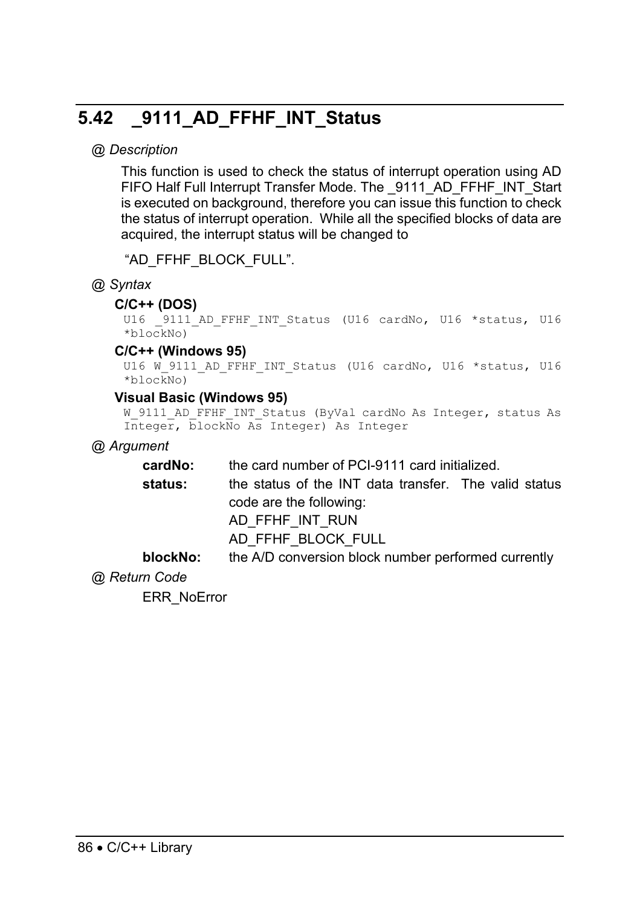## 5.42 _9111_AD_FFHF_INT_Status

*@ Description*

This function is used to check the status of interrupt operation using AD FIFO Half Full Interrupt Transfer Mode. The _9111_AD_FFHF_INT_Start is executed on background, therefore you can issue this function to check the status of interrupt operation. While all the specified blocks of data are acquired, the interrupt status will be changed to

"AD_FFHF_BLOCK_FULL".

*@ Syntax*

**C/C++ (DOS)**

```
U16 _9111_AD_FFHF_INT_Status (U16 cardNo, U16 *status, U16 *blockNo)
```

**C/C++ (Windows 95)**

```
U16 W_9111_AD_FFHF_INT_Status (U16 cardNo, U16 *status, U16 *blockNo)
```

**Visual Basic (Windows 95)**

```
W_9111_AD_FFHF_INT_Status (ByVal cardNo As Integer, status As Integer, blockNo As Integer) As Integer
```

*@ Argument*

**cardNo:** the card number of PCI-9111 card initialized.

**status:** the status of the INT data transfer. The valid status code are the following:
AD_FFHF_INT_RUN
AD_FFHF_BLOCK_FULL

**blockNo:** the A/D conversion block number performed currently

*@ Return Code*

ERR_NoError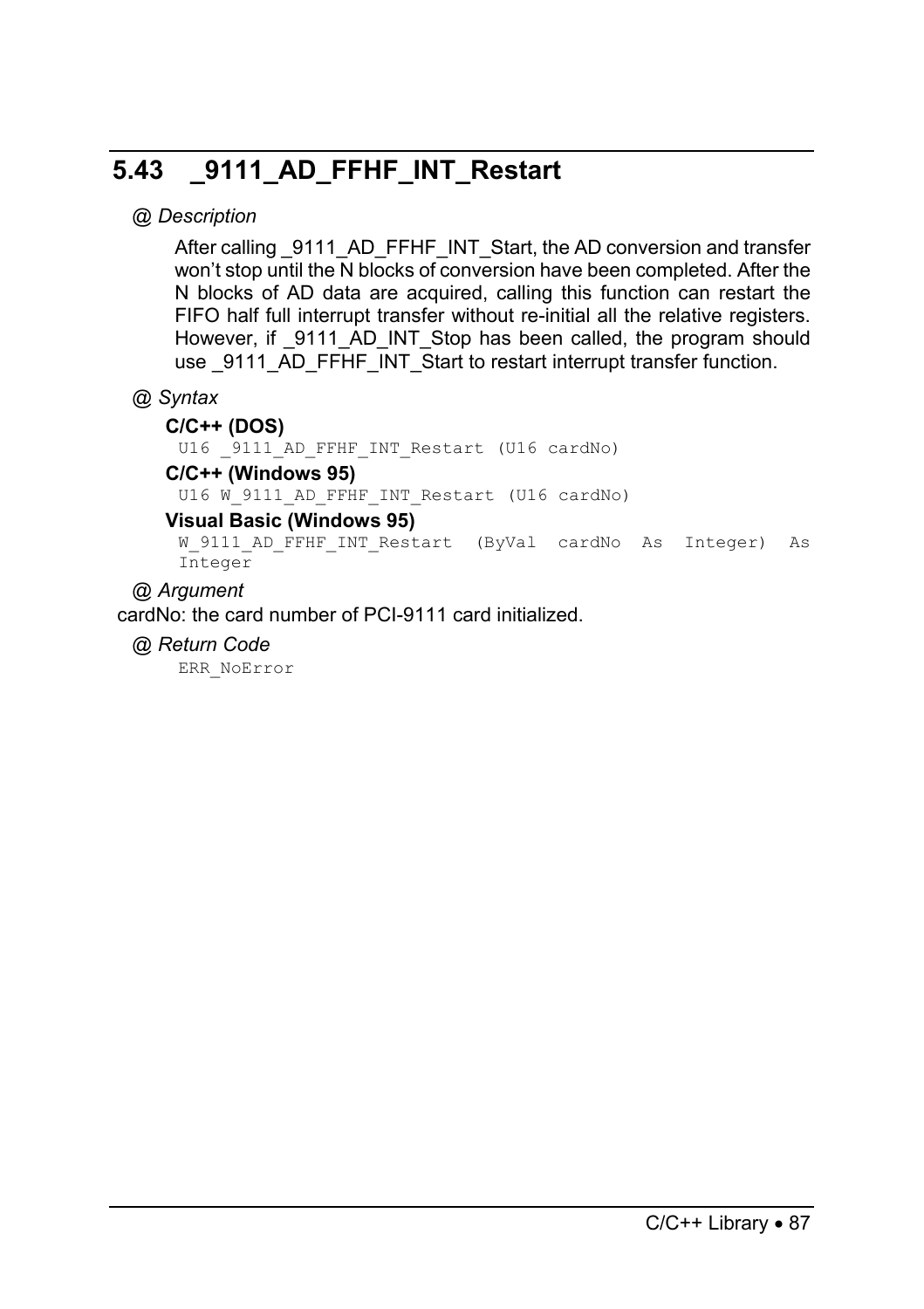## 5.43 _9111_AD_FFHF_INT_Restart

*@ Description*

After calling _9111_AD_FFHF_INT_Start, the AD conversion and transfer won't stop until the N blocks of conversion have been completed. After the N blocks of AD data are acquired, calling this function can restart the FIFO half full interrupt transfer without re-initial all the relative registers. However, if _9111_AD_INT_Stop has been called, the program should use _9111_AD_FFHF_INT_Start to restart interrupt transfer function.

*@ Syntax*

**C/C++ (DOS)**

```
U16 _9111_AD_FFHF_INT_Restart (U16 cardNo)
```

**C/C++ (Windows 95)**

```
U16 W_9111_AD_FFHF_INT_Restart (U16 cardNo)
```

**Visual Basic (Windows 95)**

```
W_9111_AD_FFHF_INT_Restart  (ByVal  cardNo  As  Integer)  As
Integer
```

*@ Argument*

cardNo: the card number of PCI-9111 card initialized.

*@ Return Code*

```
ERR_NoError
```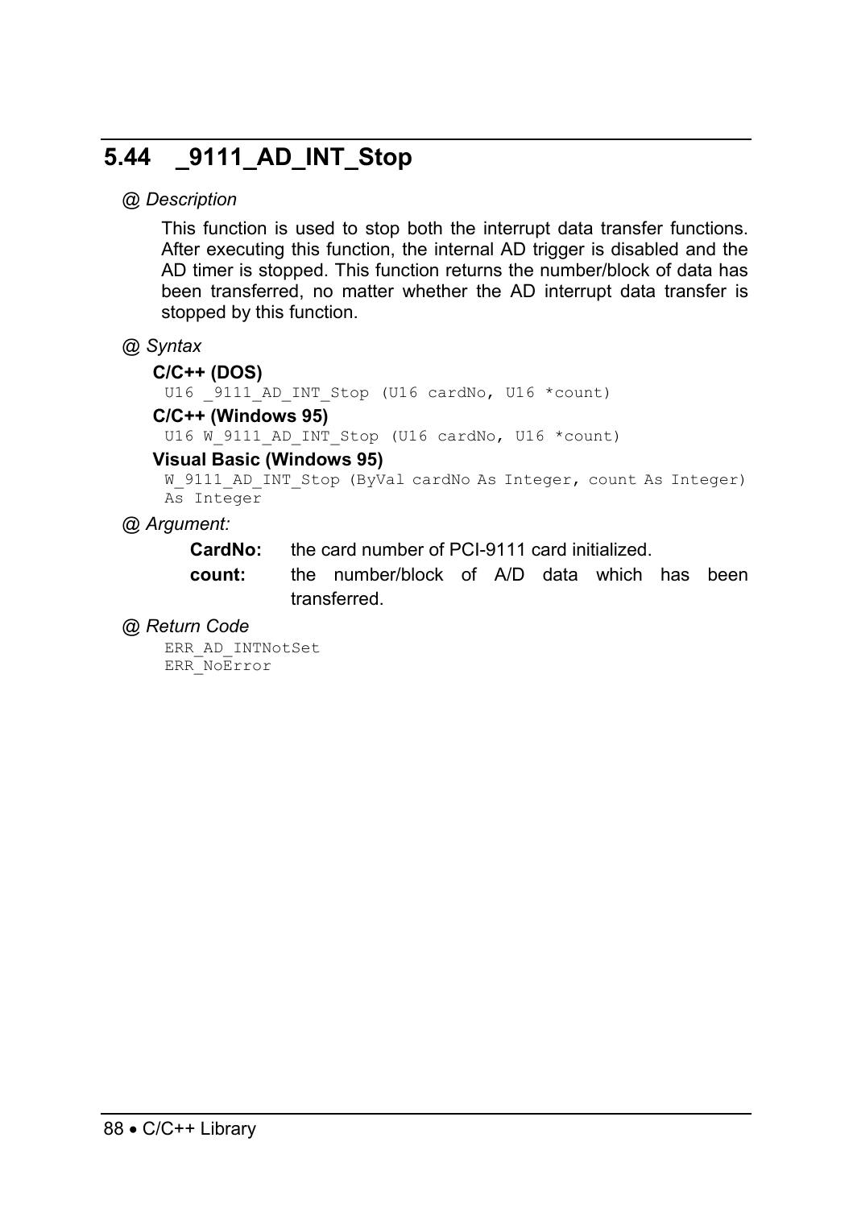## 5.44 _9111_AD_INT_Stop

*@ Description*

This function is used to stop both the interrupt data transfer functions. After executing this function, the internal AD trigger is disabled and the AD timer is stopped. This function returns the number/block of data has been transferred, no matter whether the AD interrupt data transfer is stopped by this function.

*@ Syntax*

**C/C++ (DOS)**

```
U16 _9111_AD_INT_Stop (U16 cardNo, U16 *count)
```

**C/C++ (Windows 95)**

```
U16 W_9111_AD_INT_Stop (U16 cardNo, U16 *count)
```

**Visual Basic (Windows 95)**

```
W_9111_AD_INT_Stop (ByVal cardNo As Integer, count As Integer)
As Integer
```

*@ Argument:*

**CardNo:** the card number of PCI-9111 card initialized.

**count:** the number/block of A/D data which has been transferred.

*@ Return Code*

```
ERR_AD_INTNotSet
ERR_NoError
```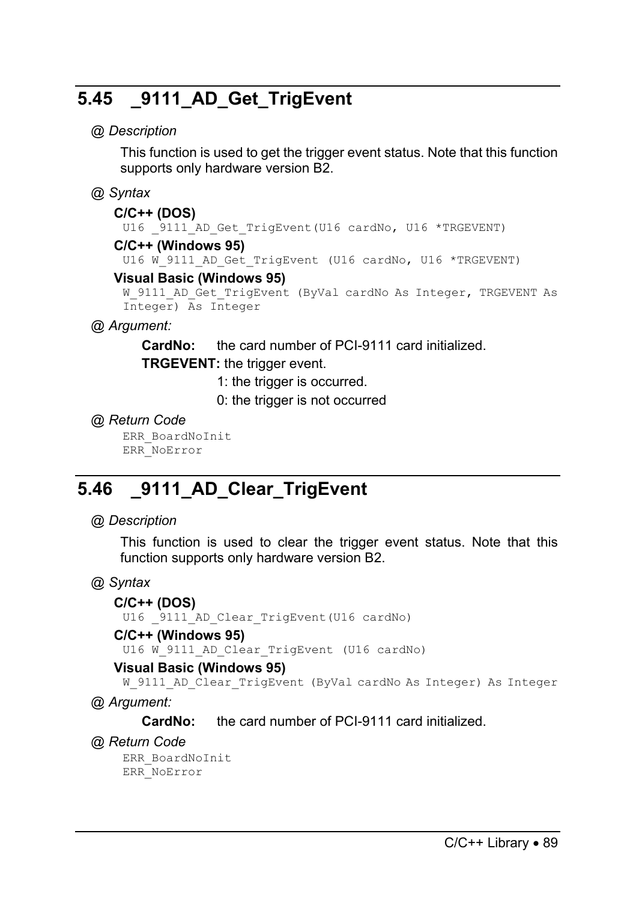## 5.45 _9111_AD_Get_TrigEvent

*@ Description*

This function is used to get the trigger event status. Note that this function supports only hardware version B2.

*@ Syntax*

**C/C++ (DOS)**

```
U16 _9111_AD_Get_TrigEvent(U16 cardNo, U16 *TRGEVENT)
```

**C/C++ (Windows 95)**

```
U16 W_9111_AD_Get_TrigEvent (U16 cardNo, U16 *TRGEVENT)
```

**Visual Basic (Windows 95)**

```
W_9111_AD_Get_TrigEvent (ByVal cardNo As Integer, TRGEVENT As Integer) As Integer
```

*@ Argument:*

**CardNo:** the card number of PCI-9111 card initialized.

**TRGEVENT:** the trigger event.

1: the trigger is occurred.

0: the trigger is not occurred

*@ Return Code*

```
ERR_BoardNoInit
ERR_NoError
```

## 5.46 _9111_AD_Clear_TrigEvent

*@ Description*

This function is used to clear the trigger event status. Note that this function supports only hardware version B2.

*@ Syntax*

**C/C++ (DOS)**

```
U16 _9111_AD_Clear_TrigEvent(U16 cardNo)
```

**C/C++ (Windows 95)**

```
U16 W_9111_AD_Clear_TrigEvent (U16 cardNo)
```

**Visual Basic (Windows 95)**

```
W_9111_AD_Clear_TrigEvent (ByVal cardNo As Integer) As Integer
```

*@ Argument:*

**CardNo:** the card number of PCI-9111 card initialized.

*@ Return Code*

```
ERR_BoardNoInit
ERR_NoError
```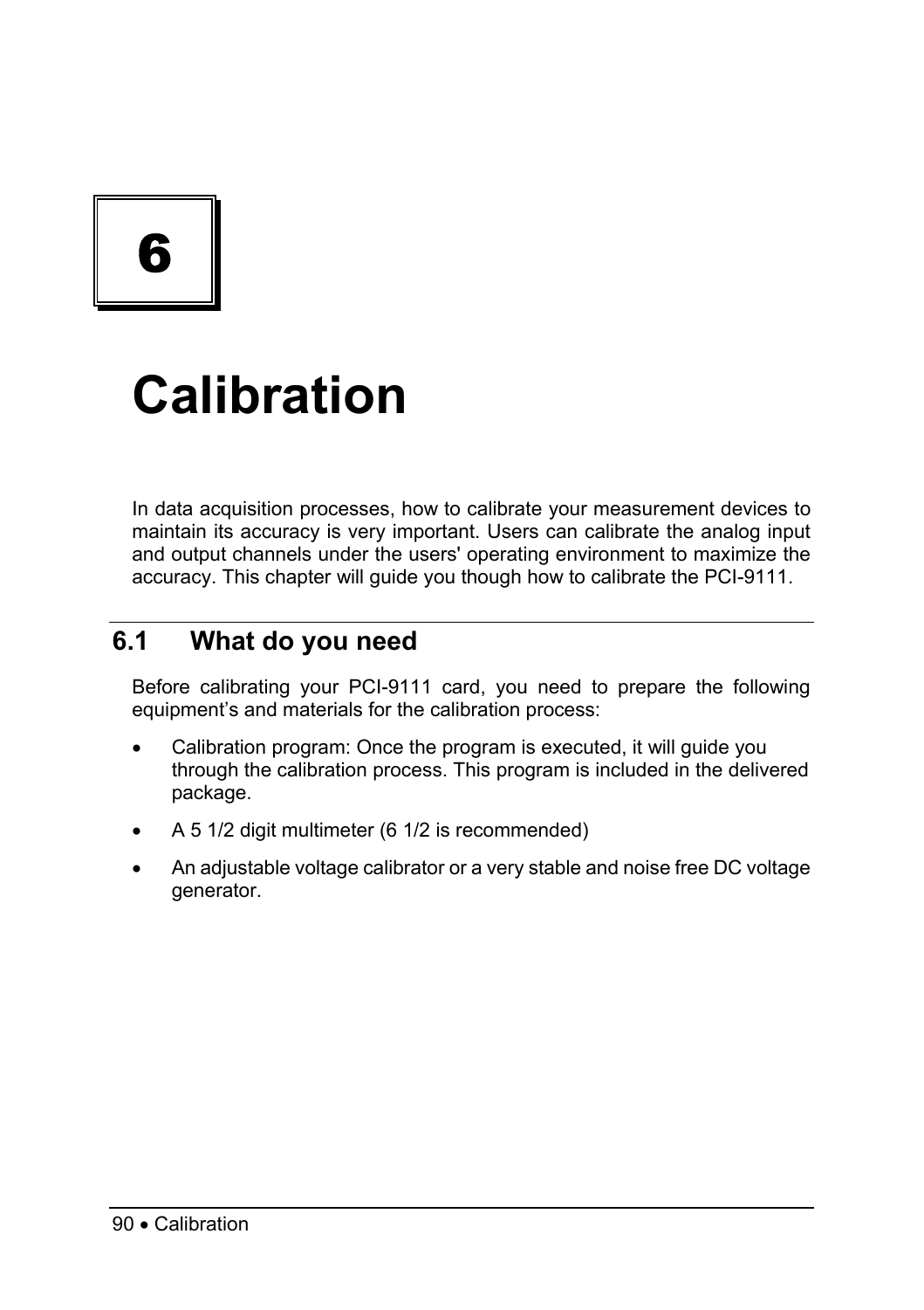# 6

# Calibration

In data acquisition processes, how to calibrate your measurement devices to maintain its accuracy is very important. Users can calibrate the analog input and output channels under the users' operating environment to maximize the accuracy. This chapter will guide you though how to calibrate the PCI-9111.

## 6.1 What do you need

Before calibrating your PCI-9111 card, you need to prepare the following equipment's and materials for the calibration process:

- Calibration program: Once the program is executed, it will guide you through the calibration process. This program is included in the delivered package.
- A 5 1/2 digit multimeter (6 1/2 is recommended)
- An adjustable voltage calibrator or a very stable and noise free DC voltage generator.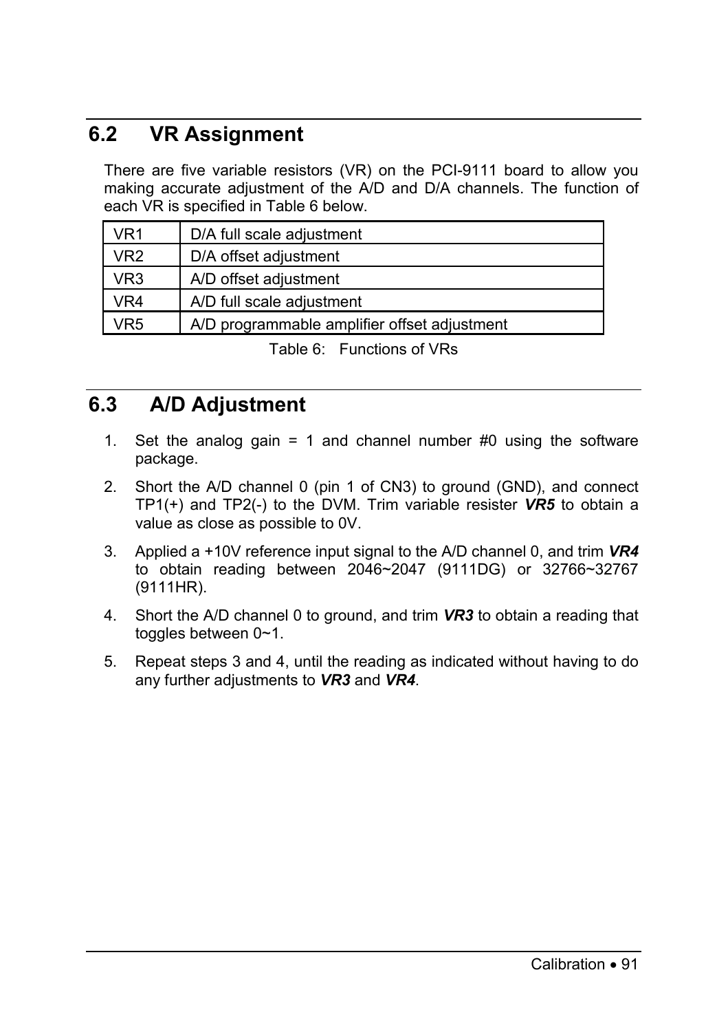## 6.2 VR Assignment

There are five variable resistors (VR) on the PCI-9111 board to allow you making accurate adjustment of the A/D and D/A channels. The function of each VR is specified in Table 6 below.

| | |
|---|---|
| VR1 | D/A full scale adjustment |
| VR2 | D/A offset adjustment |
| VR3 | A/D offset adjustment |
| VR4 | A/D full scale adjustment |
| VR5 | A/D programmable amplifier offset adjustment |

Table 6: Functions of VRs

## 6.3 A/D Adjustment

1. Set the analog gain = 1 and channel number #0 using the software package.
2. Short the A/D channel 0 (pin 1 of CN3) to ground (GND), and connect TP1(+) and TP2(-) to the DVM. Trim variable resister ***VR5*** to obtain a value as close as possible to 0V.
3. Applied a +10V reference input signal to the A/D channel 0, and trim ***VR4*** to obtain reading between 2046~2047 (9111DG) or 32766~32767 (9111HR).
4. Short the A/D channel 0 to ground, and trim ***VR3*** to obtain a reading that toggles between 0~1.
5. Repeat steps 3 and 4, until the reading as indicated without having to do any further adjustments to ***VR3*** and ***VR4***.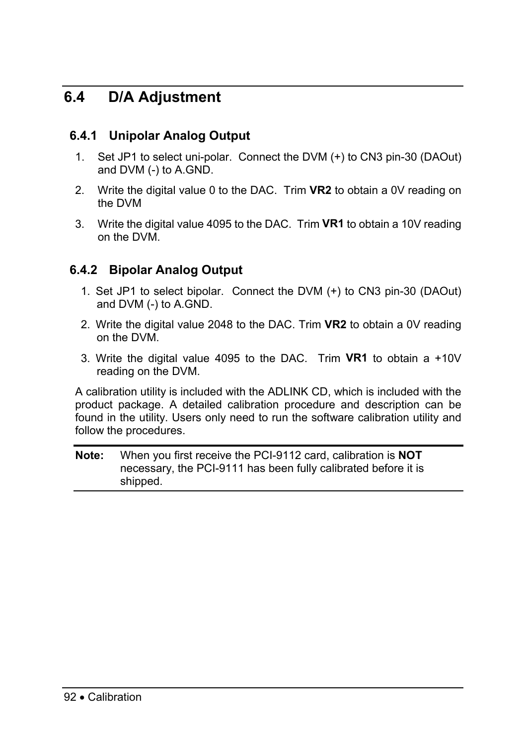## 6.4 D/A Adjustment

### 6.4.1 Unipolar Analog Output

1. Set JP1 to select uni-polar. Connect the DVM (+) to CN3 pin-30 (DAOut) and DVM (-) to A.GND.
2. Write the digital value 0 to the DAC. Trim **VR2** to obtain a 0V reading on the DVM
3. Write the digital value 4095 to the DAC. Trim **VR1** to obtain a 10V reading on the DVM.

### 6.4.2 Bipolar Analog Output

1. Set JP1 to select bipolar. Connect the DVM (+) to CN3 pin-30 (DAOut) and DVM (-) to A.GND.
2. Write the digital value 2048 to the DAC. Trim **VR2** to obtain a 0V reading on the DVM.
3. Write the digital value 4095 to the DAC. Trim **VR1** to obtain a +10V reading on the DVM.

A calibration utility is included with the ADLINK CD, which is included with the product package. A detailed calibration procedure and description can be found in the utility. Users only need to run the software calibration utility and follow the procedures.

**Note:** When you first receive the PCI-9112 card, calibration is **NOT** necessary, the PCI-9111 has been fully calibrated before it is shipped.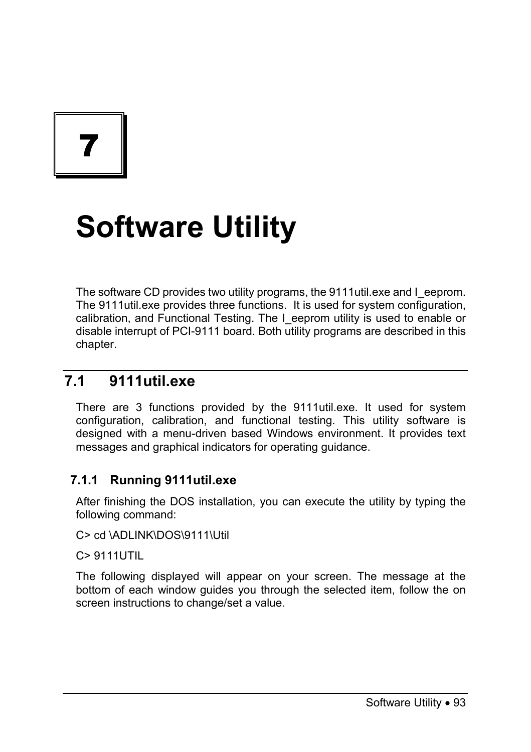# 7

# Software Utility

The software CD provides two utility programs, the 9111util.exe and I_eeprom. The 9111util.exe provides three functions. It is used for system configuration, calibration, and Functional Testing. The I_eeprom utility is used to enable or disable interrupt of PCI-9111 board. Both utility programs are described in this chapter.

## 7.1 9111util.exe

There are 3 functions provided by the 9111util.exe. It used for system configuration, calibration, and functional testing. This utility software is designed with a menu-driven based Windows environment. It provides text messages and graphical indicators for operating guidance.

### 7.1.1 Running 9111util.exe

After finishing the DOS installation, you can execute the utility by typing the following command:

C> cd \ADLINK\DOS\9111\Util

C> 9111UTIL

The following displayed will appear on your screen. The message at the bottom of each window guides you through the selected item, follow the on screen instructions to change/set a value.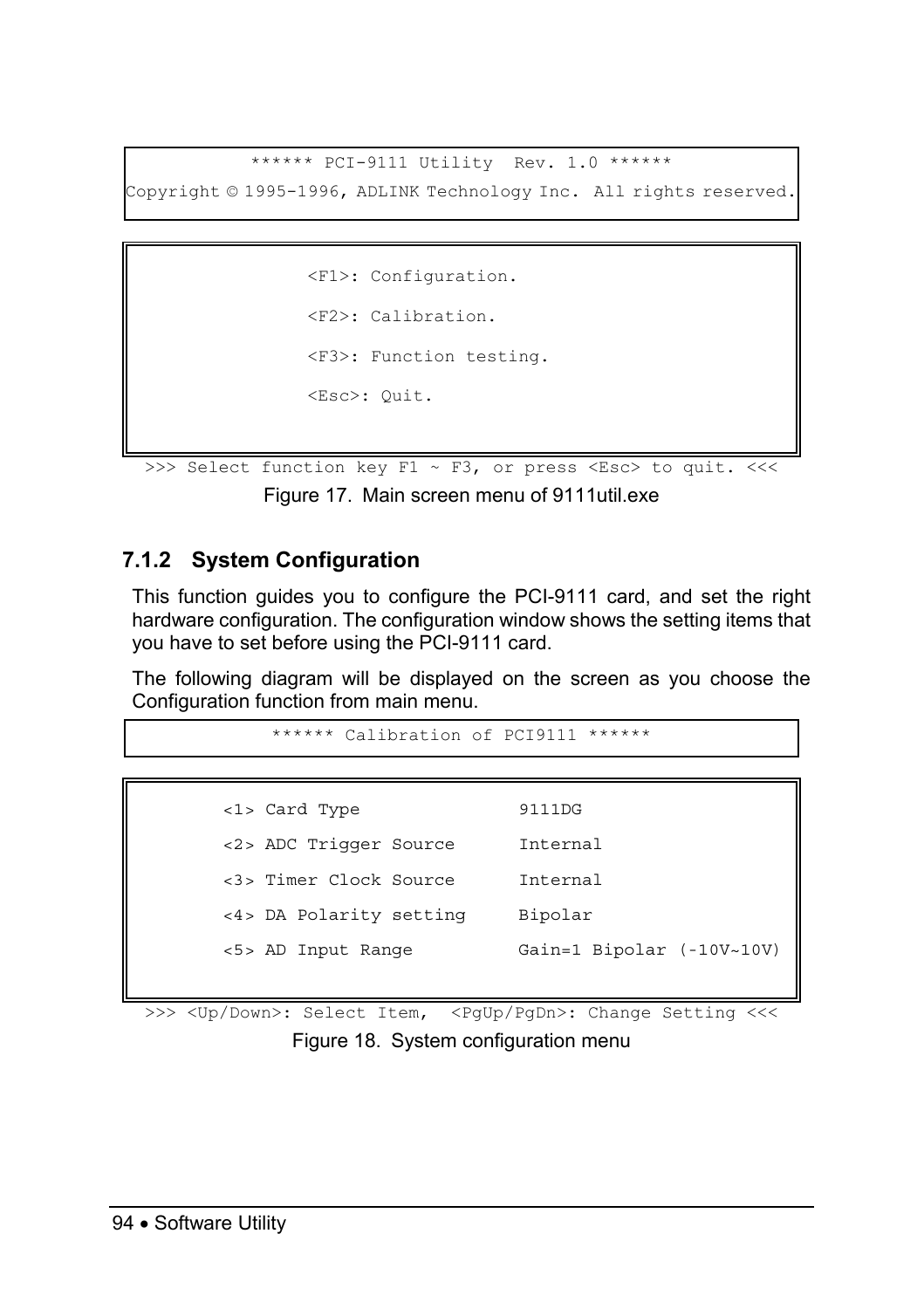```
****** PCI-9111 Utility  Rev. 1.0 ******
Copyright © 1995-1996, ADLINK Technology Inc.  All rights reserved.
```

```
<F1>: Configuration.

<F2>: Calibration.

<F3>: Function testing.

<Esc>: Quit.
```

```
>>> Select function key F1 ~ F3, or press <Esc> to quit. <<<
```

Figure 17. Main screen menu of 9111util.exe

### 7.1.2 System Configuration

This function guides you to configure the PCI-9111 card, and set the right hardware configuration. The configuration window shows the setting items that you have to set before using the PCI-9111 card.

The following diagram will be displayed on the screen as you choose the Configuration function from main menu.

```
****** Calibration of PCI9111 ******
```

```
<1> Card Type               9111DG

<2> ADC Trigger Source      Internal

<3> Timer Clock Source      Internal

<4> DA Polarity setting     Bipolar

<5> AD Input Range          Gain=1 Bipolar (-10V~10V)
```

```
>>> <Up/Down>: Select Item,  <PgUp/PgDn>: Change Setting <<<
```

Figure 18. System configuration menu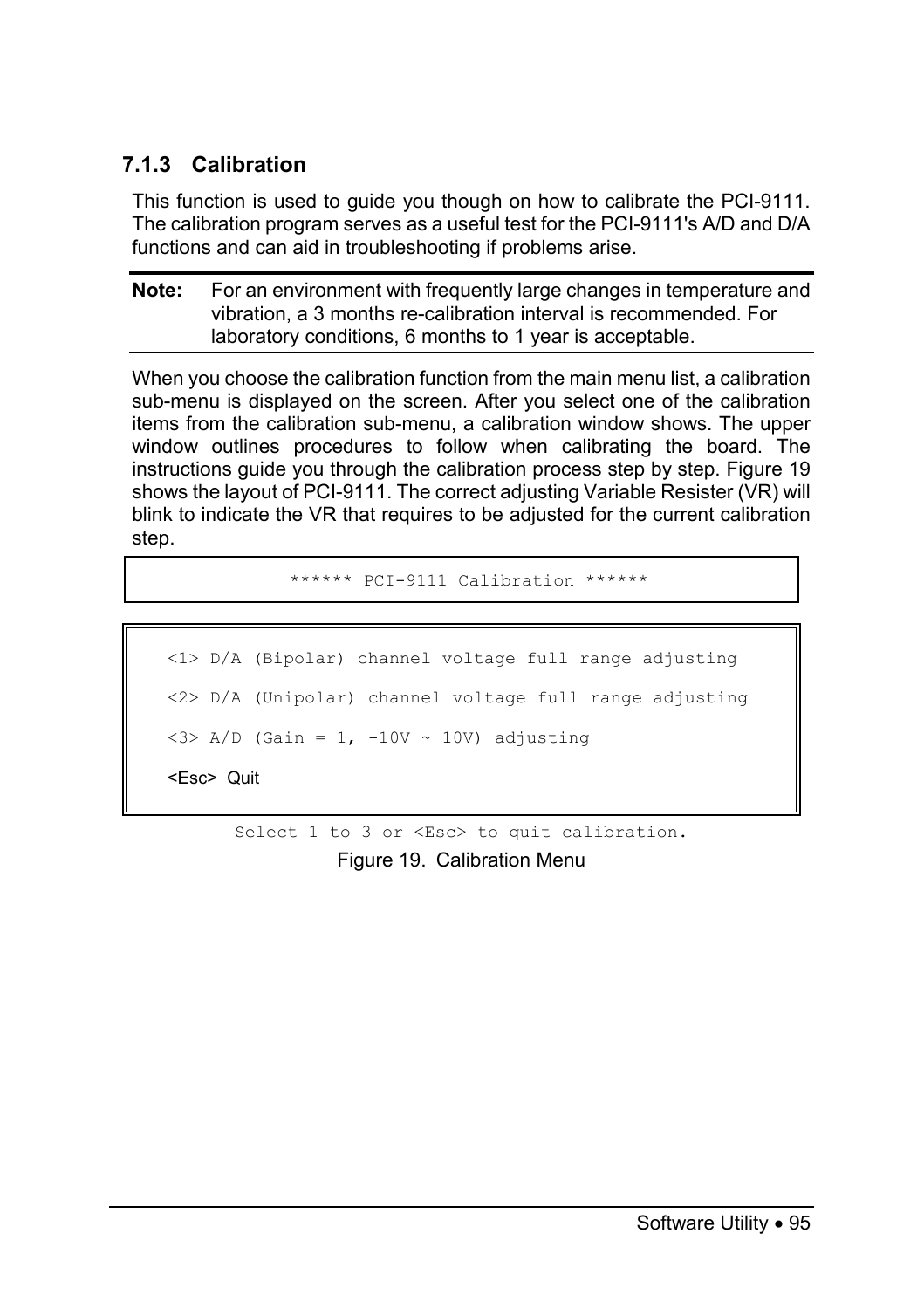### 7.1.3 Calibration

This function is used to guide you though on how to calibrate the PCI-9111. The calibration program serves as a useful test for the PCI-9111's A/D and D/A functions and can aid in troubleshooting if problems arise.

---

**Note:** For an environment with frequently large changes in temperature and vibration, a 3 months re-calibration interval is recommended. For laboratory conditions, 6 months to 1 year is acceptable.

---

When you choose the calibration function from the main menu list, a calibration sub-menu is displayed on the screen. After you select one of the calibration items from the calibration sub-menu, a calibration window shows. The upper window outlines procedures to follow when calibrating the board. The instructions guide you through the calibration process step by step. Figure 19 shows the layout of PCI-9111. The correct adjusting Variable Resister (VR) will blink to indicate the VR that requires to be adjusted for the current calibration step.

```
****** PCI-9111 Calibration ******
```

```
<1> D/A (Bipolar) channel voltage full range adjusting

<2> D/A (Unipolar) channel voltage full range adjusting

<3> A/D (Gain = 1, -10V ~ 10V) adjusting

<Esc>  Quit
```

```
Select 1 to 3 or <Esc> to quit calibration.
```

Figure 19. Calibration Menu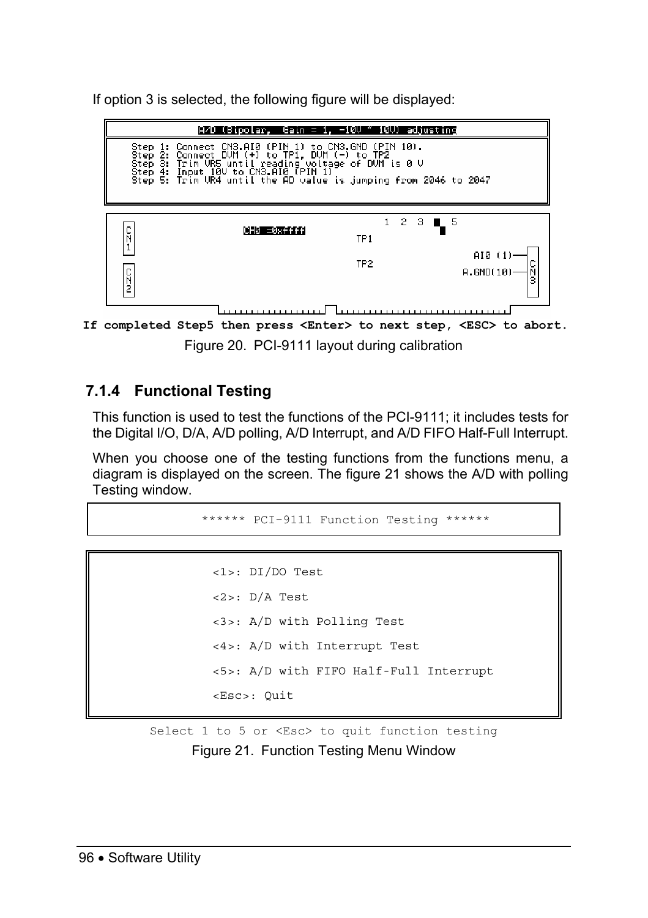If option 3 is selected, the following figure will be displayed:

```
A/D (Bipolar,  Gain = 1, -10V ~ 10V) adjusting

Step 1: Connect CN3.AI0 (PIN 1) to CN3.GND (PIN 10).
Step 2: Connect DVM (+) to TP1, DVM (-) to TP2
Step 3: Trim VR5 until reading voltage of DVM is 0 V
Step 4: Input 10V to CN3.AI0 (PIN 1)
Step 5: Trim VR4 until the AD value is jumping from 2046 to 2047

CN1          CH0 =0xffff          1  2  3  ■  5
                                  TP1
                                                    AI0 (1)
                                  TP2                         CN3
CN2                                                 A.GND(10)
```

**If completed Step5 then press <Enter> to next step, <ESC> to abort.**

Figure 20. PCI-9111 layout during calibration

### 7.1.4 Functional Testing

This function is used to test the functions of the PCI-9111; it includes tests for the Digital I/O, D/A, A/D polling, A/D Interrupt, and A/D FIFO Half-Full Interrupt.

When you choose one of the testing functions from the functions menu, a diagram is displayed on the screen. The figure 21 shows the A/D with polling Testing window.

```
****** PCI-9111 Function Testing ******

<1>: DI/DO Test
<2>: D/A Test
<3>: A/D with Polling Test
<4>: A/D with Interrupt Test
<5>: A/D with FIFO Half-Full Interrupt
<Esc>: Quit

Select 1 to 5 or <Esc> to quit function testing
```

Figure 21. Function Testing Menu Window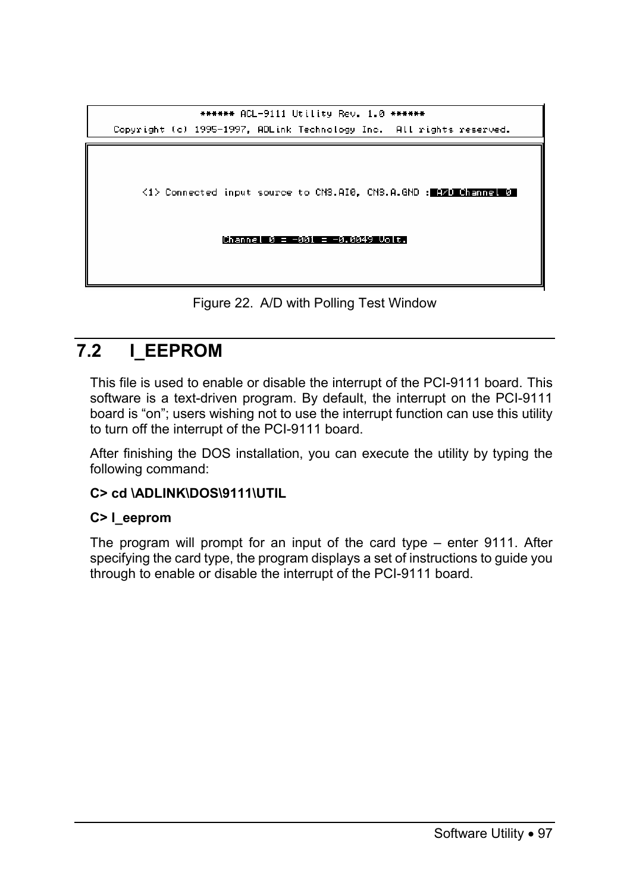```
****** ACL-9111 Utility Rev. 1.0 ******
Copyright (c) 1995-1997, ADLink Technology Inc.  All rights reserved.

<1> Connected input source to CN3.AI0, CN3.A.GND : A/D Channel 0

Channel 0 = -001 = -0.0049 Volt.
```

Figure 22. A/D with Polling Test Window

## 7.2 I_EEPROM

This file is used to enable or disable the interrupt of the PCI-9111 board. This software is a text-driven program. By default, the interrupt on the PCI-9111 board is "on"; users wishing not to use the interrupt function can use this utility to turn off the interrupt of the PCI-9111 board.

After finishing the DOS installation, you can execute the utility by typing the following command:

**C> cd \ADLINK\DOS\9111\UTIL**

**C> I_eeprom**

The program will prompt for an input of the card type – enter 9111. After specifying the card type, the program displays a set of instructions to guide you through to enable or disable the interrupt of the PCI-9111 board.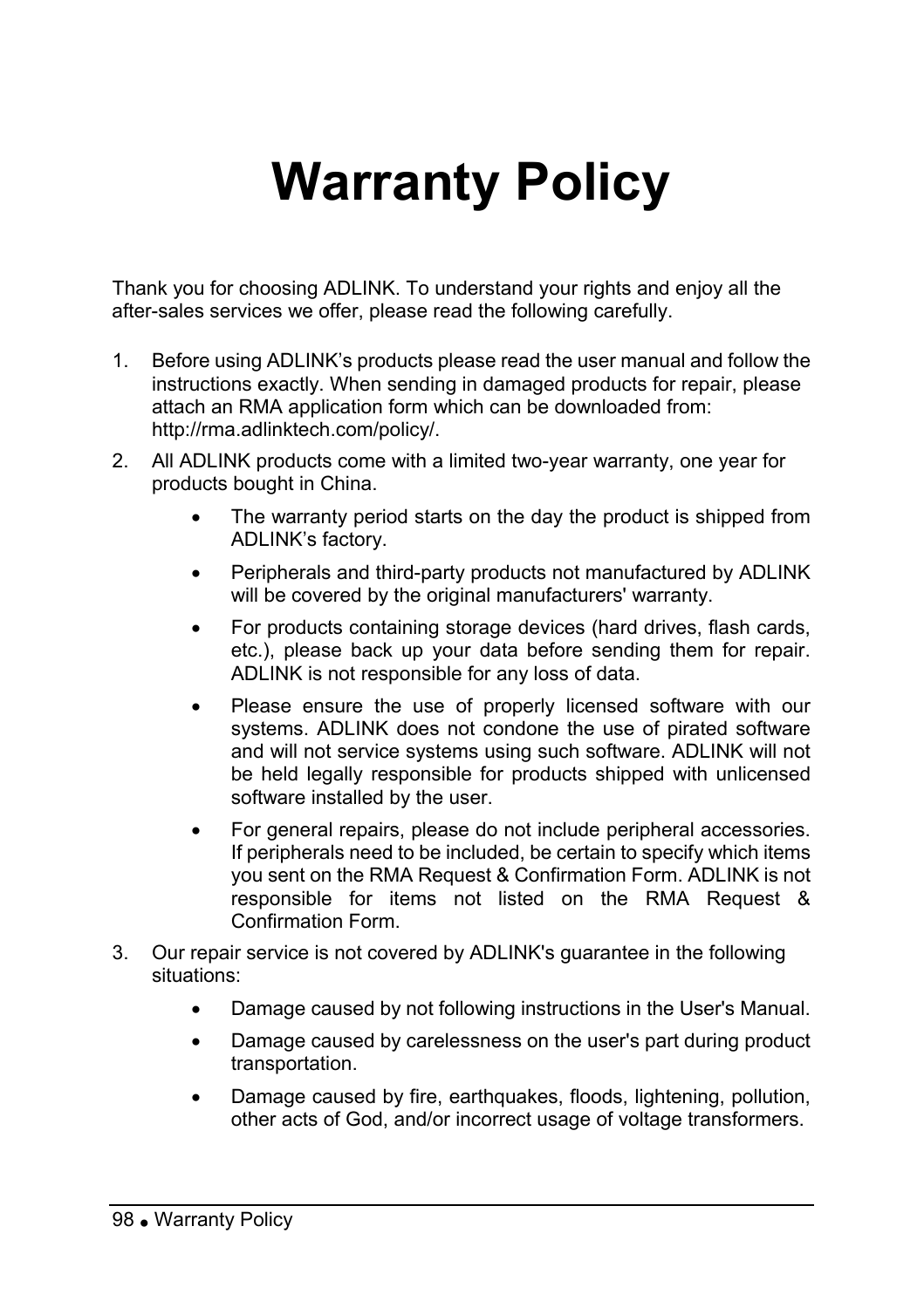# Warranty Policy

Thank you for choosing ADLINK. To understand your rights and enjoy all the after-sales services we offer, please read the following carefully.

1. Before using ADLINK's products please read the user manual and follow the instructions exactly. When sending in damaged products for repair, please attach an RMA application form which can be downloaded from: http://rma.adlinktech.com/policy/.
2. All ADLINK products come with a limited two-year warranty, one year for products bought in China.
    - The warranty period starts on the day the product is shipped from ADLINK's factory.
    - Peripherals and third-party products not manufactured by ADLINK will be covered by the original manufacturers' warranty.
    - For products containing storage devices (hard drives, flash cards, etc.), please back up your data before sending them for repair. ADLINK is not responsible for any loss of data.
    - Please ensure the use of properly licensed software with our systems. ADLINK does not condone the use of pirated software and will not service systems using such software. ADLINK will not be held legally responsible for products shipped with unlicensed software installed by the user.
    - For general repairs, please do not include peripheral accessories. If peripherals need to be included, be certain to specify which items you sent on the RMA Request & Confirmation Form. ADLINK is not responsible for items not listed on the RMA Request & Confirmation Form.
3. Our repair service is not covered by ADLINK's guarantee in the following situations:
    - Damage caused by not following instructions in the User's Manual.
    - Damage caused by carelessness on the user's part during product transportation.
    - Damage caused by fire, earthquakes, floods, lightening, pollution, other acts of God, and/or incorrect usage of voltage transformers.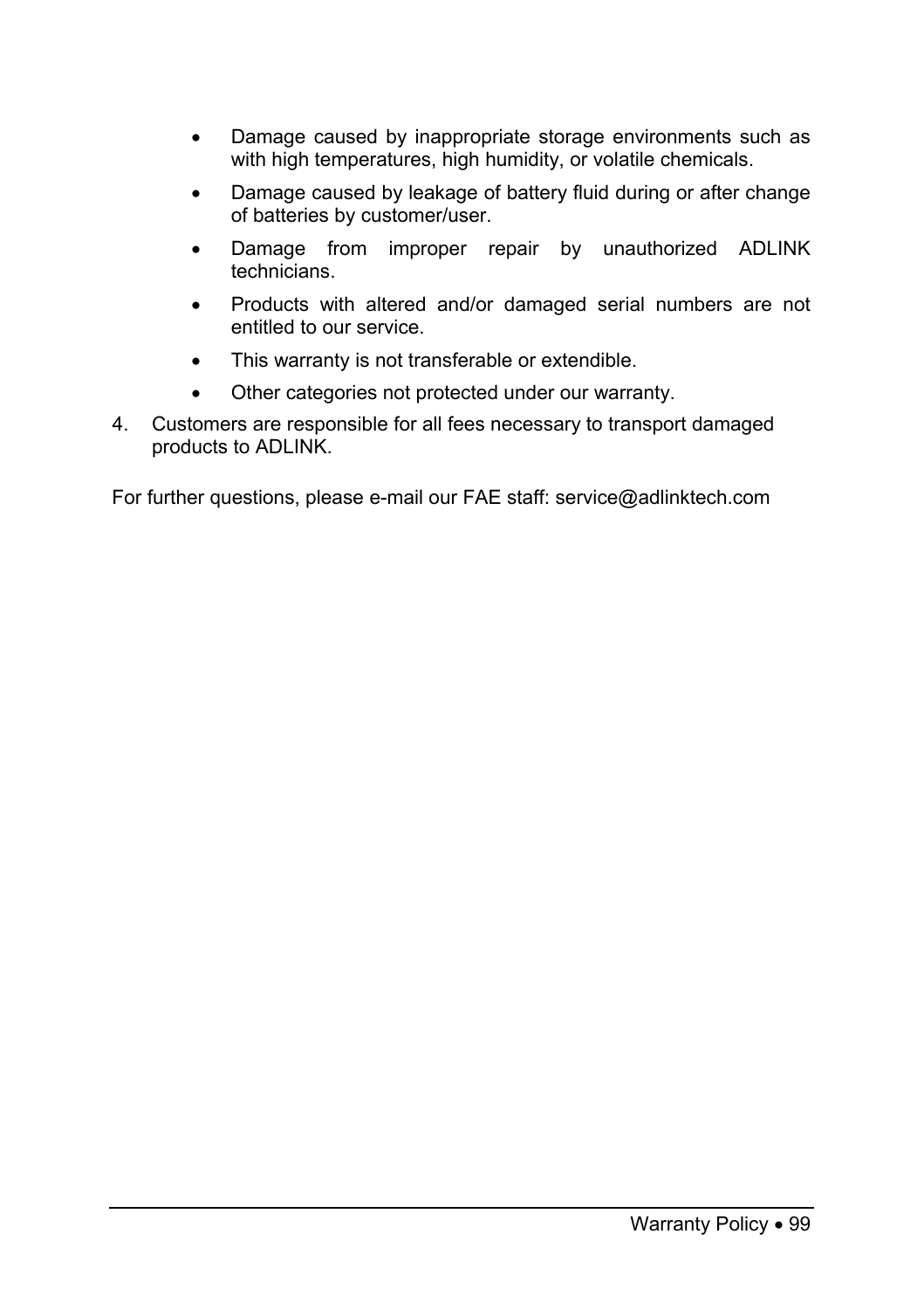- Damage caused by inappropriate storage environments such as with high temperatures, high humidity, or volatile chemicals.
- Damage caused by leakage of battery fluid during or after change of batteries by customer/user.
- Damage from improper repair by unauthorized ADLINK technicians.
- Products with altered and/or damaged serial numbers are not entitled to our service.
- This warranty is not transferable or extendible.
- Other categories not protected under our warranty.

4. Customers are responsible for all fees necessary to transport damaged products to ADLINK.

For further questions, please e-mail our FAE staff: service@adlinktech.com